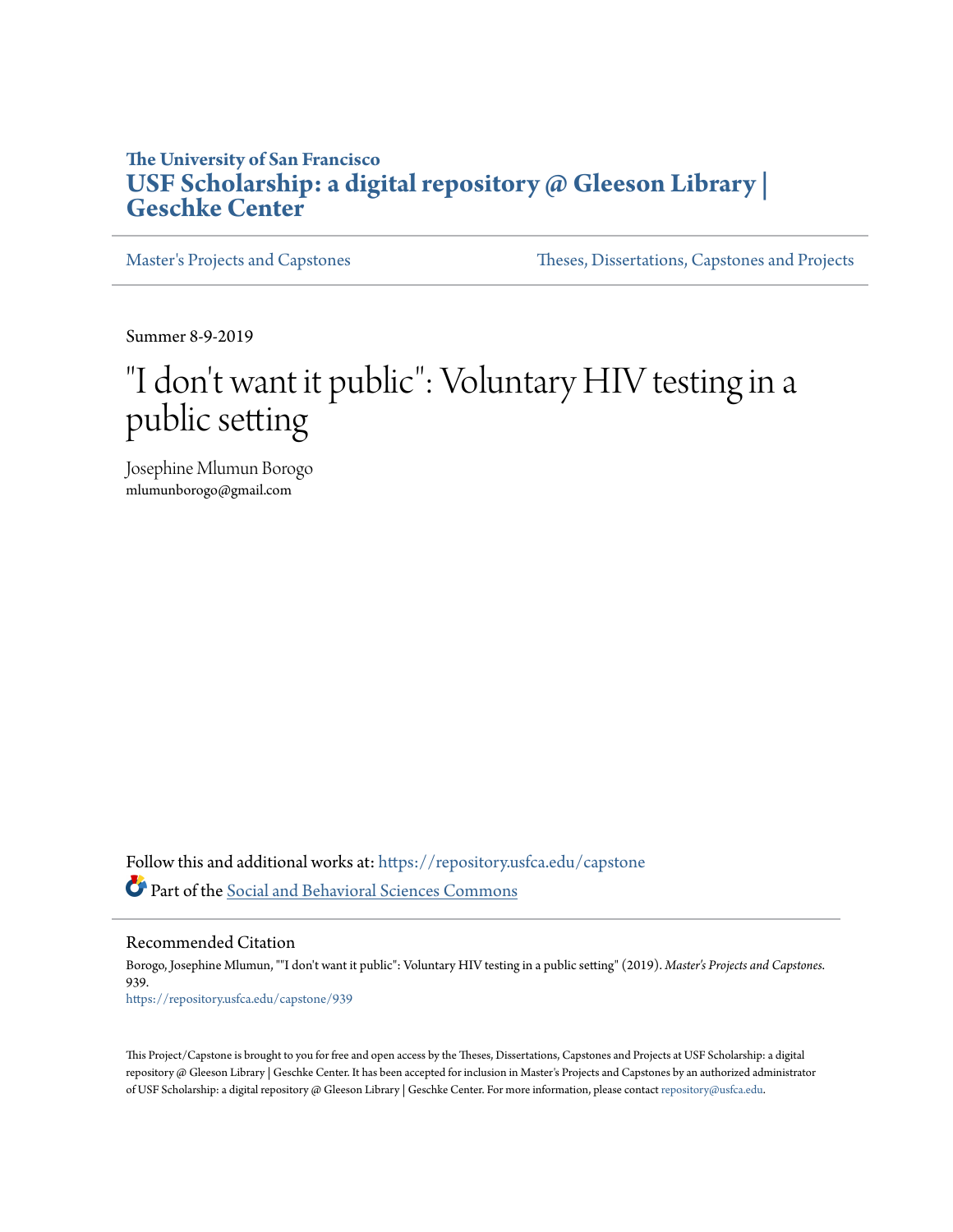**The University of San Francisco**

# USF Scholarship: a digital repository @ Gleeson Library | Geschke Center

Master's Projects and Capstones | Theses, Dissertations, Capstones and Projects

Summer 8-9-2019

# "I don't want it public": Voluntary HIV testing in a public setting

Josephine Mlumun Borogo
mlumunborogo@gmail.com

Follow this and additional works at: https://repository.usfca.edu/capstone

Part of the Social and Behavioral Sciences Commons

## Recommended Citation

Borogo, Josephine Mlumun, ""I don't want it public": Voluntary HIV testing in a public setting" (2019). *Master's Projects and Capstones*. 939.
https://repository.usfca.edu/capstone/939

This Project/Capstone is brought to you for free and open access by the Theses, Dissertations, Capstones and Projects at USF Scholarship: a digital repository @ Gleeson Library | Geschke Center. It has been accepted for inclusion in Master's Projects and Capstones by an authorized administrator of USF Scholarship: a digital repository @ Gleeson Library | Geschke Center. For more information, please contact repository@usfca.edu.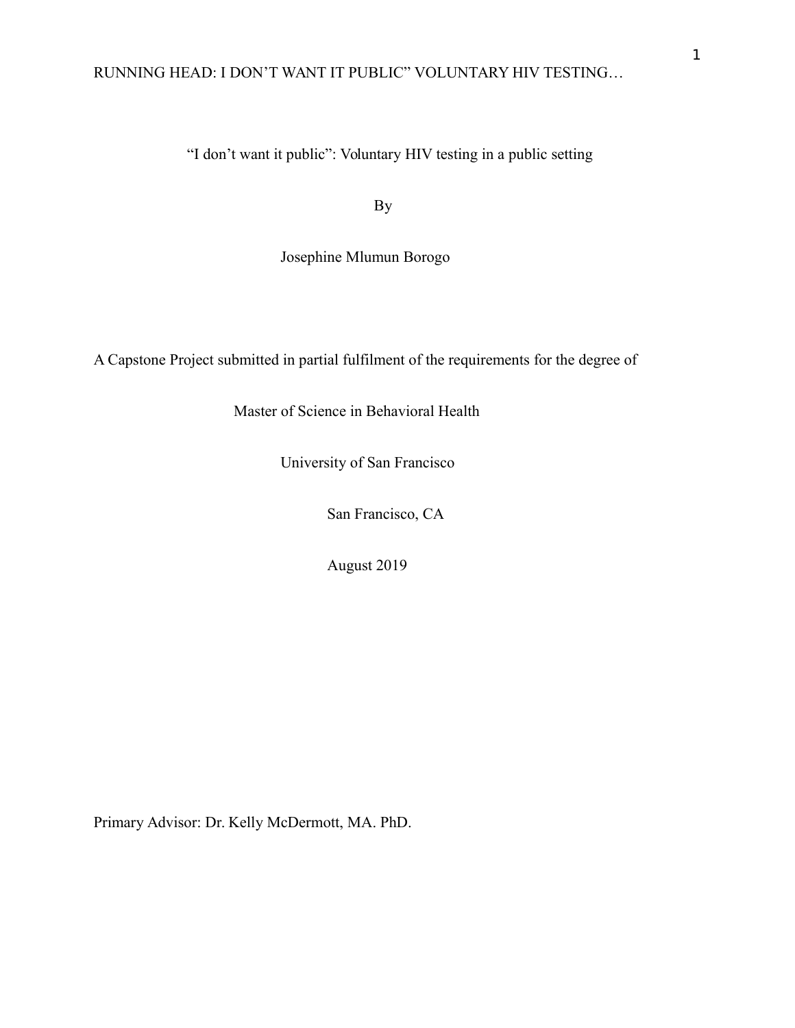# "I don't want it public": Voluntary HIV testing in a public setting

By

Josephine Mlumun Borogo

A Capstone Project submitted in partial fulfilment of the requirements for the degree of

Master of Science in Behavioral Health

University of San Francisco

San Francisco, CA

August 2019

Primary Advisor: Dr. Kelly McDermott, MA. PhD.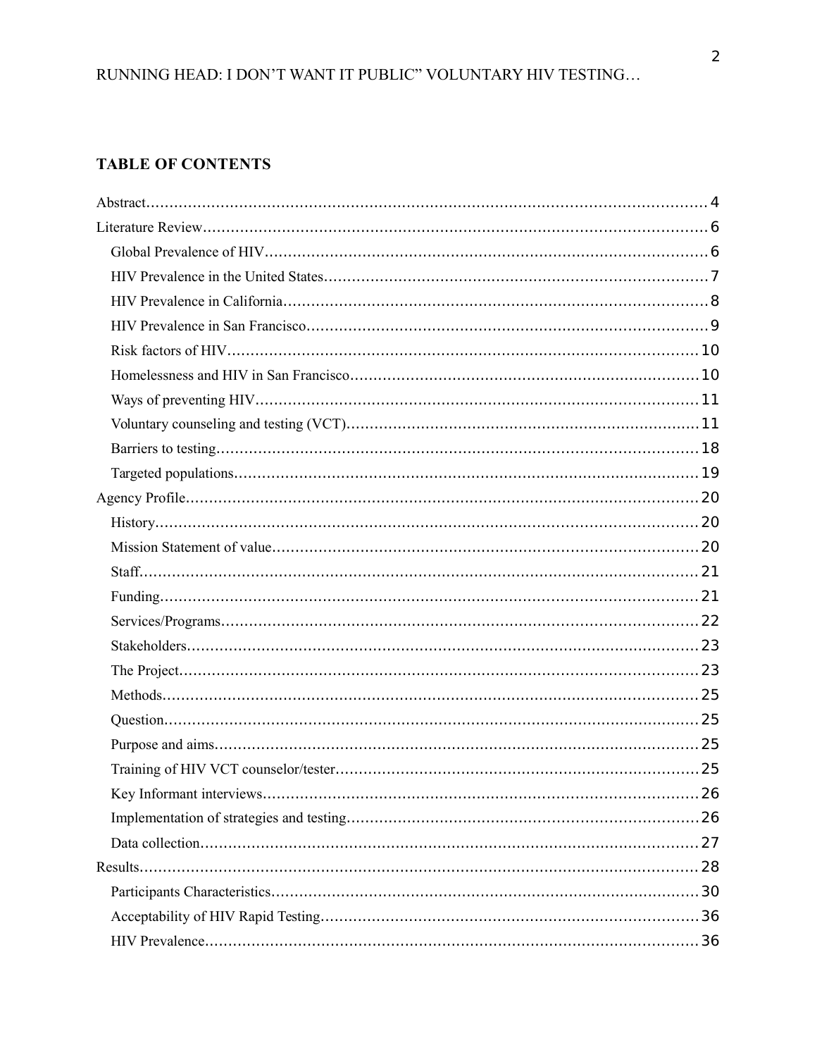## TABLE OF CONTENTS

Abstract........................................................................................................4

Literature Review..........................................................................................6

- Global Prevalence of HIV..........................................................................6
- HIV Prevalence in the United States..........................................................7
- HIV Prevalence in California.....................................................................8
- HIV Prevalence in San Francisco...............................................................9
- Risk factors of HIV..................................................................................10
- Homelessness and HIV in San Francisco..................................................10
- Ways of preventing HIV...........................................................................11
- Voluntary counseling and testing (VCT)...................................................11
- Barriers to testing.....................................................................................18
- Targeted populations................................................................................19

Agency Profile............................................................................................20

- History.....................................................................................................20
- Mission Statement of value.......................................................................20
- Staff.........................................................................................................21
- Funding....................................................................................................21
- Services/Programs....................................................................................22
- Stakeholders.............................................................................................23
- The Project...............................................................................................23
- Methods....................................................................................................25
- Question...................................................................................................25
- Purpose and aims......................................................................................25
- Training of HIV VCT counselor/tester......................................................25
- Key Informant interviews..........................................................................26
- Implementation of strategies and testing...................................................26
- Data collection..........................................................................................27

Results........................................................................................................28

- Participants Characteristics.......................................................................30
- Acceptability of HIV Rapid Testing...........................................................36
- HIV Prevalence.........................................................................................36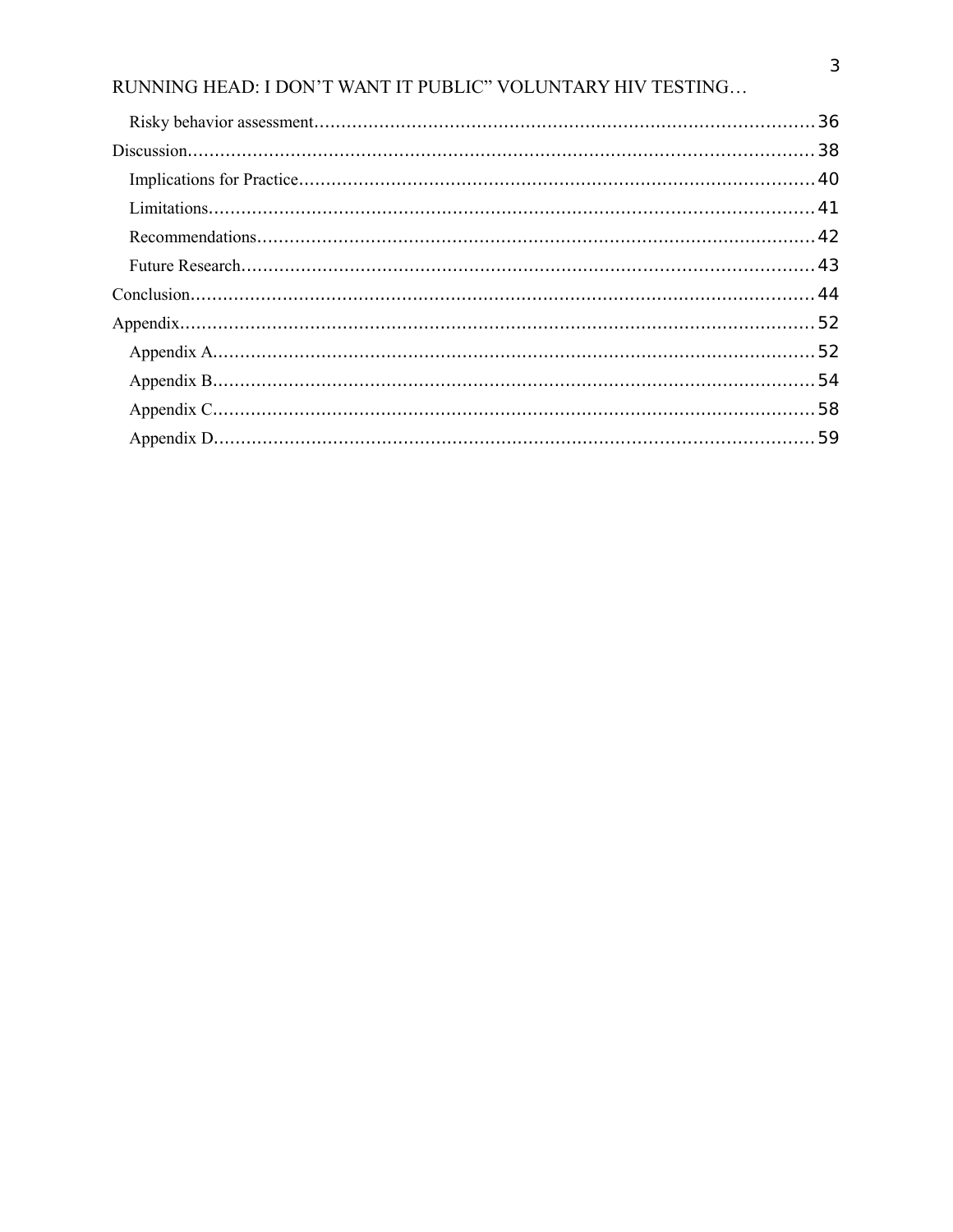Risky behavior assessment.......................................................................................36

Discussion.......................................................................................................................38

Implications for Practice.............................................................................................40

Limitations..................................................................................................................41

Recommendations......................................................................................................42

Future Research..........................................................................................................43

Conclusion.......................................................................................................................44

Appendix..........................................................................................................................52

Appendix A.................................................................................................................52

Appendix B.................................................................................................................54

Appendix C.................................................................................................................58

Appendix D.................................................................................................................59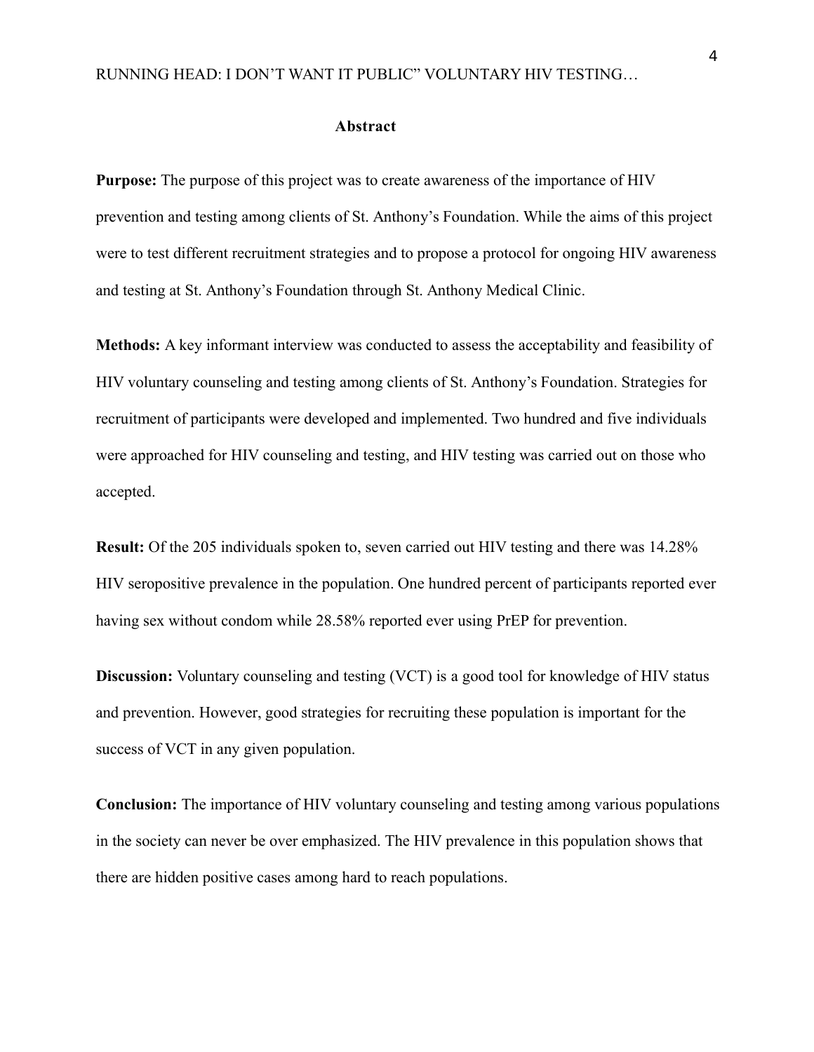## Abstract

**Purpose:** The purpose of this project was to create awareness of the importance of HIV prevention and testing among clients of St. Anthony's Foundation. While the aims of this project were to test different recruitment strategies and to propose a protocol for ongoing HIV awareness and testing at St. Anthony's Foundation through St. Anthony Medical Clinic.

**Methods:** A key informant interview was conducted to assess the acceptability and feasibility of HIV voluntary counseling and testing among clients of St. Anthony's Foundation. Strategies for recruitment of participants were developed and implemented. Two hundred and five individuals were approached for HIV counseling and testing, and HIV testing was carried out on those who accepted.

**Result:** Of the 205 individuals spoken to, seven carried out HIV testing and there was 14.28% HIV seropositive prevalence in the population. One hundred percent of participants reported ever having sex without condom while 28.58% reported ever using PrEP for prevention.

**Discussion:** Voluntary counseling and testing (VCT) is a good tool for knowledge of HIV status and prevention. However, good strategies for recruiting these population is important for the success of VCT in any given population.

**Conclusion:** The importance of HIV voluntary counseling and testing among various populations in the society can never be over emphasized. The HIV prevalence in this population shows that there are hidden positive cases among hard to reach populations.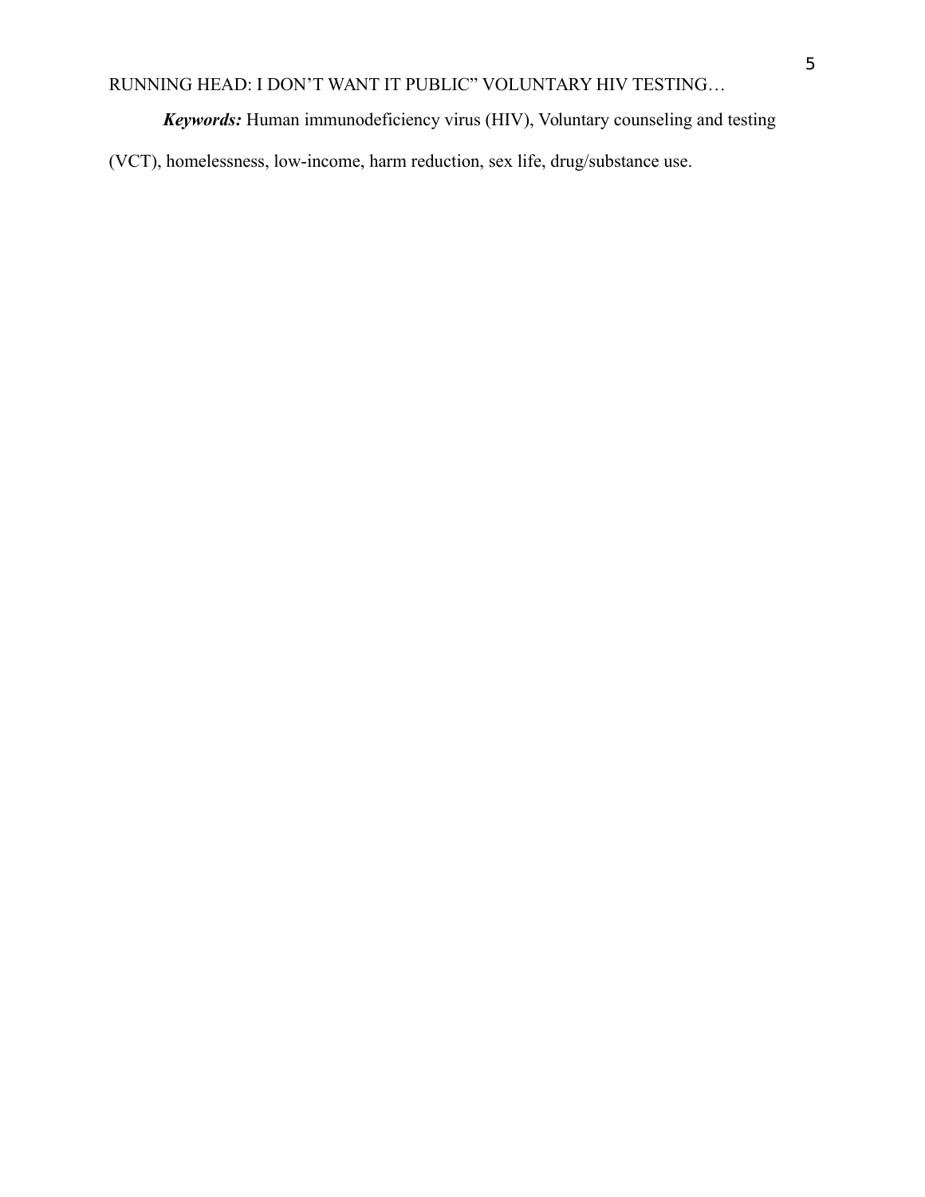***Keywords:*** Human immunodeficiency virus (HIV), Voluntary counseling and testing (VCT), homelessness, low-income, harm reduction, sex life, drug/substance use.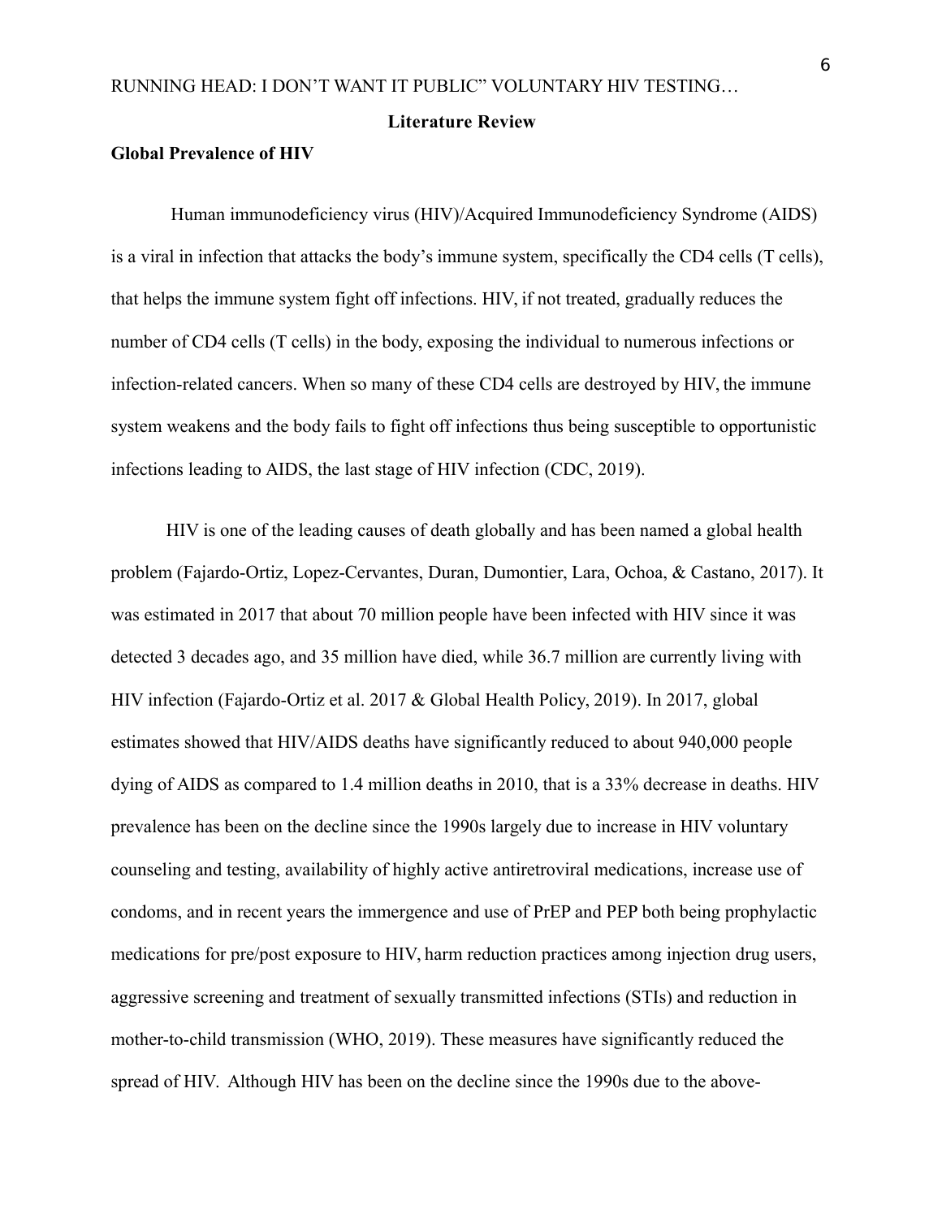## Literature Review

### Global Prevalence of HIV

Human immunodeficiency virus (HIV)/Acquired Immunodeficiency Syndrome (AIDS) is a viral in infection that attacks the body's immune system, specifically the CD4 cells (T cells), that helps the immune system fight off infections. HIV, if not treated, gradually reduces the number of CD4 cells (T cells) in the body, exposing the individual to numerous infections or infection-related cancers. When so many of these CD4 cells are destroyed by HIV, the immune system weakens and the body fails to fight off infections thus being susceptible to opportunistic infections leading to AIDS, the last stage of HIV infection (CDC, 2019).

HIV is one of the leading causes of death globally and has been named a global health problem (Fajardo-Ortiz, Lopez-Cervantes, Duran, Dumontier, Lara, Ochoa, & Castano, 2017). It was estimated in 2017 that about 70 million people have been infected with HIV since it was detected 3 decades ago, and 35 million have died, while 36.7 million are currently living with HIV infection (Fajardo-Ortiz et al. 2017 & Global Health Policy, 2019). In 2017, global estimates showed that HIV/AIDS deaths have significantly reduced to about 940,000 people dying of AIDS as compared to 1.4 million deaths in 2010, that is a 33% decrease in deaths. HIV prevalence has been on the decline since the 1990s largely due to increase in HIV voluntary counseling and testing, availability of highly active antiretroviral medications, increase use of condoms, and in recent years the immergence and use of PrEP and PEP both being prophylactic medications for pre/post exposure to HIV, harm reduction practices among injection drug users, aggressive screening and treatment of sexually transmitted infections (STIs) and reduction in mother-to-child transmission (WHO, 2019). These measures have significantly reduced the spread of HIV. Although HIV has been on the decline since the 1990s due to the above-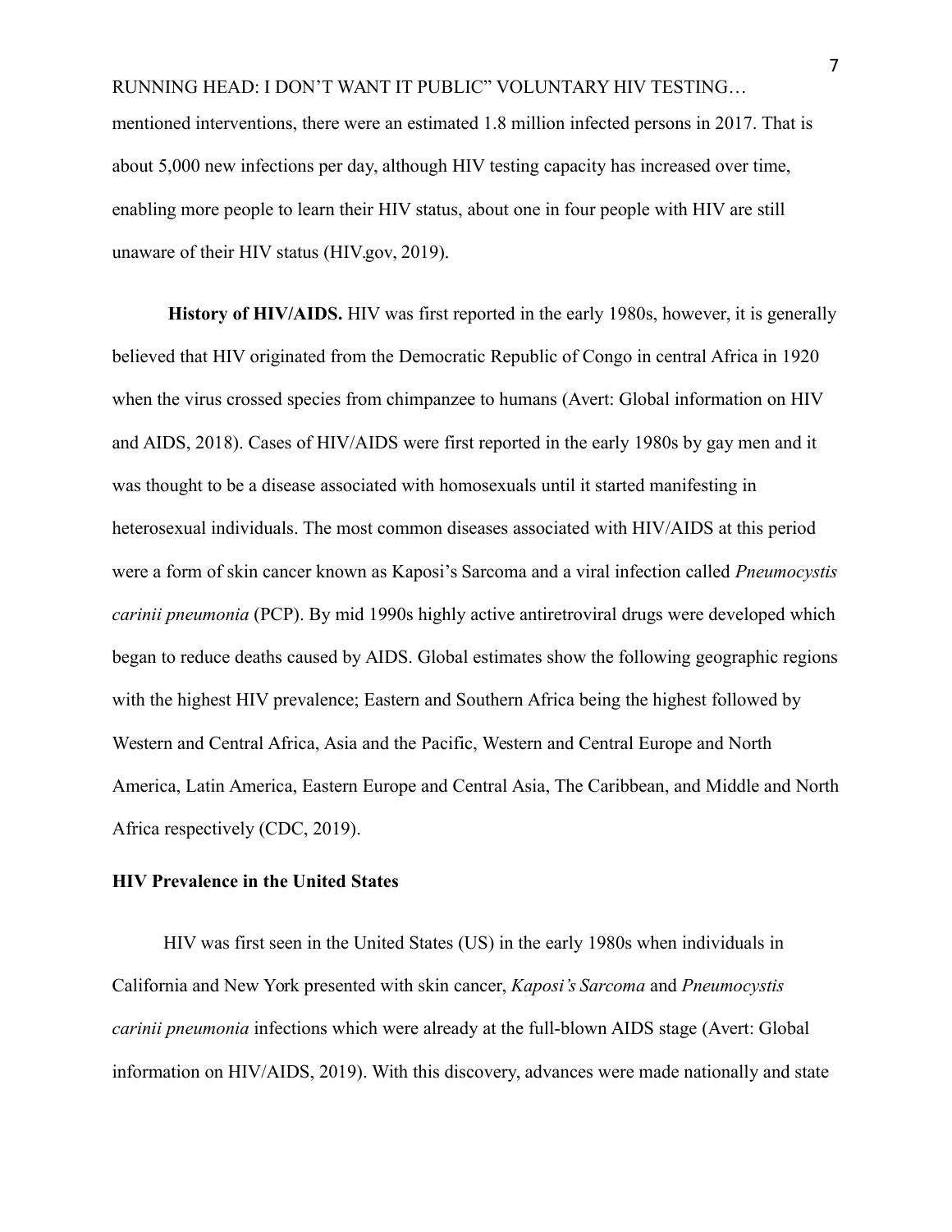mentioned interventions, there were an estimated 1.8 million infected persons in 2017. That is about 5,000 new infections per day, although HIV testing capacity has increased over time, enabling more people to learn their HIV status, about one in four people with HIV are still unaware of their HIV status (HIV.gov, 2019).

**History of HIV/AIDS.** HIV was first reported in the early 1980s, however, it is generally believed that HIV originated from the Democratic Republic of Congo in central Africa in 1920 when the virus crossed species from chimpanzee to humans (Avert: Global information on HIV and AIDS, 2018). Cases of HIV/AIDS were first reported in the early 1980s by gay men and it was thought to be a disease associated with homosexuals until it started manifesting in heterosexual individuals. The most common diseases associated with HIV/AIDS at this period were a form of skin cancer known as Kaposi's Sarcoma and a viral infection called *Pneumocystis carinii pneumonia* (PCP). By mid 1990s highly active antiretroviral drugs were developed which began to reduce deaths caused by AIDS. Global estimates show the following geographic regions with the highest HIV prevalence; Eastern and Southern Africa being the highest followed by Western and Central Africa, Asia and the Pacific, Western and Central Europe and North America, Latin America, Eastern Europe and Central Asia, The Caribbean, and Middle and North Africa respectively (CDC, 2019).

## HIV Prevalence in the United States

HIV was first seen in the United States (US) in the early 1980s when individuals in California and New York presented with skin cancer, *Kaposi's Sarcoma* and *Pneumocystis carinii pneumonia* infections which were already at the full-blown AIDS stage (Avert: Global information on HIV/AIDS, 2019). With this discovery, advances were made nationally and state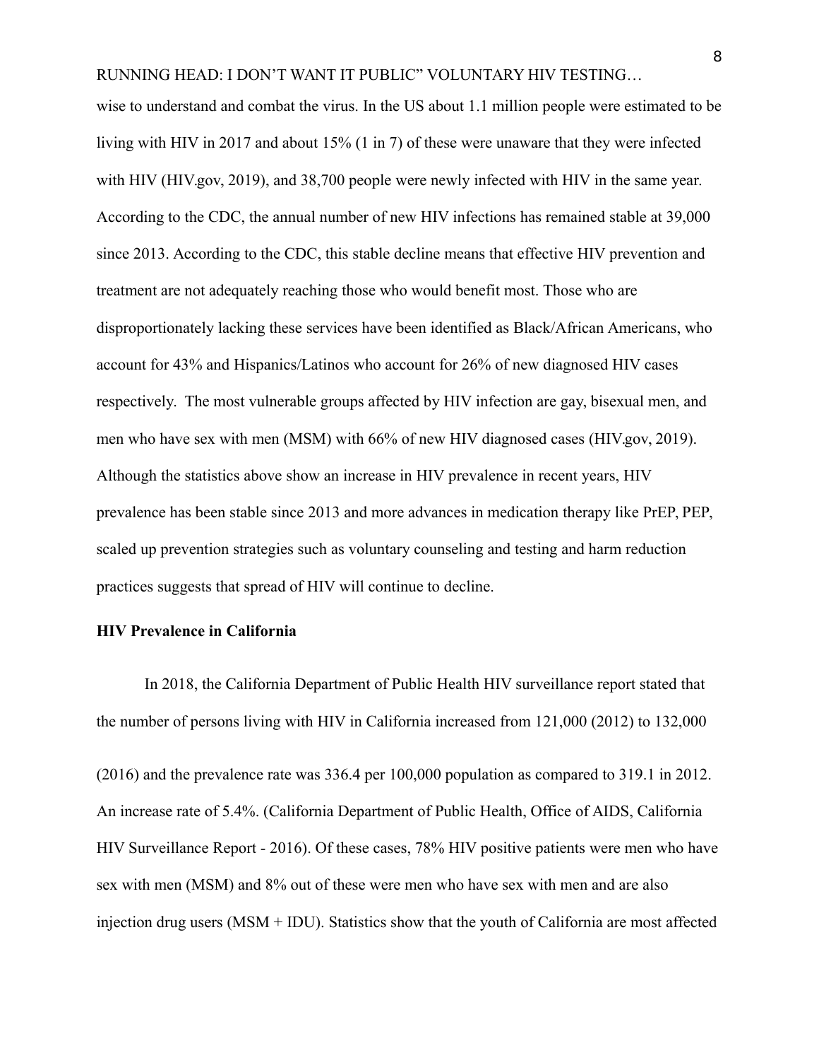wise to understand and combat the virus. In the US about 1.1 million people were estimated to be living with HIV in 2017 and about 15% (1 in 7) of these were unaware that they were infected with HIV (HIV.gov, 2019), and 38,700 people were newly infected with HIV in the same year. According to the CDC, the annual number of new HIV infections has remained stable at 39,000 since 2013. According to the CDC, this stable decline means that effective HIV prevention and treatment are not adequately reaching those who would benefit most. Those who are disproportionately lacking these services have been identified as Black/African Americans, who account for 43% and Hispanics/Latinos who account for 26% of new diagnosed HIV cases respectively. The most vulnerable groups affected by HIV infection are gay, bisexual men, and men who have sex with men (MSM) with 66% of new HIV diagnosed cases (HIV.gov, 2019). Although the statistics above show an increase in HIV prevalence in recent years, HIV prevalence has been stable since 2013 and more advances in medication therapy like PrEP, PEP, scaled up prevention strategies such as voluntary counseling and testing and harm reduction practices suggests that spread of HIV will continue to decline.

**HIV Prevalence in California**

In 2018, the California Department of Public Health HIV surveillance report stated that the number of persons living with HIV in California increased from 121,000 (2012) to 132,000 (2016) and the prevalence rate was 336.4 per 100,000 population as compared to 319.1 in 2012. An increase rate of 5.4%. (California Department of Public Health, Office of AIDS, California HIV Surveillance Report - 2016). Of these cases, 78% HIV positive patients were men who have sex with men (MSM) and 8% out of these were men who have sex with men and are also injection drug users (MSM + IDU). Statistics show that the youth of California are most affected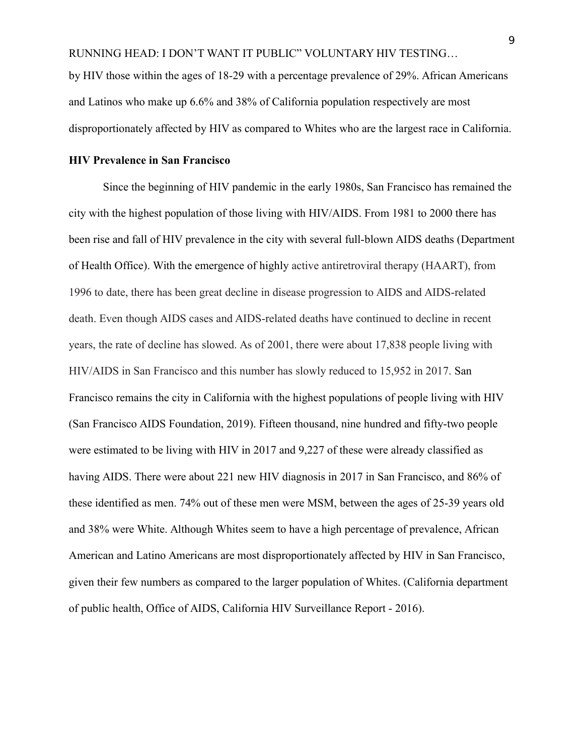by HIV those within the ages of 18-29 with a percentage prevalence of 29%. African Americans and Latinos who make up 6.6% and 38% of California population respectively are most disproportionately affected by HIV as compared to Whites who are the largest race in California.

**HIV Prevalence in San Francisco**

Since the beginning of HIV pandemic in the early 1980s, San Francisco has remained the city with the highest population of those living with HIV/AIDS. From 1981 to 2000 there has been rise and fall of HIV prevalence in the city with several full-blown AIDS deaths (Department of Health Office). With the emergence of highly active antiretroviral therapy (HAART), from 1996 to date, there has been great decline in disease progression to AIDS and AIDS-related death. Even though AIDS cases and AIDS-related deaths have continued to decline in recent years, the rate of decline has slowed. As of 2001, there were about 17,838 people living with HIV/AIDS in San Francisco and this number has slowly reduced to 15,952 in 2017. San Francisco remains the city in California with the highest populations of people living with HIV (San Francisco AIDS Foundation, 2019). Fifteen thousand, nine hundred and fifty-two people were estimated to be living with HIV in 2017 and 9,227 of these were already classified as having AIDS. There were about 221 new HIV diagnosis in 2017 in San Francisco, and 86% of these identified as men. 74% out of these men were MSM, between the ages of 25-39 years old and 38% were White. Although Whites seem to have a high percentage of prevalence, African American and Latino Americans are most disproportionately affected by HIV in San Francisco, given their few numbers as compared to the larger population of Whites. (California department of public health, Office of AIDS, California HIV Surveillance Report - 2016).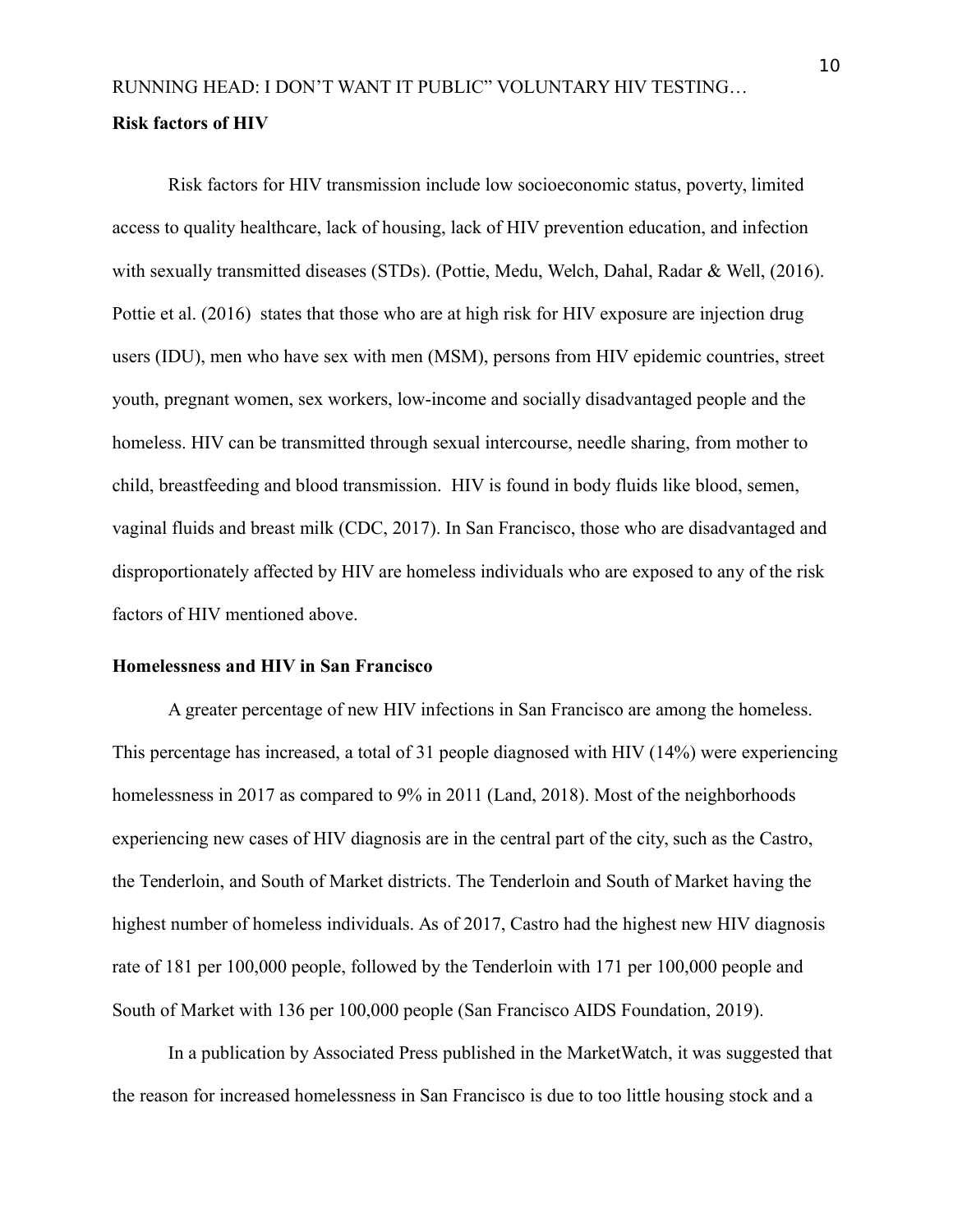**Risk factors of HIV**

Risk factors for HIV transmission include low socioeconomic status, poverty, limited access to quality healthcare, lack of housing, lack of HIV prevention education, and infection with sexually transmitted diseases (STDs). (Pottie, Medu, Welch, Dahal, Radar & Well, (2016). Pottie et al. (2016) states that those who are at high risk for HIV exposure are injection drug users (IDU), men who have sex with men (MSM), persons from HIV epidemic countries, street youth, pregnant women, sex workers, low-income and socially disadvantaged people and the homeless. HIV can be transmitted through sexual intercourse, needle sharing, from mother to child, breastfeeding and blood transmission. HIV is found in body fluids like blood, semen, vaginal fluids and breast milk (CDC, 2017). In San Francisco, those who are disadvantaged and disproportionately affected by HIV are homeless individuals who are exposed to any of the risk factors of HIV mentioned above.

**Homelessness and HIV in San Francisco**

A greater percentage of new HIV infections in San Francisco are among the homeless. This percentage has increased, a total of 31 people diagnosed with HIV (14%) were experiencing homelessness in 2017 as compared to 9% in 2011 (Land, 2018). Most of the neighborhoods experiencing new cases of HIV diagnosis are in the central part of the city, such as the Castro, the Tenderloin, and South of Market districts. The Tenderloin and South of Market having the highest number of homeless individuals. As of 2017, Castro had the highest new HIV diagnosis rate of 181 per 100,000 people, followed by the Tenderloin with 171 per 100,000 people and South of Market with 136 per 100,000 people (San Francisco AIDS Foundation, 2019).

In a publication by Associated Press published in the MarketWatch, it was suggested that the reason for increased homelessness in San Francisco is due to too little housing stock and a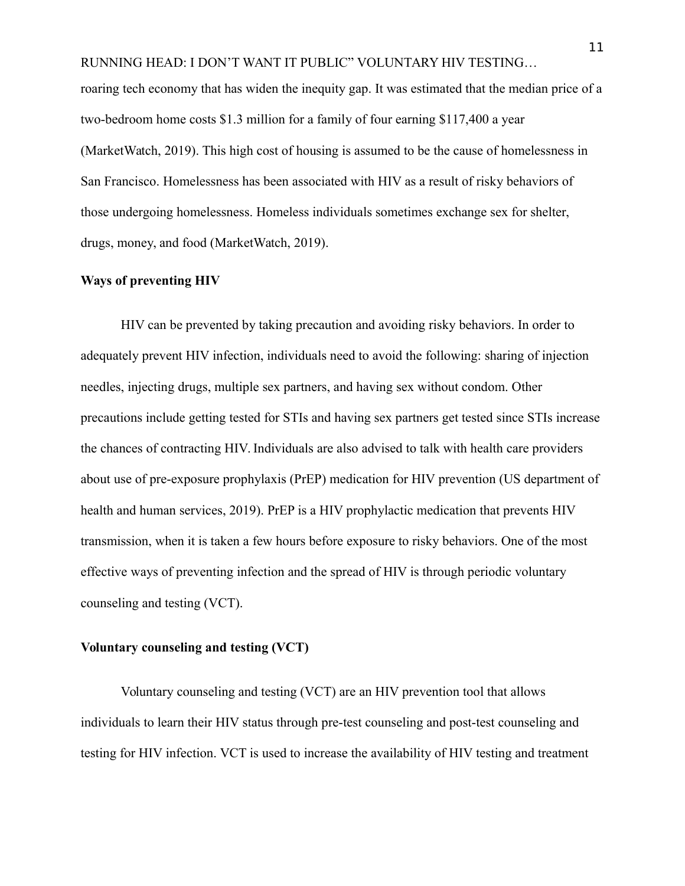roaring tech economy that has widen the inequity gap. It was estimated that the median price of a two-bedroom home costs $1.3 million for a family of four earning $117,400 a year (MarketWatch, 2019). This high cost of housing is assumed to be the cause of homelessness in San Francisco. Homelessness has been associated with HIV as a result of risky behaviors of those undergoing homelessness. Homeless individuals sometimes exchange sex for shelter, drugs, money, and food (MarketWatch, 2019).

**Ways of preventing HIV**

HIV can be prevented by taking precaution and avoiding risky behaviors. In order to adequately prevent HIV infection, individuals need to avoid the following: sharing of injection needles, injecting drugs, multiple sex partners, and having sex without condom. Other precautions include getting tested for STIs and having sex partners get tested since STIs increase the chances of contracting HIV. Individuals are also advised to talk with health care providers about use of pre-exposure prophylaxis (PrEP) medication for HIV prevention (US department of health and human services, 2019). PrEP is a HIV prophylactic medication that prevents HIV transmission, when it is taken a few hours before exposure to risky behaviors. One of the most effective ways of preventing infection and the spread of HIV is through periodic voluntary counseling and testing (VCT).

**Voluntary counseling and testing (VCT)**

Voluntary counseling and testing (VCT) are an HIV prevention tool that allows individuals to learn their HIV status through pre-test counseling and post-test counseling and testing for HIV infection. VCT is used to increase the availability of HIV testing and treatment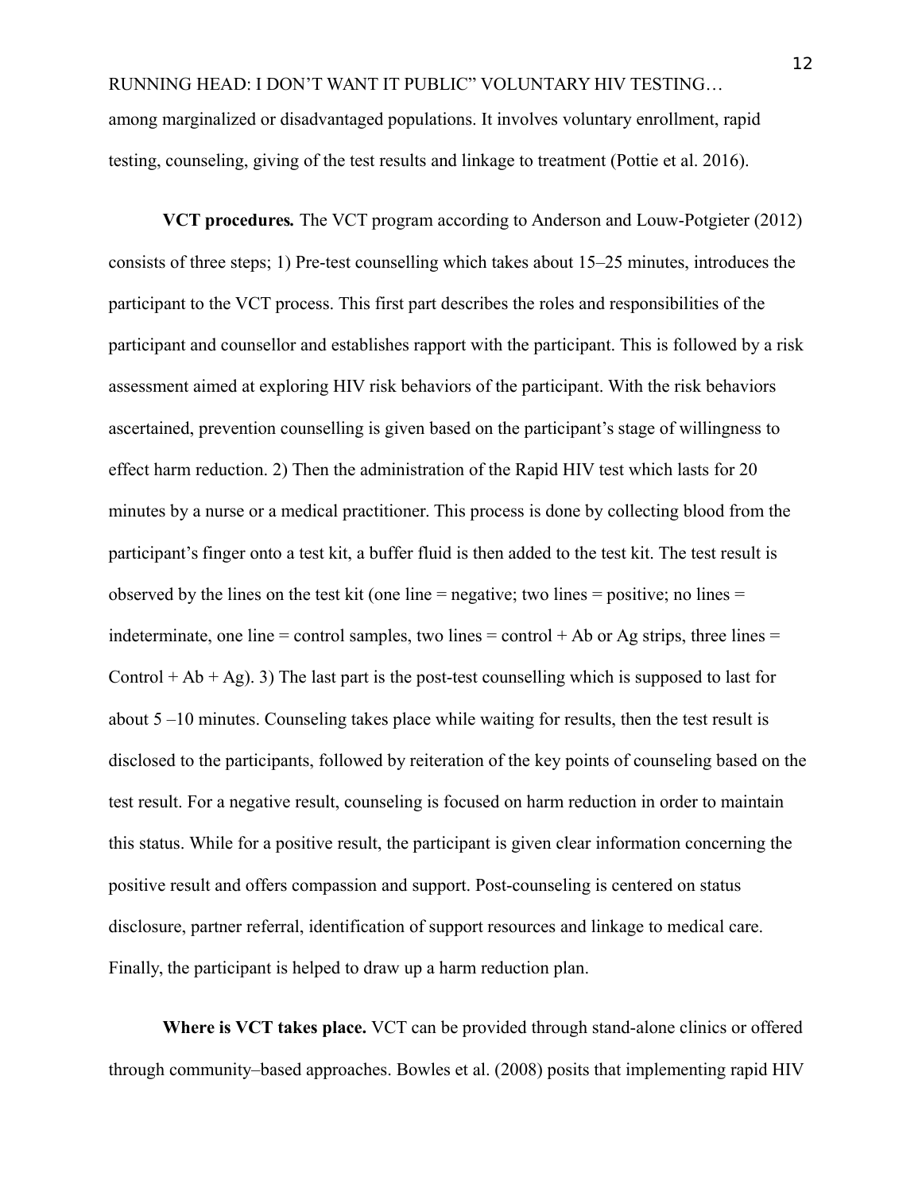among marginalized or disadvantaged populations. It involves voluntary enrollment, rapid testing, counseling, giving of the test results and linkage to treatment (Pottie et al. 2016).

**VCT procedures.** The VCT program according to Anderson and Louw-Potgieter (2012) consists of three steps; 1) Pre-test counselling which takes about 15–25 minutes, introduces the participant to the VCT process. This first part describes the roles and responsibilities of the participant and counsellor and establishes rapport with the participant. This is followed by a risk assessment aimed at exploring HIV risk behaviors of the participant. With the risk behaviors ascertained, prevention counselling is given based on the participant's stage of willingness to effect harm reduction. 2) Then the administration of the Rapid HIV test which lasts for 20 minutes by a nurse or a medical practitioner. This process is done by collecting blood from the participant's finger onto a test kit, a buffer fluid is then added to the test kit. The test result is observed by the lines on the test kit (one line = negative; two lines = positive; no lines = indeterminate, one line = control samples, two lines = control + Ab or Ag strips, three lines = Control + Ab + Ag). 3) The last part is the post-test counselling which is supposed to last for about 5 –10 minutes. Counseling takes place while waiting for results, then the test result is disclosed to the participants, followed by reiteration of the key points of counseling based on the test result. For a negative result, counseling is focused on harm reduction in order to maintain this status. While for a positive result, the participant is given clear information concerning the positive result and offers compassion and support. Post-counseling is centered on status disclosure, partner referral, identification of support resources and linkage to medical care. Finally, the participant is helped to draw up a harm reduction plan.

**Where is VCT takes place.** VCT can be provided through stand-alone clinics or offered through community–based approaches. Bowles et al. (2008) posits that implementing rapid HIV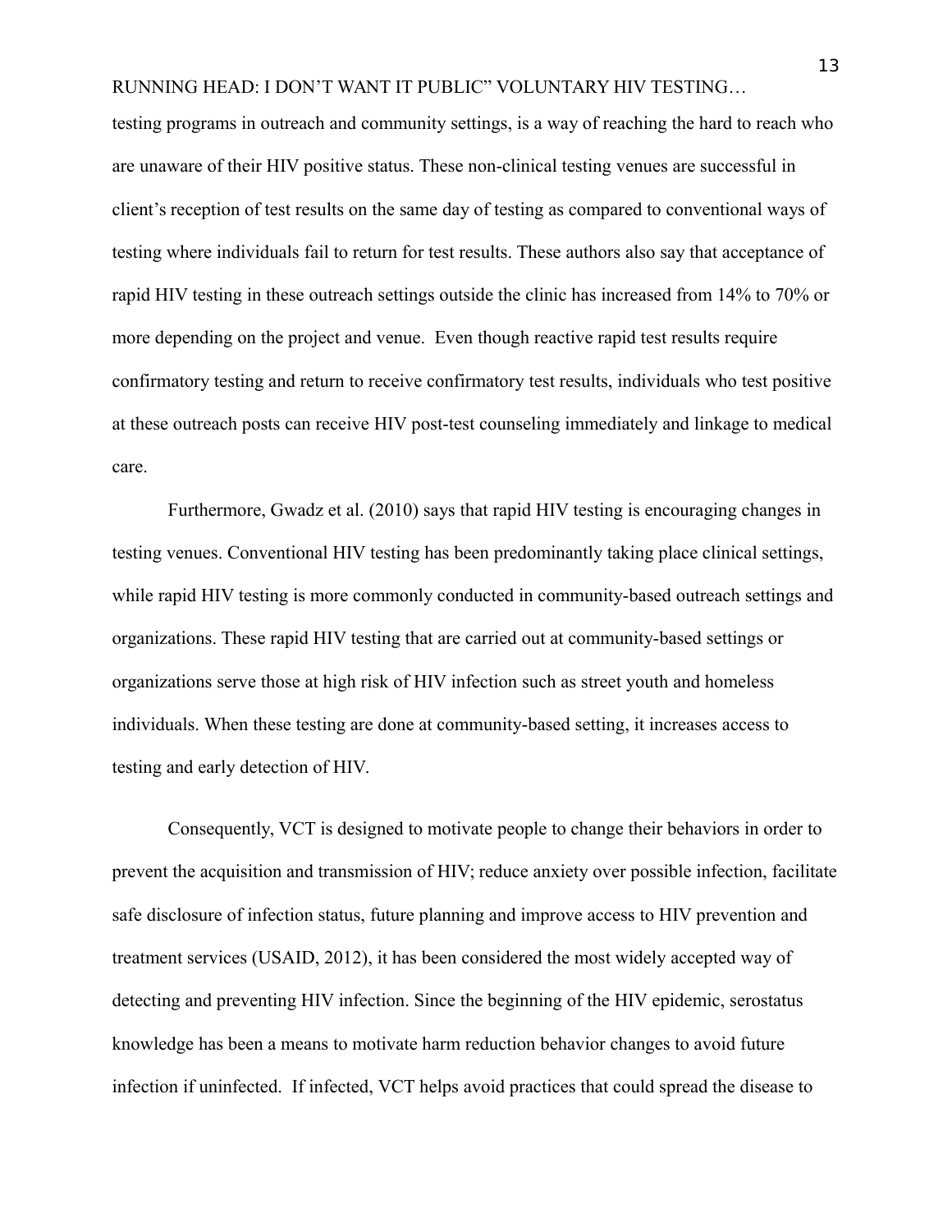testing programs in outreach and community settings, is a way of reaching the hard to reach who are unaware of their HIV positive status. These non-clinical testing venues are successful in client's reception of test results on the same day of testing as compared to conventional ways of testing where individuals fail to return for test results. These authors also say that acceptance of rapid HIV testing in these outreach settings outside the clinic has increased from 14% to 70% or more depending on the project and venue. Even though reactive rapid test results require confirmatory testing and return to receive confirmatory test results, individuals who test positive at these outreach posts can receive HIV post-test counseling immediately and linkage to medical care.

Furthermore, Gwadz et al. (2010) says that rapid HIV testing is encouraging changes in testing venues. Conventional HIV testing has been predominantly taking place clinical settings, while rapid HIV testing is more commonly conducted in community-based outreach settings and organizations. These rapid HIV testing that are carried out at community-based settings or organizations serve those at high risk of HIV infection such as street youth and homeless individuals. When these testing are done at community-based setting, it increases access to testing and early detection of HIV.

Consequently, VCT is designed to motivate people to change their behaviors in order to prevent the acquisition and transmission of HIV; reduce anxiety over possible infection, facilitate safe disclosure of infection status, future planning and improve access to HIV prevention and treatment services (USAID, 2012), it has been considered the most widely accepted way of detecting and preventing HIV infection. Since the beginning of the HIV epidemic, serostatus knowledge has been a means to motivate harm reduction behavior changes to avoid future infection if uninfected. If infected, VCT helps avoid practices that could spread the disease to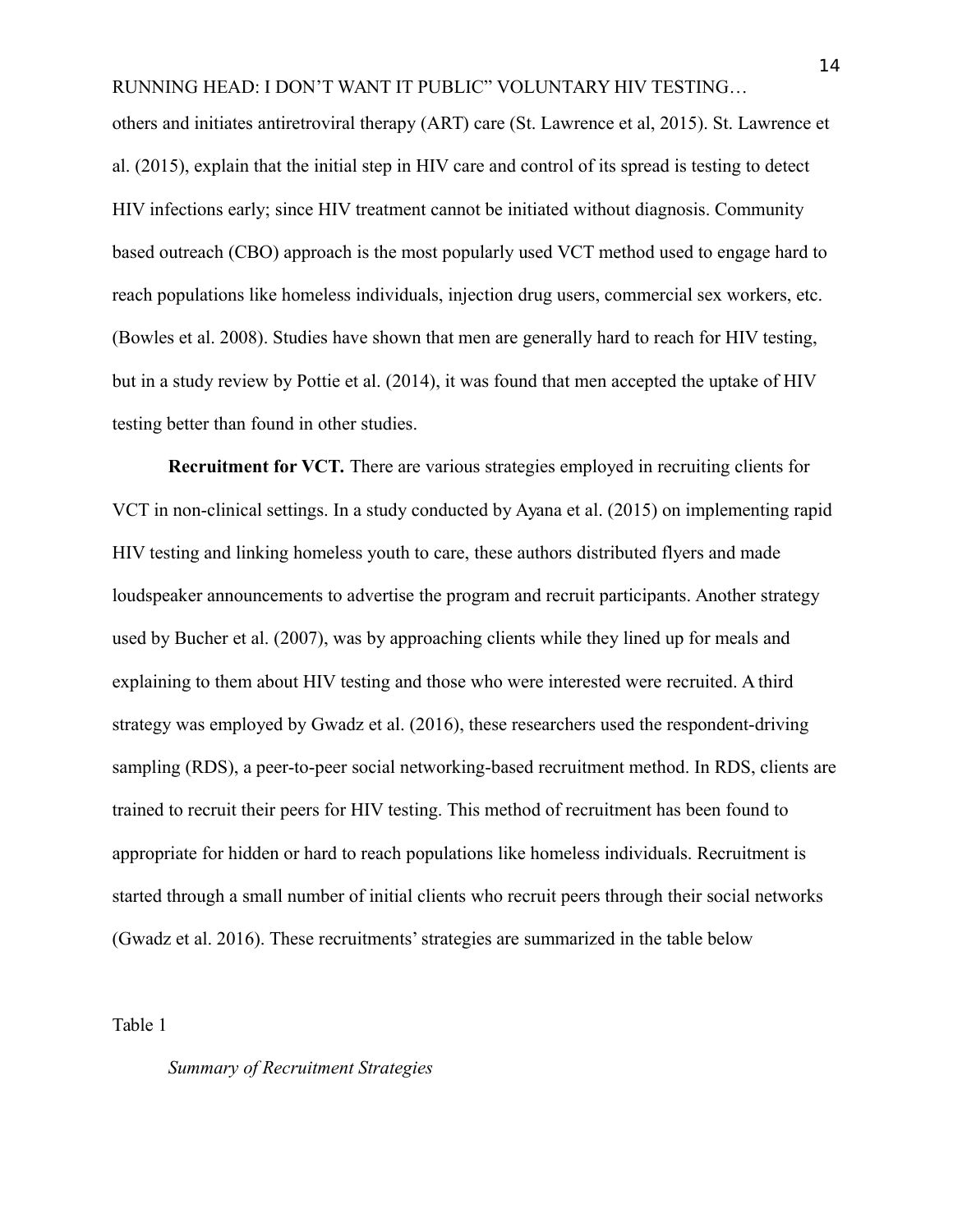others and initiates antiretroviral therapy (ART) care (St. Lawrence et al, 2015). St. Lawrence et al. (2015), explain that the initial step in HIV care and control of its spread is testing to detect HIV infections early; since HIV treatment cannot be initiated without diagnosis. Community based outreach (CBO) approach is the most popularly used VCT method used to engage hard to reach populations like homeless individuals, injection drug users, commercial sex workers, etc. (Bowles et al. 2008). Studies have shown that men are generally hard to reach for HIV testing, but in a study review by Pottie et al. (2014), it was found that men accepted the uptake of HIV testing better than found in other studies.

**Recruitment for VCT.** There are various strategies employed in recruiting clients for VCT in non-clinical settings. In a study conducted by Ayana et al. (2015) on implementing rapid HIV testing and linking homeless youth to care, these authors distributed flyers and made loudspeaker announcements to advertise the program and recruit participants. Another strategy used by Bucher et al. (2007), was by approaching clients while they lined up for meals and explaining to them about HIV testing and those who were interested were recruited. A third strategy was employed by Gwadz et al. (2016), these researchers used the respondent-driving sampling (RDS), a peer-to-peer social networking-based recruitment method. In RDS, clients are trained to recruit their peers for HIV testing. This method of recruitment has been found to appropriate for hidden or hard to reach populations like homeless individuals. Recruitment is started through a small number of initial clients who recruit peers through their social networks (Gwadz et al. 2016). These recruitments' strategies are summarized in the table below

Table 1

*Summary of Recruitment Strategies*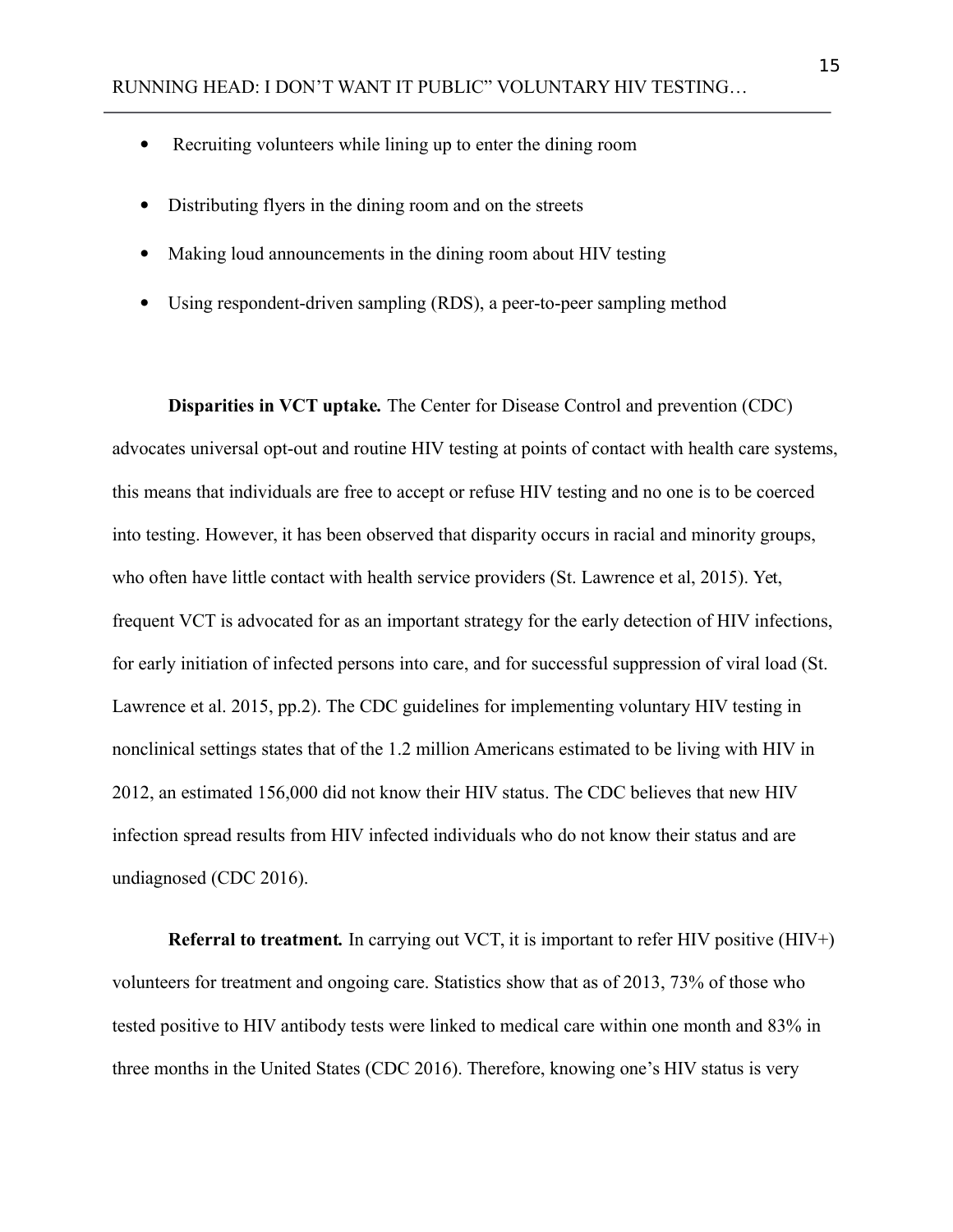- Recruiting volunteers while lining up to enter the dining room
- Distributing flyers in the dining room and on the streets
- Making loud announcements in the dining room about HIV testing
- Using respondent-driven sampling (RDS), a peer-to-peer sampling method

**Disparities in VCT uptake.** The Center for Disease Control and prevention (CDC) advocates universal opt-out and routine HIV testing at points of contact with health care systems, this means that individuals are free to accept or refuse HIV testing and no one is to be coerced into testing. However, it has been observed that disparity occurs in racial and minority groups, who often have little contact with health service providers (St. Lawrence et al, 2015). Yet, frequent VCT is advocated for as an important strategy for the early detection of HIV infections, for early initiation of infected persons into care, and for successful suppression of viral load (St. Lawrence et al. 2015, pp.2). The CDC guidelines for implementing voluntary HIV testing in nonclinical settings states that of the 1.2 million Americans estimated to be living with HIV in 2012, an estimated 156,000 did not know their HIV status. The CDC believes that new HIV infection spread results from HIV infected individuals who do not know their status and are undiagnosed (CDC 2016).

**Referral to treatment.** In carrying out VCT, it is important to refer HIV positive (HIV+) volunteers for treatment and ongoing care. Statistics show that as of 2013, 73% of those who tested positive to HIV antibody tests were linked to medical care within one month and 83% in three months in the United States (CDC 2016). Therefore, knowing one's HIV status is very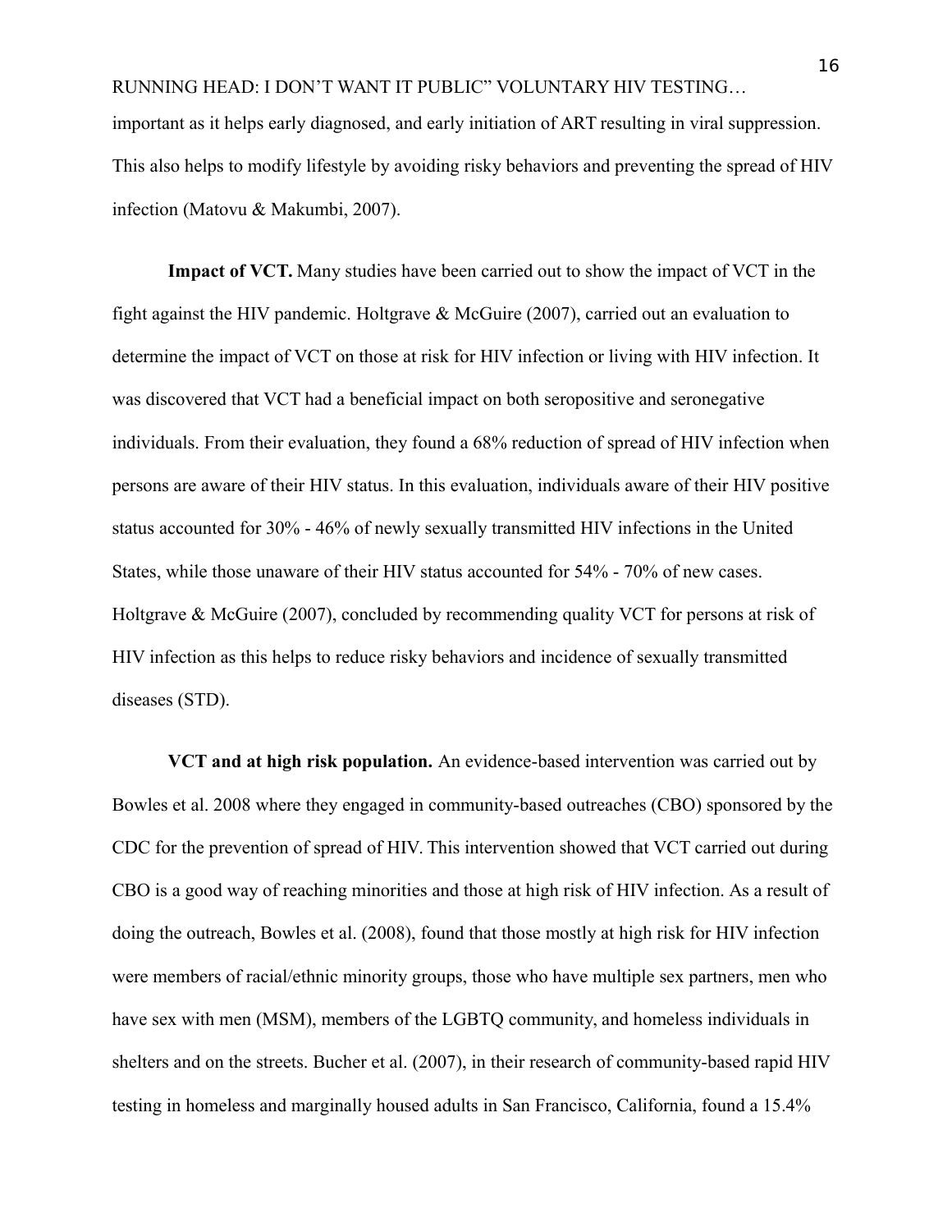important as it helps early diagnosed, and early initiation of ART resulting in viral suppression. This also helps to modify lifestyle by avoiding risky behaviors and preventing the spread of HIV infection (Matovu & Makumbi, 2007).

**Impact of VCT.** Many studies have been carried out to show the impact of VCT in the fight against the HIV pandemic. Holtgrave & McGuire (2007), carried out an evaluation to determine the impact of VCT on those at risk for HIV infection or living with HIV infection. It was discovered that VCT had a beneficial impact on both seropositive and seronegative individuals. From their evaluation, they found a 68% reduction of spread of HIV infection when persons are aware of their HIV status. In this evaluation, individuals aware of their HIV positive status accounted for 30% - 46% of newly sexually transmitted HIV infections in the United States, while those unaware of their HIV status accounted for 54% - 70% of new cases. Holtgrave & McGuire (2007), concluded by recommending quality VCT for persons at risk of HIV infection as this helps to reduce risky behaviors and incidence of sexually transmitted diseases (STD).

**VCT and at high risk population.** An evidence-based intervention was carried out by Bowles et al. 2008 where they engaged in community-based outreaches (CBO) sponsored by the CDC for the prevention of spread of HIV. This intervention showed that VCT carried out during CBO is a good way of reaching minorities and those at high risk of HIV infection. As a result of doing the outreach, Bowles et al. (2008), found that those mostly at high risk for HIV infection were members of racial/ethnic minority groups, those who have multiple sex partners, men who have sex with men (MSM), members of the LGBTQ community, and homeless individuals in shelters and on the streets. Bucher et al. (2007), in their research of community-based rapid HIV testing in homeless and marginally housed adults in San Francisco, California, found a 15.4%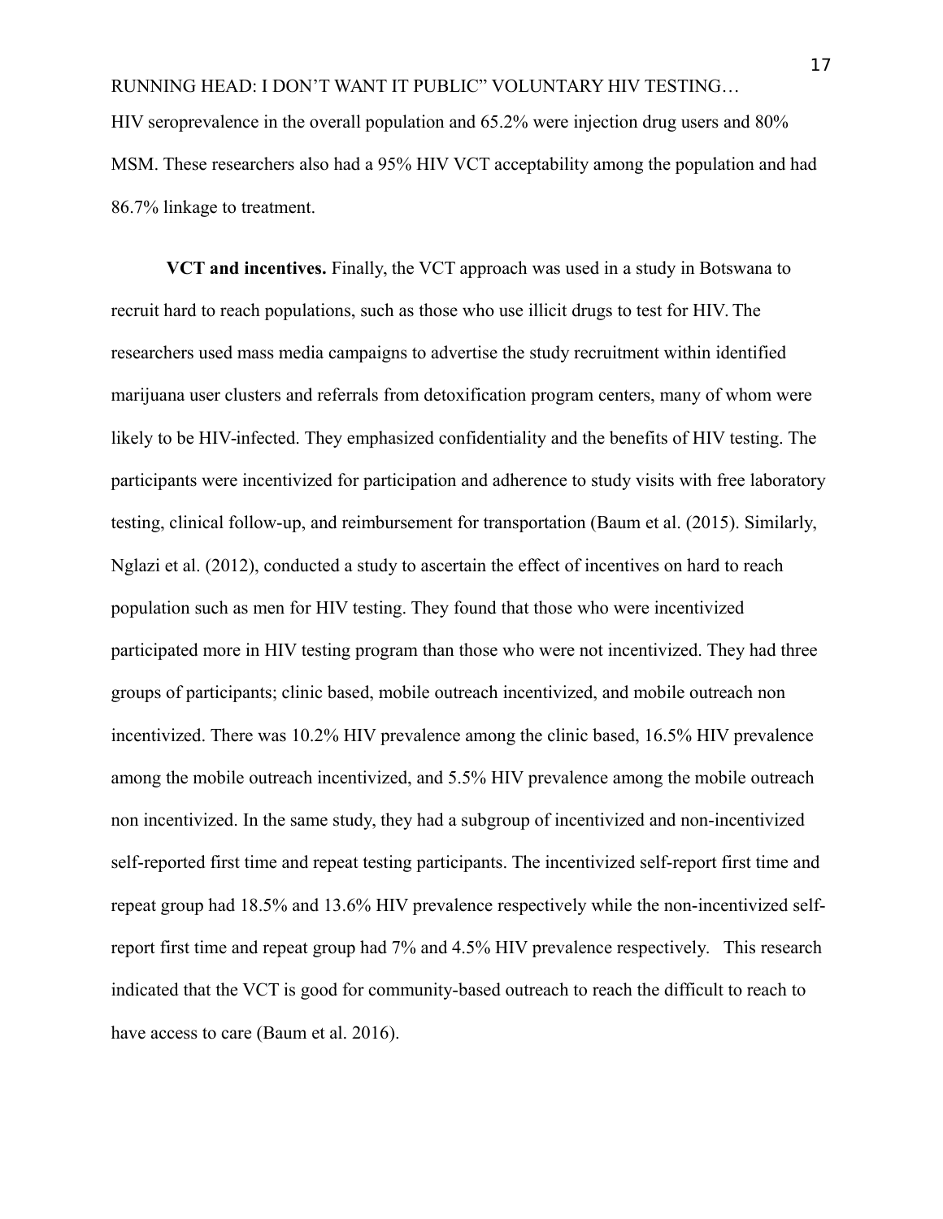HIV seroprevalence in the overall population and 65.2% were injection drug users and 80% MSM. These researchers also had a 95% HIV VCT acceptability among the population and had 86.7% linkage to treatment.

**VCT and incentives.** Finally, the VCT approach was used in a study in Botswana to recruit hard to reach populations, such as those who use illicit drugs to test for HIV. The researchers used mass media campaigns to advertise the study recruitment within identified marijuana user clusters and referrals from detoxification program centers, many of whom were likely to be HIV-infected. They emphasized confidentiality and the benefits of HIV testing. The participants were incentivized for participation and adherence to study visits with free laboratory testing, clinical follow-up, and reimbursement for transportation (Baum et al. (2015). Similarly, Nglazi et al. (2012), conducted a study to ascertain the effect of incentives on hard to reach population such as men for HIV testing. They found that those who were incentivized participated more in HIV testing program than those who were not incentivized. They had three groups of participants; clinic based, mobile outreach incentivized, and mobile outreach non incentivized. There was 10.2% HIV prevalence among the clinic based, 16.5% HIV prevalence among the mobile outreach incentivized, and 5.5% HIV prevalence among the mobile outreach non incentivized. In the same study, they had a subgroup of incentivized and non-incentivized self-reported first time and repeat testing participants. The incentivized self-report first time and repeat group had 18.5% and 13.6% HIV prevalence respectively while the non-incentivized self-report first time and repeat group had 7% and 4.5% HIV prevalence respectively. This research indicated that the VCT is good for community-based outreach to reach the difficult to reach to have access to care (Baum et al. 2016).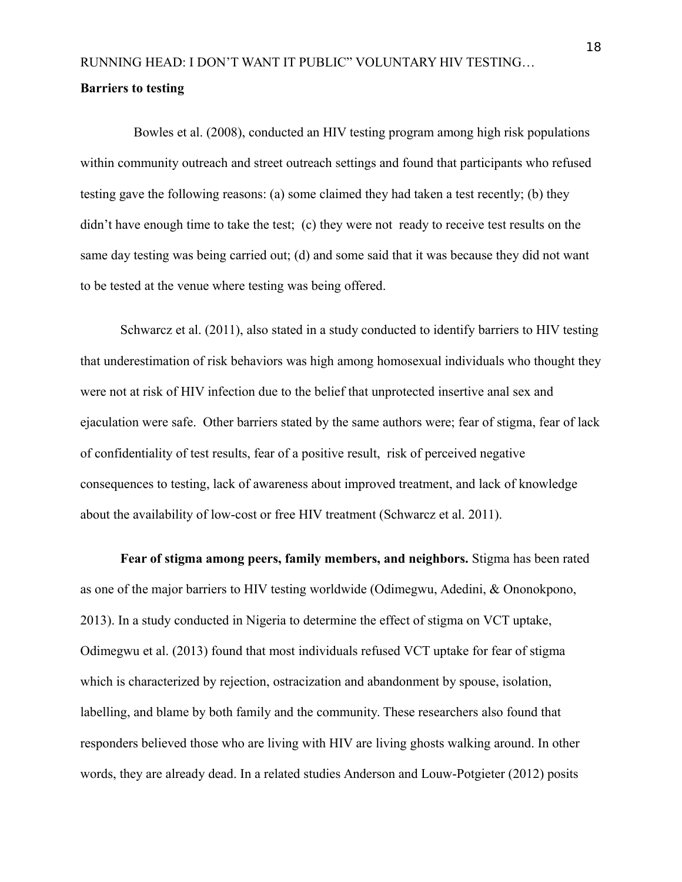**Barriers to testing**

Bowles et al. (2008), conducted an HIV testing program among high risk populations within community outreach and street outreach settings and found that participants who refused testing gave the following reasons: (a) some claimed they had taken a test recently; (b) they didn't have enough time to take the test; (c) they were not ready to receive test results on the same day testing was being carried out; (d) and some said that it was because they did not want to be tested at the venue where testing was being offered.

Schwarcz et al. (2011), also stated in a study conducted to identify barriers to HIV testing that underestimation of risk behaviors was high among homosexual individuals who thought they were not at risk of HIV infection due to the belief that unprotected insertive anal sex and ejaculation were safe. Other barriers stated by the same authors were; fear of stigma, fear of lack of confidentiality of test results, fear of a positive result, risk of perceived negative consequences to testing, lack of awareness about improved treatment, and lack of knowledge about the availability of low-cost or free HIV treatment (Schwarcz et al. 2011).

**Fear of stigma among peers, family members, and neighbors.** Stigma has been rated as one of the major barriers to HIV testing worldwide (Odimegwu, Adedini, & Ononokpono, 2013). In a study conducted in Nigeria to determine the effect of stigma on VCT uptake, Odimegwu et al. (2013) found that most individuals refused VCT uptake for fear of stigma which is characterized by rejection, ostracization and abandonment by spouse, isolation, labelling, and blame by both family and the community. These researchers also found that responders believed those who are living with HIV are living ghosts walking around. In other words, they are already dead. In a related studies Anderson and Louw-Potgieter (2012) posits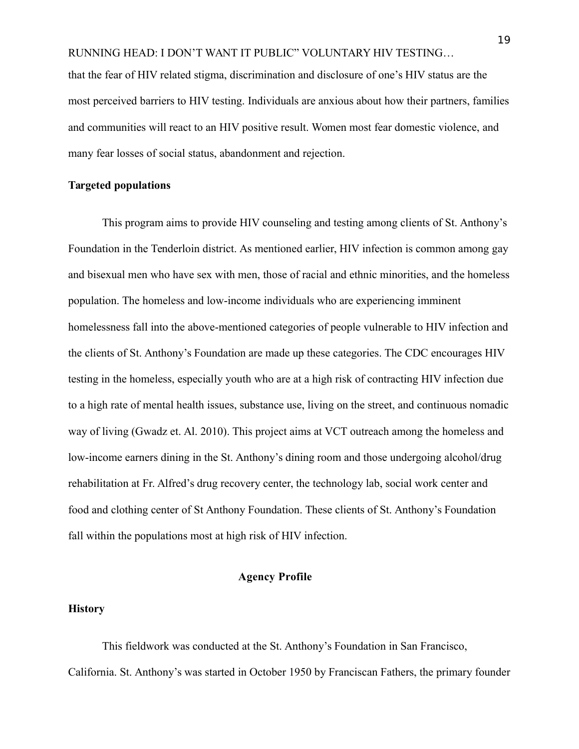that the fear of HIV related stigma, discrimination and disclosure of one's HIV status are the most perceived barriers to HIV testing. Individuals are anxious about how their partners, families and communities will react to an HIV positive result. Women most fear domestic violence, and many fear losses of social status, abandonment and rejection.

**Targeted populations**

This program aims to provide HIV counseling and testing among clients of St. Anthony's Foundation in the Tenderloin district. As mentioned earlier, HIV infection is common among gay and bisexual men who have sex with men, those of racial and ethnic minorities, and the homeless population. The homeless and low-income individuals who are experiencing imminent homelessness fall into the above-mentioned categories of people vulnerable to HIV infection and the clients of St. Anthony's Foundation are made up these categories. The CDC encourages HIV testing in the homeless, especially youth who are at a high risk of contracting HIV infection due to a high rate of mental health issues, substance use, living on the street, and continuous nomadic way of living (Gwadz et. Al. 2010). This project aims at VCT outreach among the homeless and low-income earners dining in the St. Anthony's dining room and those undergoing alcohol/drug rehabilitation at Fr. Alfred's drug recovery center, the technology lab, social work center and food and clothing center of St Anthony Foundation. These clients of St. Anthony's Foundation fall within the populations most at high risk of HIV infection.

## Agency Profile

**History**

This fieldwork was conducted at the St. Anthony's Foundation in San Francisco, California. St. Anthony's was started in October 1950 by Franciscan Fathers, the primary founder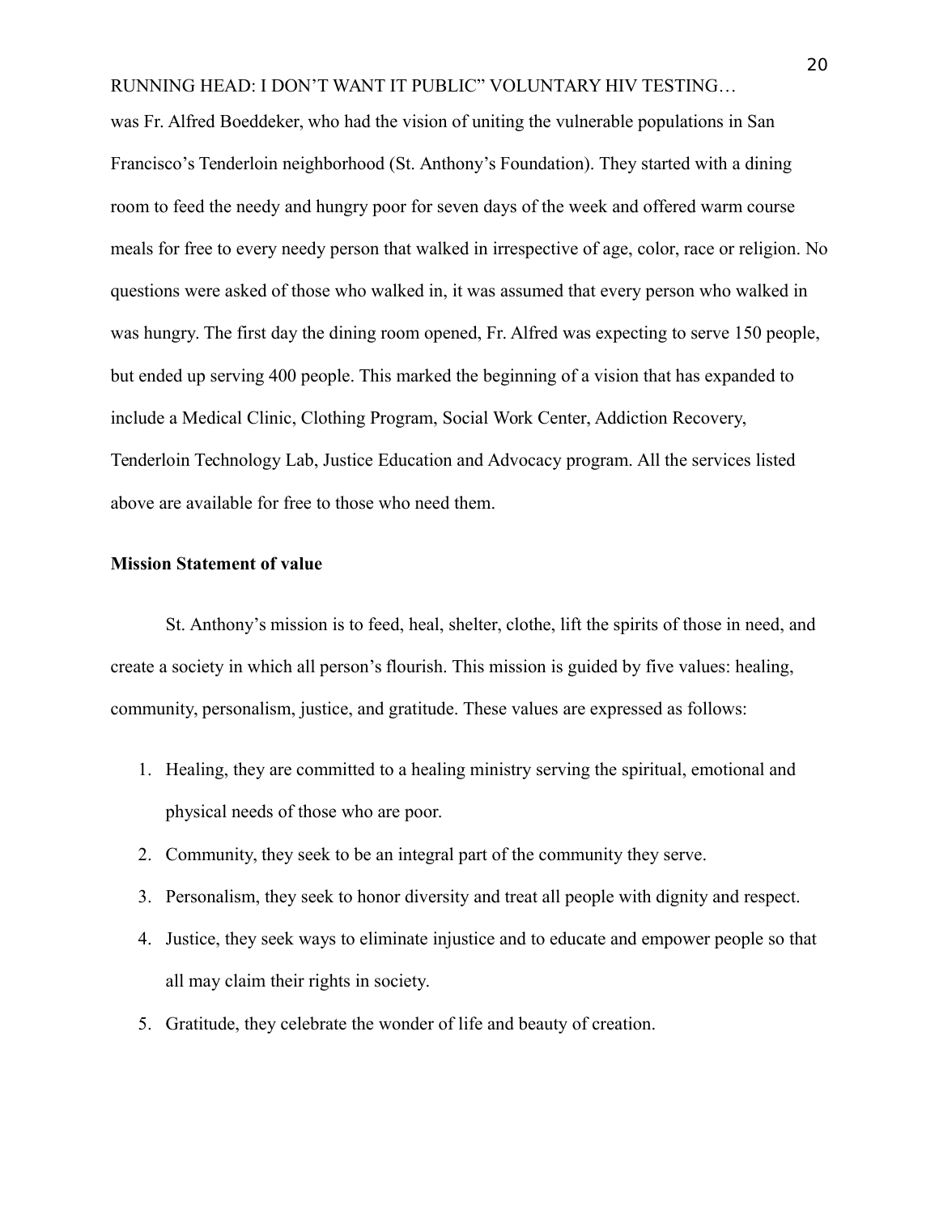was Fr. Alfred Boeddeker, who had the vision of uniting the vulnerable populations in San Francisco's Tenderloin neighborhood (St. Anthony's Foundation). They started with a dining room to feed the needy and hungry poor for seven days of the week and offered warm course meals for free to every needy person that walked in irrespective of age, color, race or religion. No questions were asked of those who walked in, it was assumed that every person who walked in was hungry. The first day the dining room opened, Fr. Alfred was expecting to serve 150 people, but ended up serving 400 people. This marked the beginning of a vision that has expanded to include a Medical Clinic, Clothing Program, Social Work Center, Addiction Recovery, Tenderloin Technology Lab, Justice Education and Advocacy program. All the services listed above are available for free to those who need them.

**Mission Statement of value**

St. Anthony's mission is to feed, heal, shelter, clothe, lift the spirits of those in need, and create a society in which all person's flourish. This mission is guided by five values: healing, community, personalism, justice, and gratitude. These values are expressed as follows:

1. Healing, they are committed to a healing ministry serving the spiritual, emotional and physical needs of those who are poor.
2. Community, they seek to be an integral part of the community they serve.
3. Personalism, they seek to honor diversity and treat all people with dignity and respect.
4. Justice, they seek ways to eliminate injustice and to educate and empower people so that all may claim their rights in society.
5. Gratitude, they celebrate the wonder of life and beauty of creation.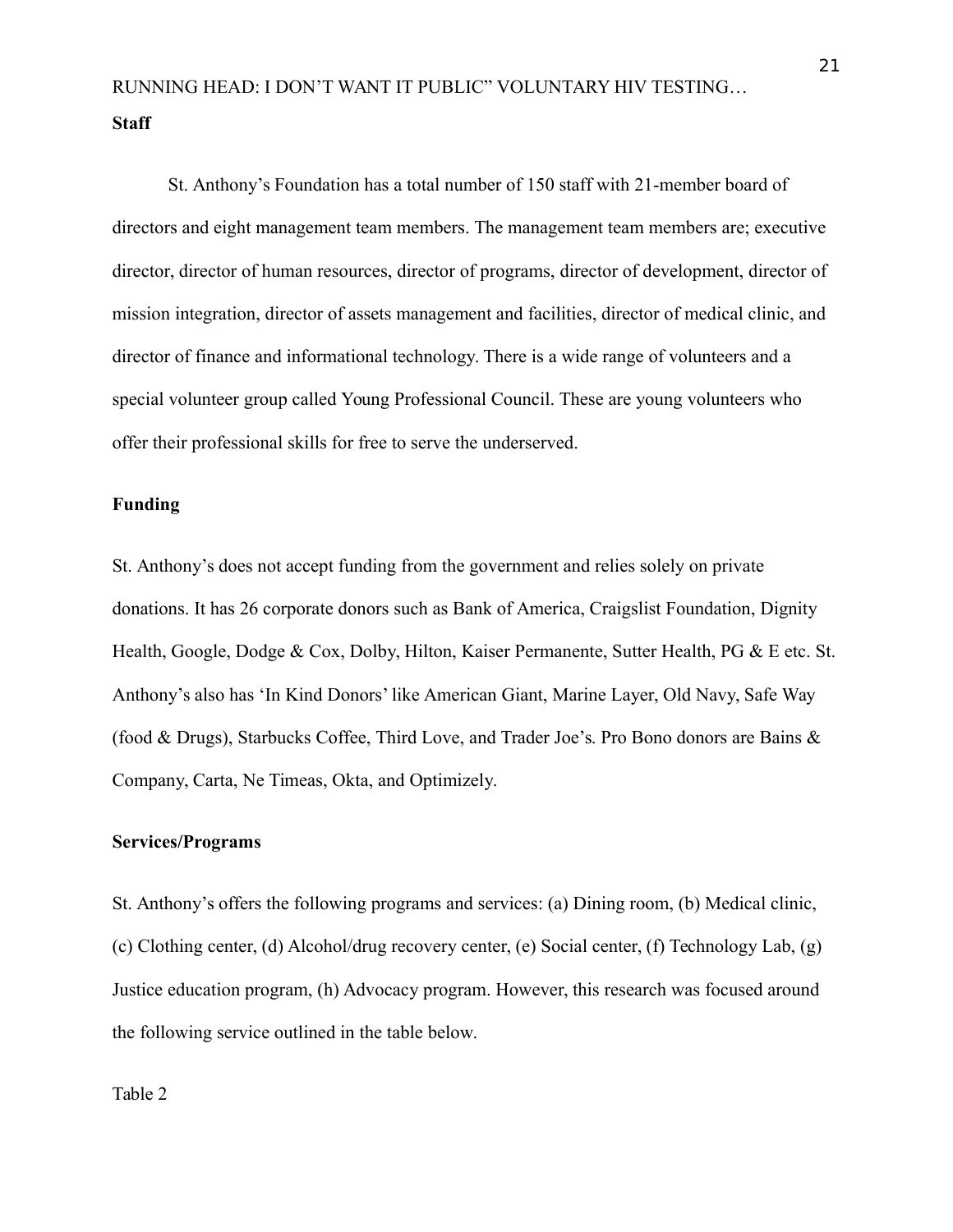**Staff**

St. Anthony's Foundation has a total number of 150 staff with 21-member board of directors and eight management team members. The management team members are; executive director, director of human resources, director of programs, director of development, director of mission integration, director of assets management and facilities, director of medical clinic, and director of finance and informational technology. There is a wide range of volunteers and a special volunteer group called Young Professional Council. These are young volunteers who offer their professional skills for free to serve the underserved.

**Funding**

St. Anthony's does not accept funding from the government and relies solely on private donations. It has 26 corporate donors such as Bank of America, Craigslist Foundation, Dignity Health, Google, Dodge & Cox, Dolby, Hilton, Kaiser Permanente, Sutter Health, PG & E etc. St. Anthony's also has 'In Kind Donors' like American Giant, Marine Layer, Old Navy, Safe Way (food & Drugs), Starbucks Coffee, Third Love, and Trader Joe's. Pro Bono donors are Bains & Company, Carta, Ne Timeas, Okta, and Optimizely.

**Services/Programs**

St. Anthony's offers the following programs and services: (a) Dining room, (b) Medical clinic, (c) Clothing center, (d) Alcohol/drug recovery center, (e) Social center, (f) Technology Lab, (g) Justice education program, (h) Advocacy program. However, this research was focused around the following service outlined in the table below.

Table 2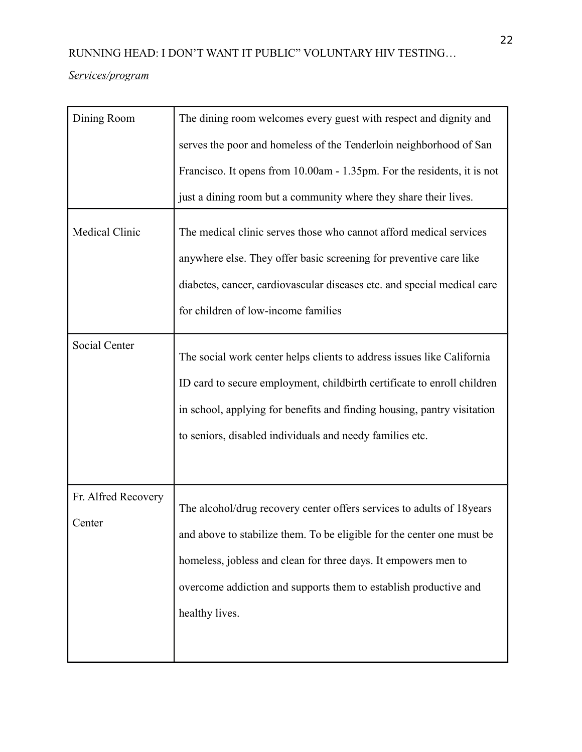*Services/program*

| | |
|---|---|
| Dining Room | The dining room welcomes every guest with respect and dignity and serves the poor and homeless of the Tenderloin neighborhood of San Francisco. It opens from 10.00am - 1.35pm. For the residents, it is not just a dining room but a community where they share their lives. |
| Medical Clinic | The medical clinic serves those who cannot afford medical services anywhere else. They offer basic screening for preventive care like diabetes, cancer, cardiovascular diseases etc. and special medical care for children of low-income families |
| Social Center | The social work center helps clients to address issues like California ID card to secure employment, childbirth certificate to enroll children in school, applying for benefits and finding housing, pantry visitation to seniors, disabled individuals and needy families etc. |
| Fr. Alfred Recovery Center | The alcohol/drug recovery center offers services to adults of 18years and above to stabilize them. To be eligible for the center one must be homeless, jobless and clean for three days. It empowers men to overcome addiction and supports them to establish productive and healthy lives. |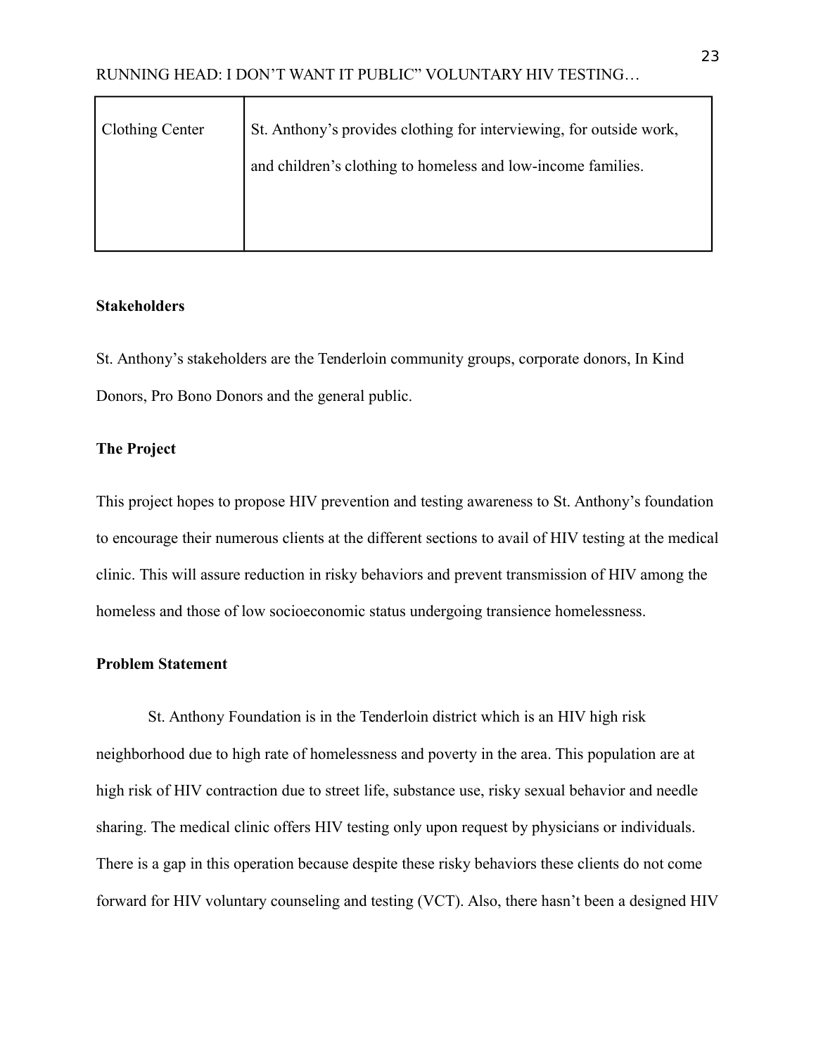| Clothing Center | St. Anthony's provides clothing for interviewing, for outside work, and children's clothing to homeless and low-income families. |
|---|---|

**Stakeholders**

St. Anthony's stakeholders are the Tenderloin community groups, corporate donors, In Kind Donors, Pro Bono Donors and the general public.

**The Project**

This project hopes to propose HIV prevention and testing awareness to St. Anthony's foundation to encourage their numerous clients at the different sections to avail of HIV testing at the medical clinic. This will assure reduction in risky behaviors and prevent transmission of HIV among the homeless and those of low socioeconomic status undergoing transience homelessness.

**Problem Statement**

St. Anthony Foundation is in the Tenderloin district which is an HIV high risk neighborhood due to high rate of homelessness and poverty in the area. This population are at high risk of HIV contraction due to street life, substance use, risky sexual behavior and needle sharing. The medical clinic offers HIV testing only upon request by physicians or individuals. There is a gap in this operation because despite these risky behaviors these clients do not come forward for HIV voluntary counseling and testing (VCT). Also, there hasn't been a designed HIV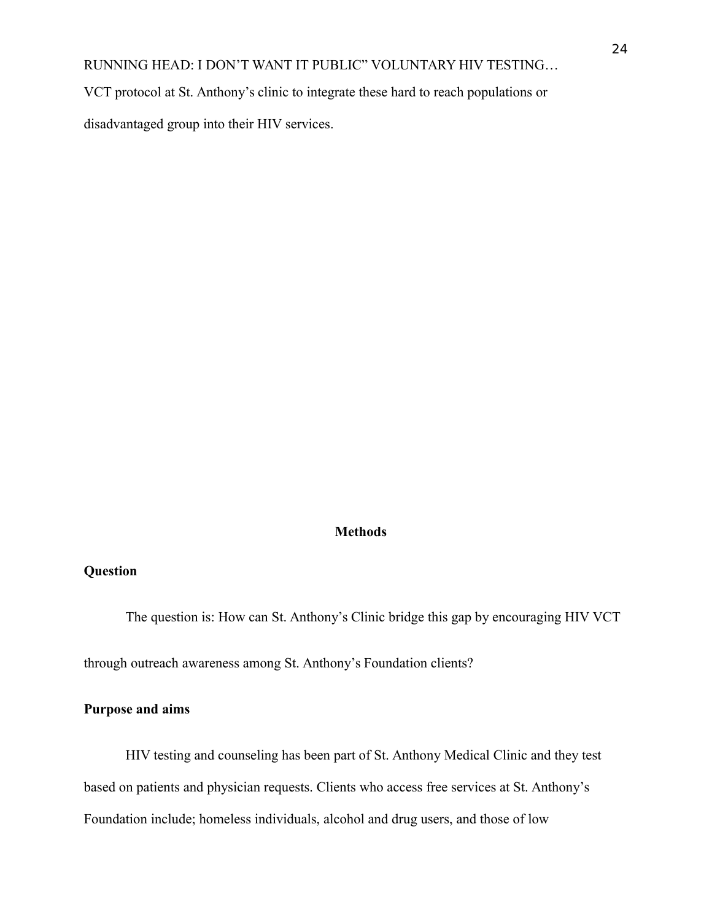VCT protocol at St. Anthony's clinic to integrate these hard to reach populations or disadvantaged group into their HIV services.

# Methods

## Question

The question is: How can St. Anthony's Clinic bridge this gap by encouraging HIV VCT through outreach awareness among St. Anthony's Foundation clients?

## Purpose and aims

HIV testing and counseling has been part of St. Anthony Medical Clinic and they test based on patients and physician requests. Clients who access free services at St. Anthony's Foundation include; homeless individuals, alcohol and drug users, and those of low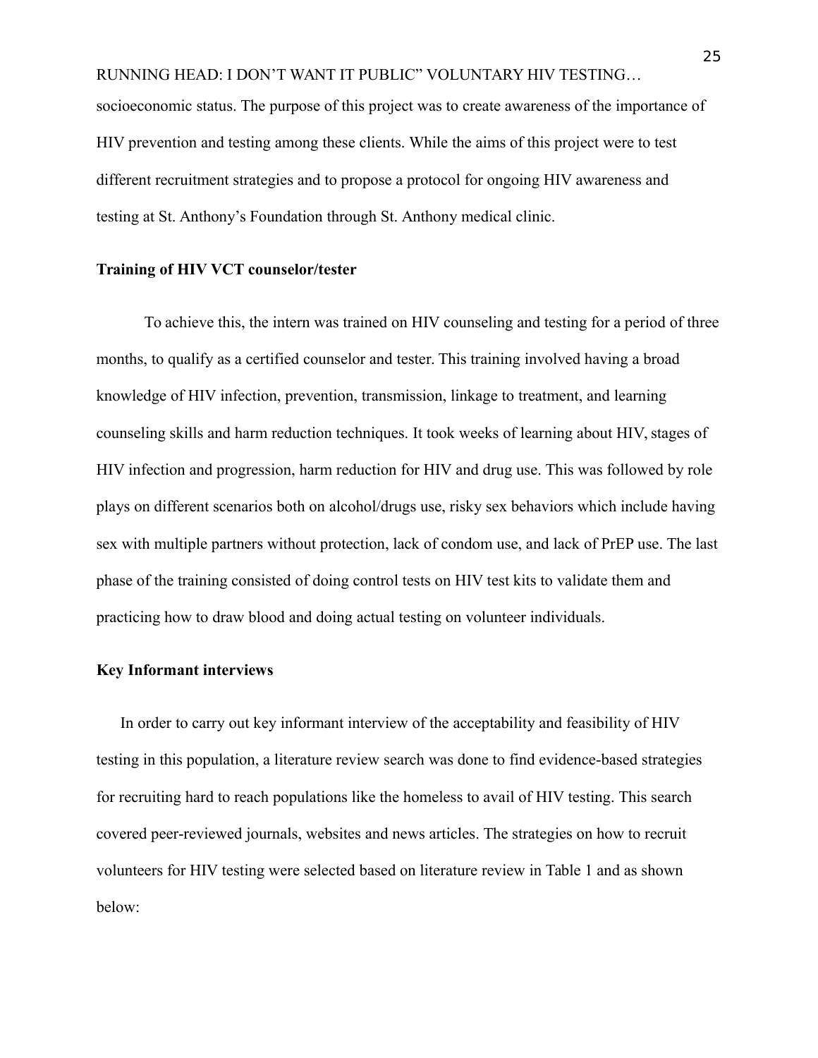socioeconomic status. The purpose of this project was to create awareness of the importance of HIV prevention and testing among these clients. While the aims of this project were to test different recruitment strategies and to propose a protocol for ongoing HIV awareness and testing at St. Anthony's Foundation through St. Anthony medical clinic.

**Training of HIV VCT counselor/tester**

To achieve this, the intern was trained on HIV counseling and testing for a period of three months, to qualify as a certified counselor and tester. This training involved having a broad knowledge of HIV infection, prevention, transmission, linkage to treatment, and learning counseling skills and harm reduction techniques. It took weeks of learning about HIV, stages of HIV infection and progression, harm reduction for HIV and drug use. This was followed by role plays on different scenarios both on alcohol/drugs use, risky sex behaviors which include having sex with multiple partners without protection, lack of condom use, and lack of PrEP use. The last phase of the training consisted of doing control tests on HIV test kits to validate them and practicing how to draw blood and doing actual testing on volunteer individuals.

**Key Informant interviews**

In order to carry out key informant interview of the acceptability and feasibility of HIV testing in this population, a literature review search was done to find evidence-based strategies for recruiting hard to reach populations like the homeless to avail of HIV testing. This search covered peer-reviewed journals, websites and news articles. The strategies on how to recruit volunteers for HIV testing were selected based on literature review in Table 1 and as shown below: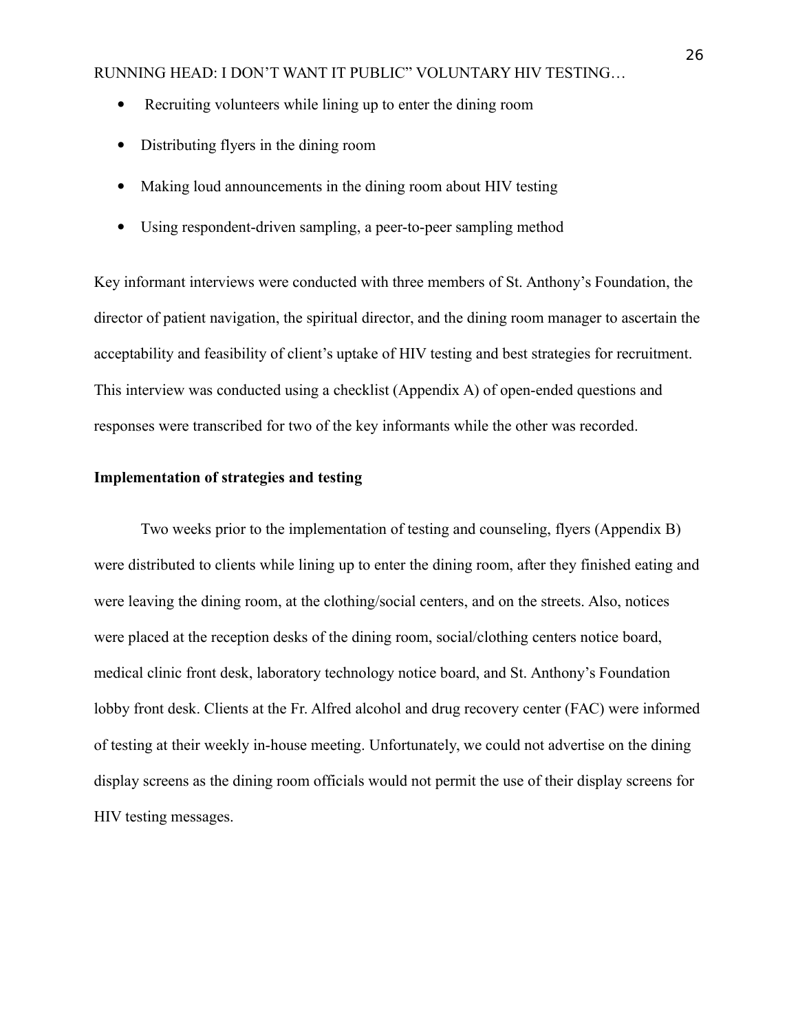- Recruiting volunteers while lining up to enter the dining room
- Distributing flyers in the dining room
- Making loud announcements in the dining room about HIV testing
- Using respondent-driven sampling, a peer-to-peer sampling method

Key informant interviews were conducted with three members of St. Anthony's Foundation, the director of patient navigation, the spiritual director, and the dining room manager to ascertain the acceptability and feasibility of client's uptake of HIV testing and best strategies for recruitment. This interview was conducted using a checklist (Appendix A) of open-ended questions and responses were transcribed for two of the key informants while the other was recorded.

**Implementation of strategies and testing**

Two weeks prior to the implementation of testing and counseling, flyers (Appendix B) were distributed to clients while lining up to enter the dining room, after they finished eating and were leaving the dining room, at the clothing/social centers, and on the streets. Also, notices were placed at the reception desks of the dining room, social/clothing centers notice board, medical clinic front desk, laboratory technology notice board, and St. Anthony's Foundation lobby front desk. Clients at the Fr. Alfred alcohol and drug recovery center (FAC) were informed of testing at their weekly in-house meeting. Unfortunately, we could not advertise on the dining display screens as the dining room officials would not permit the use of their display screens for HIV testing messages.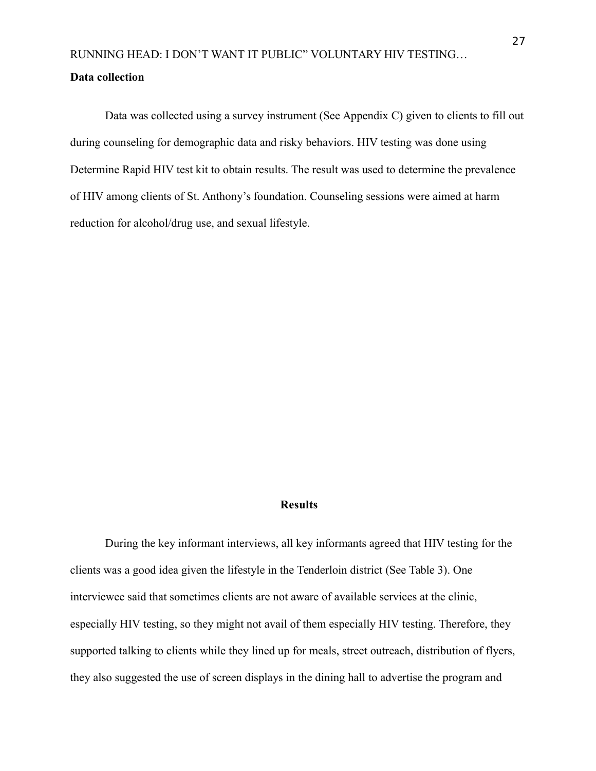**Data collection**

Data was collected using a survey instrument (See Appendix C) given to clients to fill out during counseling for demographic data and risky behaviors. HIV testing was done using Determine Rapid HIV test kit to obtain results. The result was used to determine the prevalence of HIV among clients of St. Anthony's foundation. Counseling sessions were aimed at harm reduction for alcohol/drug use, and sexual lifestyle.

## Results

During the key informant interviews, all key informants agreed that HIV testing for the clients was a good idea given the lifestyle in the Tenderloin district (See Table 3). One interviewee said that sometimes clients are not aware of available services at the clinic, especially HIV testing, so they might not avail of them especially HIV testing. Therefore, they supported talking to clients while they lined up for meals, street outreach, distribution of flyers, they also suggested the use of screen displays in the dining hall to advertise the program and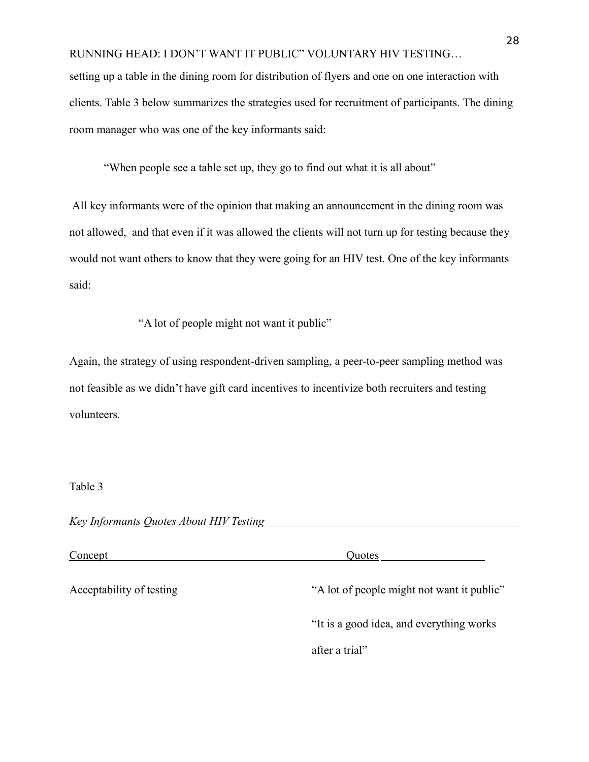setting up a table in the dining room for distribution of flyers and one on one interaction with clients. Table 3 below summarizes the strategies used for recruitment of participants. The dining room manager who was one of the key informants said:

> "When people see a table set up, they go to find out what it is all about"

All key informants were of the opinion that making an announcement in the dining room was not allowed, and that even if it was allowed the clients will not turn up for testing because they would not want others to know that they were going for an HIV test. One of the key informants said:

> "A lot of people might not want it public"

Again, the strategy of using respondent-driven sampling, a peer-to-peer sampling method was not feasible as we didn't have gift card incentives to incentivize both recruiters and testing volunteers.

Table 3

*Key Informants Quotes About HIV Testing*

| Concept | Quotes |
|---|---|
| Acceptability of testing | "A lot of people might not want it public" |
| | "It is a good idea, and everything works after a trial" |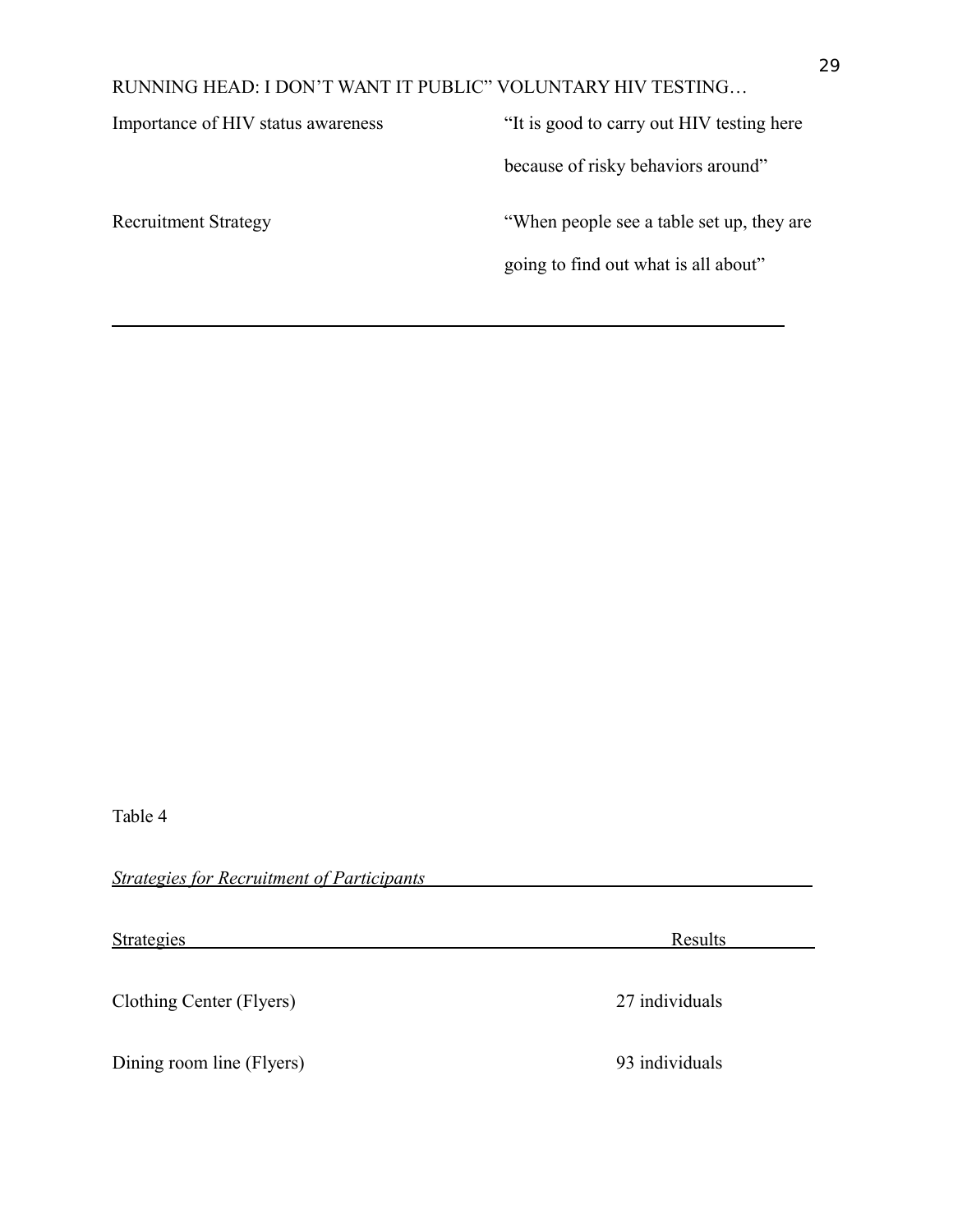| | |
|---|---|
| Importance of HIV status awareness | "It is good to carry out HIV testing here because of risky behaviors around" |
| Recruitment Strategy | "When people see a table set up, they are going to find out what is all about" |

Table 4

*Strategies for Recruitment of Participants*

| Strategies | Results |
|---|---|
| Clothing Center (Flyers) | 27 individuals |
| Dining room line (Flyers) | 93 individuals |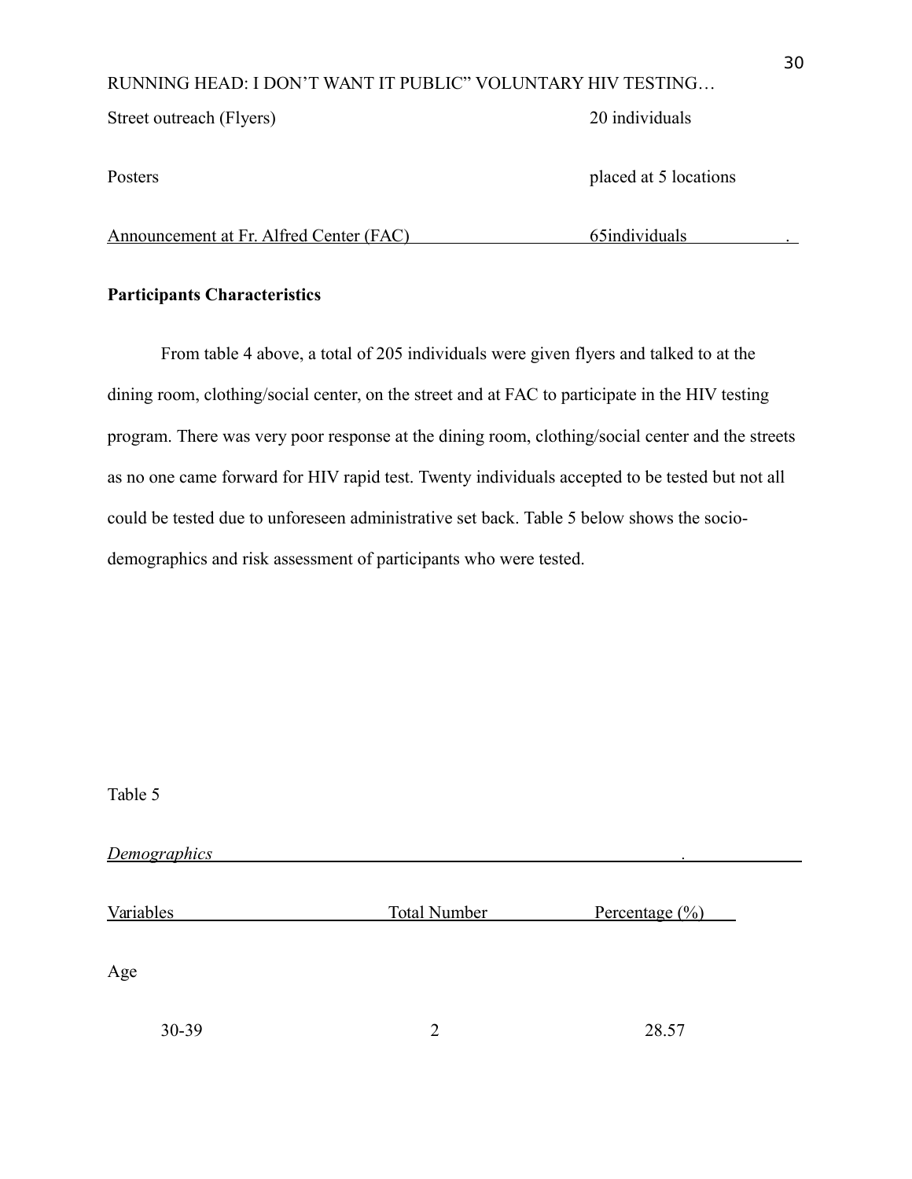| | |
|---|---|
| Street outreach (Flyers) | 20 individuals |
| Posters | placed at 5 locations |
| Announcement at Fr. Alfred Center (FAC) | 65individuals |

**Participants Characteristics**

From table 4 above, a total of 205 individuals were given flyers and talked to at the dining room, clothing/social center, on the street and at FAC to participate in the HIV testing program. There was very poor response at the dining room, clothing/social center and the streets as no one came forward for HIV rapid test. Twenty individuals accepted to be tested but not all could be tested due to unforeseen administrative set back. Table 5 below shows the socio-demographics and risk assessment of participants who were tested.

Table 5

*Demographics*

| Variables | Total Number | Percentage (%) |
|---|---|---|
| Age | | |
| 30-39 | 2 | 28.57 |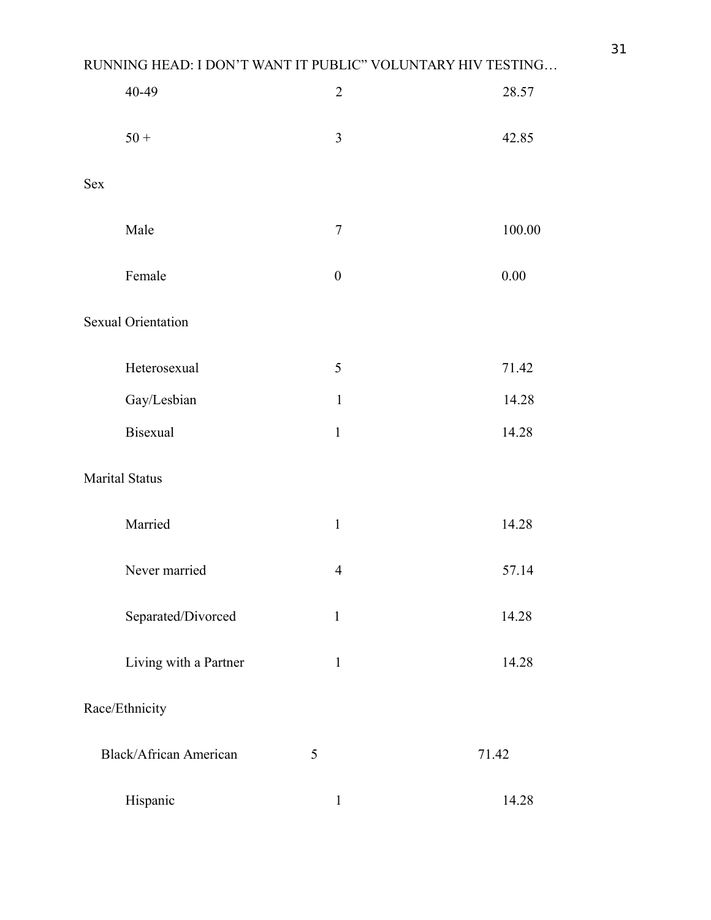| | | |
|---|---|---|
| 40-49 | 2 | 28.57 |
| 50 + | 3 | 42.85 |
| Sex | | |
| Male | 7 | 100.00 |
| Female | 0 | 0.00 |
| Sexual Orientation | | |
| Heterosexual | 5 | 71.42 |
| Gay/Lesbian | 1 | 14.28 |
| Bisexual | 1 | 14.28 |
| Marital Status | | |
| Married | 1 | 14.28 |
| Never married | 4 | 57.14 |
| Separated/Divorced | 1 | 14.28 |
| Living with a Partner | 1 | 14.28 |
| Race/Ethnicity | | |
| Black/African American | 5 | 71.42 |
| Hispanic | 1 | 14.28 |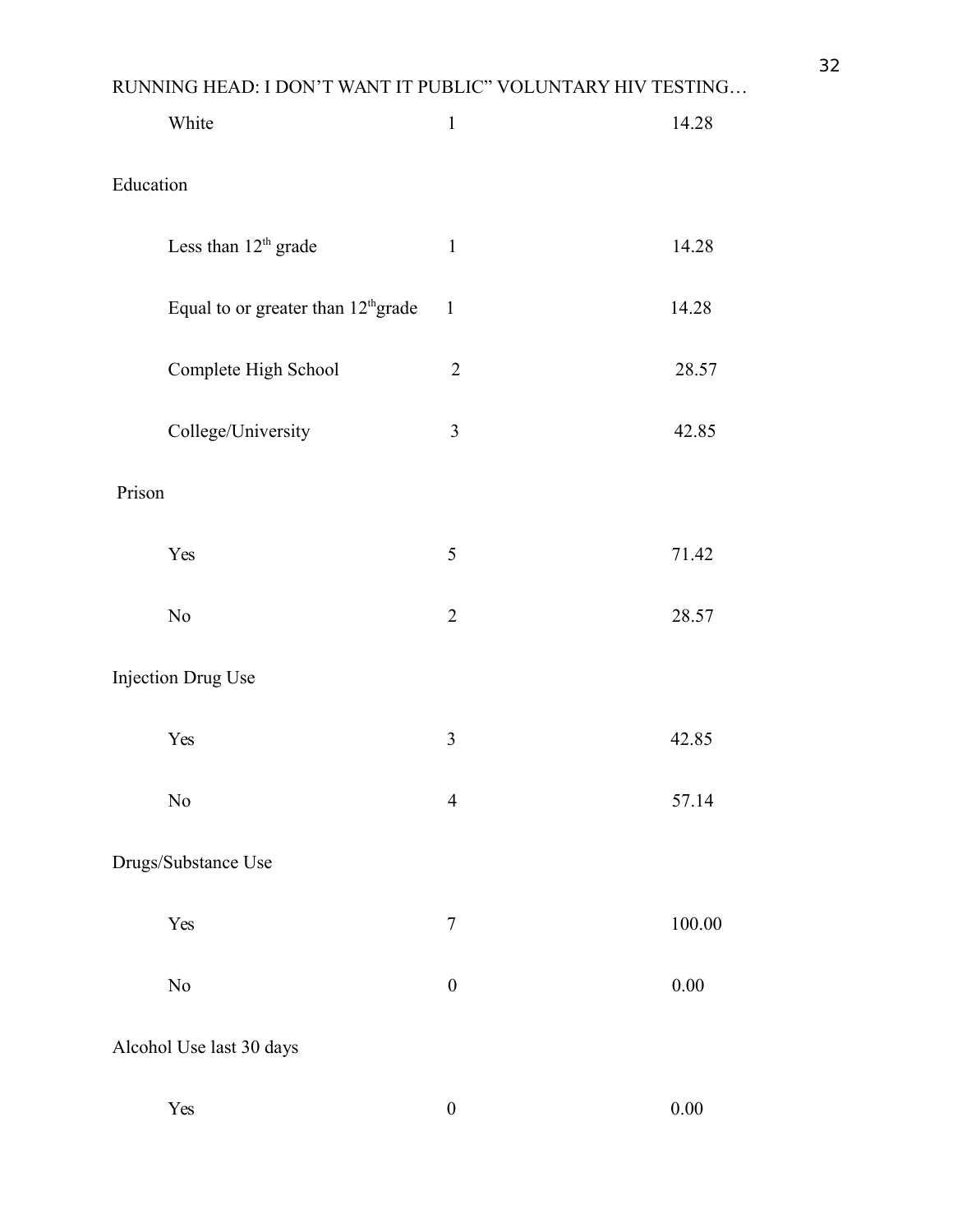| | | |
|---|---|---|
| White | 1 | 14.28 |
| Education | | |
| Less than 12th grade | 1 | 14.28 |
| Equal to or greater than 12thgrade | 1 | 14.28 |
| Complete High School | 2 | 28.57 |
| College/University | 3 | 42.85 |
| Prison | | |
| Yes | 5 | 71.42 |
| No | 2 | 28.57 |
| Injection Drug Use | | |
| Yes | 3 | 42.85 |
| No | 4 | 57.14 |
| Drugs/Substance Use | | |
| Yes | 7 | 100.00 |
| No | 0 | 0.00 |
| Alcohol Use last 30 days | | |
| Yes | 0 | 0.00 |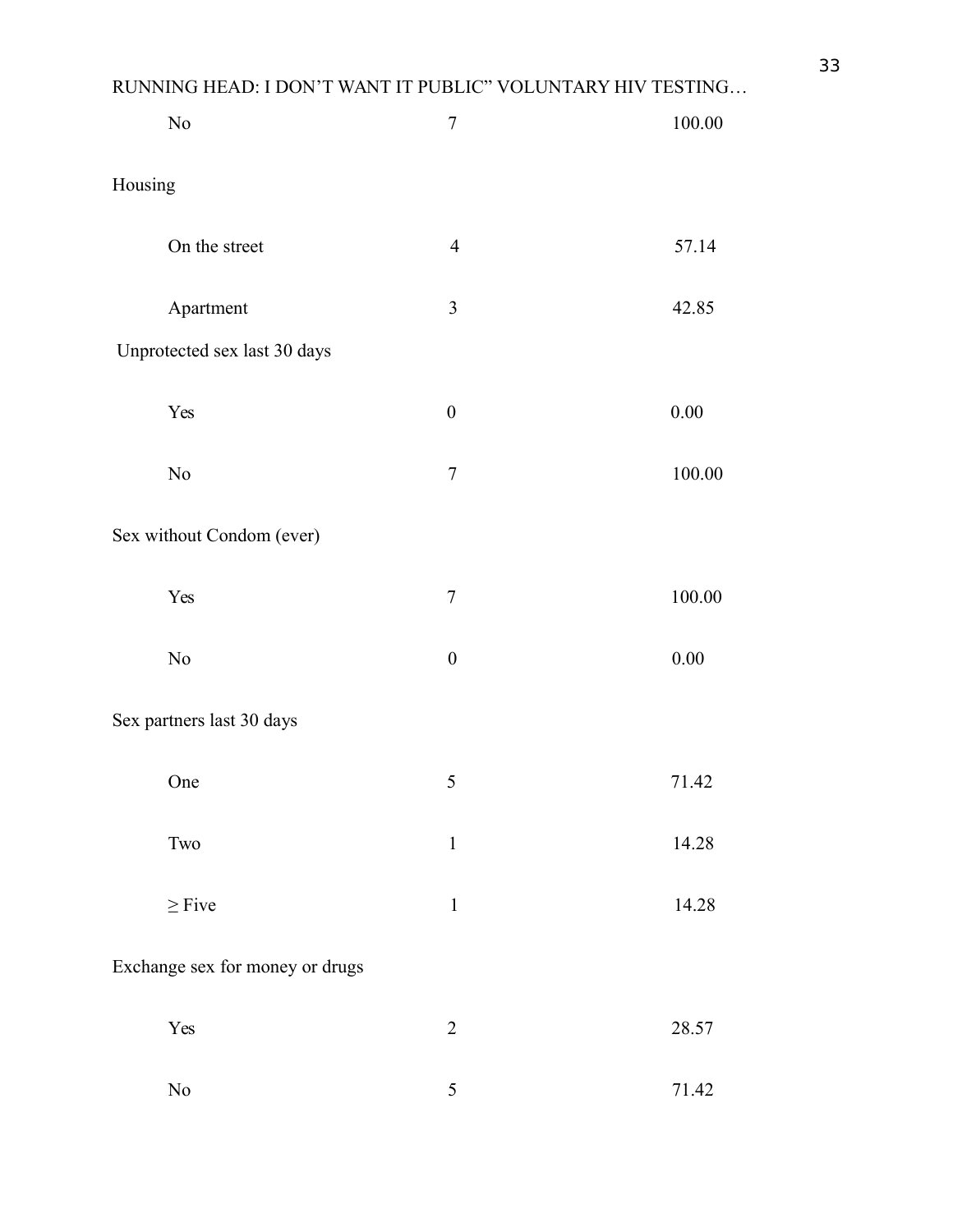| | | |
|---|---|---|
| No | 7 | 100.00 |
| Housing | | |
| On the street | 4 | 57.14 |
| Apartment | 3 | 42.85 |
| Unprotected sex last 30 days | | |
| Yes | 0 | 0.00 |
| No | 7 | 100.00 |
| Sex without Condom (ever) | | |
| Yes | 7 | 100.00 |
| No | 0 | 0.00 |
| Sex partners last 30 days | | |
| One | 5 | 71.42 |
| Two | 1 | 14.28 |
| ≥ Five | 1 | 14.28 |
| Exchange sex for money or drugs | | |
| Yes | 2 | 28.57 |
| No | 5 | 71.42 |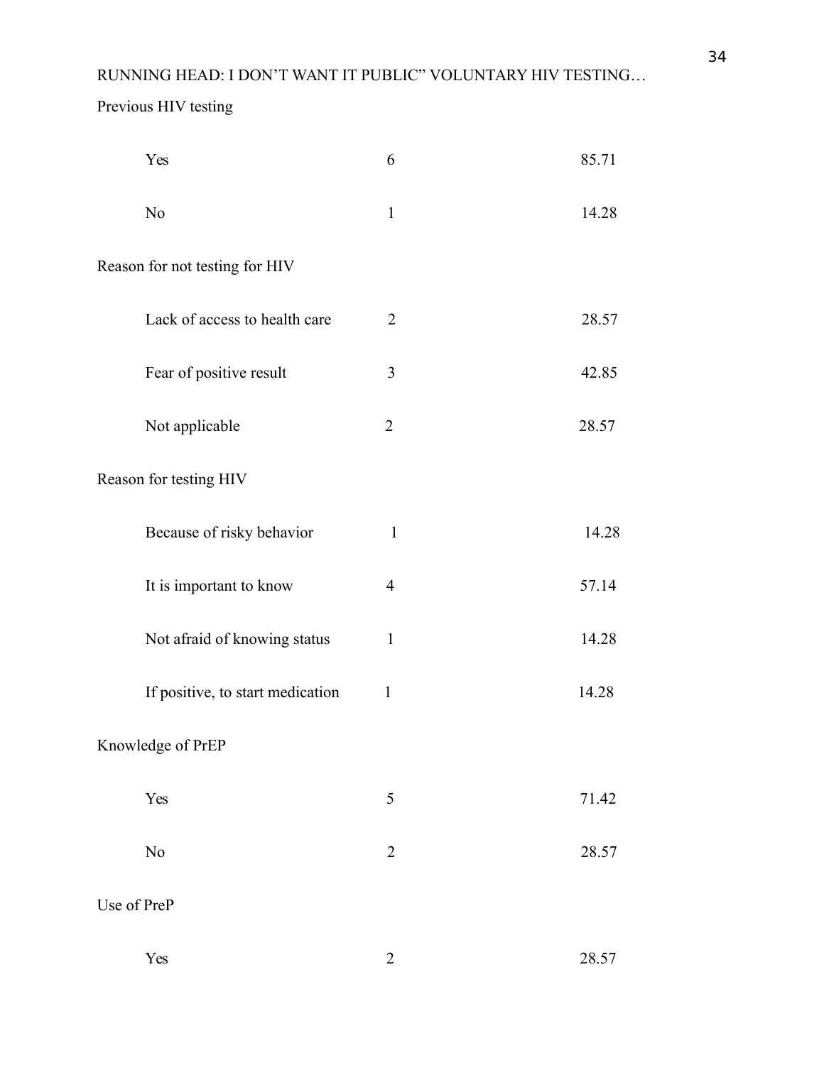| | | |
|---|---|---|
| Previous HIV testing | | |
| Yes | 6 | 85.71 |
| No | 1 | 14.28 |
| Reason for not testing for HIV | | |
| Lack of access to health care | 2 | 28.57 |
| Fear of positive result | 3 | 42.85 |
| Not applicable | 2 | 28.57 |
| Reason for testing HIV | | |
| Because of risky behavior | 1 | 14.28 |
| It is important to know | 4 | 57.14 |
| Not afraid of knowing status | 1 | 14.28 |
| If positive, to start medication | 1 | 14.28 |
| Knowledge of PrEP | | |
| Yes | 5 | 71.42 |
| No | 2 | 28.57 |
| Use of PreP | | |
| Yes | 2 | 28.57 |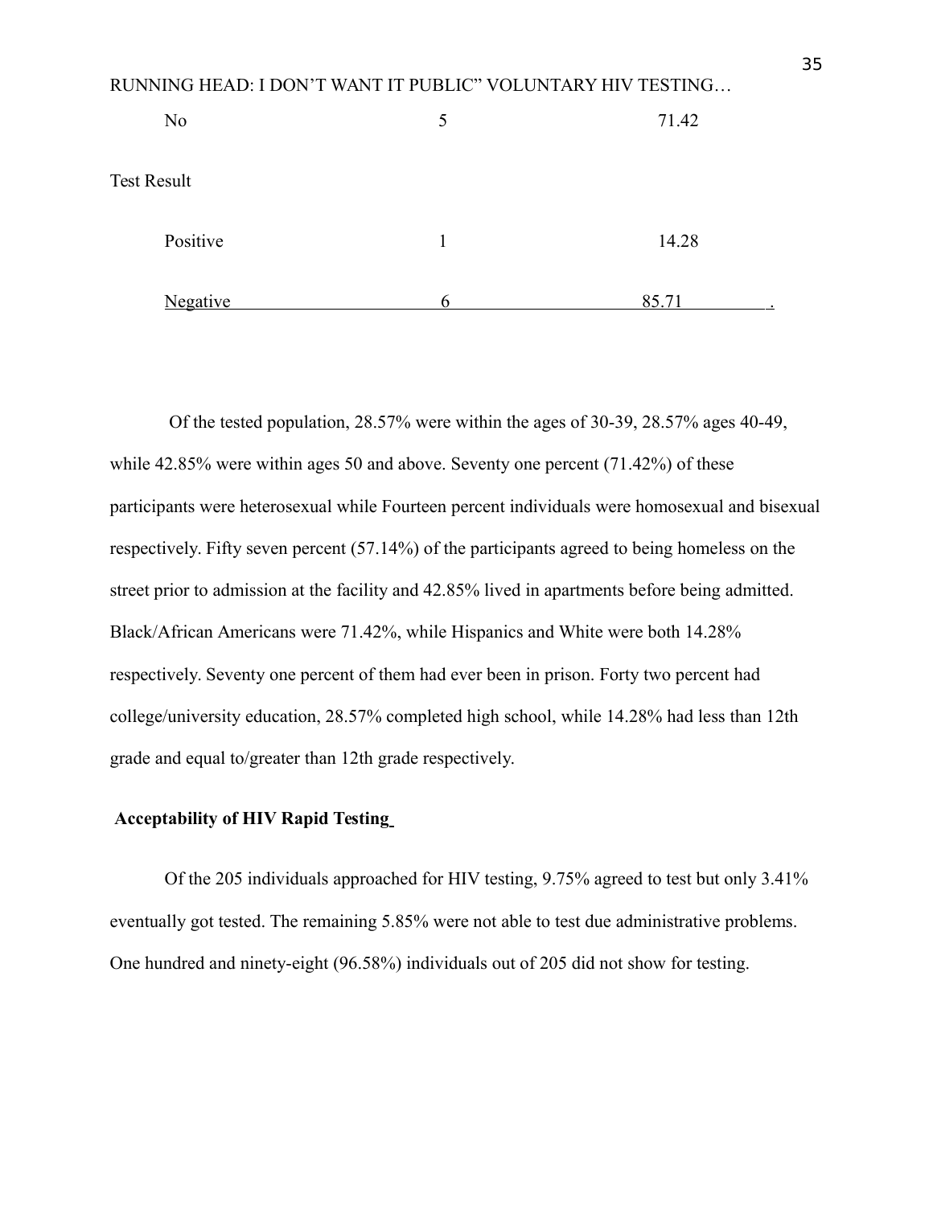| | | |
|---|---|---|
| No | 5 | 71.42 |
| Test Result | | |
| Positive | 1 | 14.28 |
| Negative | 6 | 85.71 |

Of the tested population, 28.57% were within the ages of 30-39, 28.57% ages 40-49, while 42.85% were within ages 50 and above. Seventy one percent (71.42%) of these participants were heterosexual while Fourteen percent individuals were homosexual and bisexual respectively. Fifty seven percent (57.14%) of the participants agreed to being homeless on the street prior to admission at the facility and 42.85% lived in apartments before being admitted. Black/African Americans were 71.42%, while Hispanics and White were both 14.28% respectively. Seventy one percent of them had ever been in prison. Forty two percent had college/university education, 28.57% completed high school, while 14.28% had less than 12th grade and equal to/greater than 12th grade respectively.

**Acceptability of HIV Rapid Testing**

Of the 205 individuals approached for HIV testing, 9.75% agreed to test but only 3.41% eventually got tested. The remaining 5.85% were not able to test due administrative problems. One hundred and ninety-eight (96.58%) individuals out of 205 did not show for testing.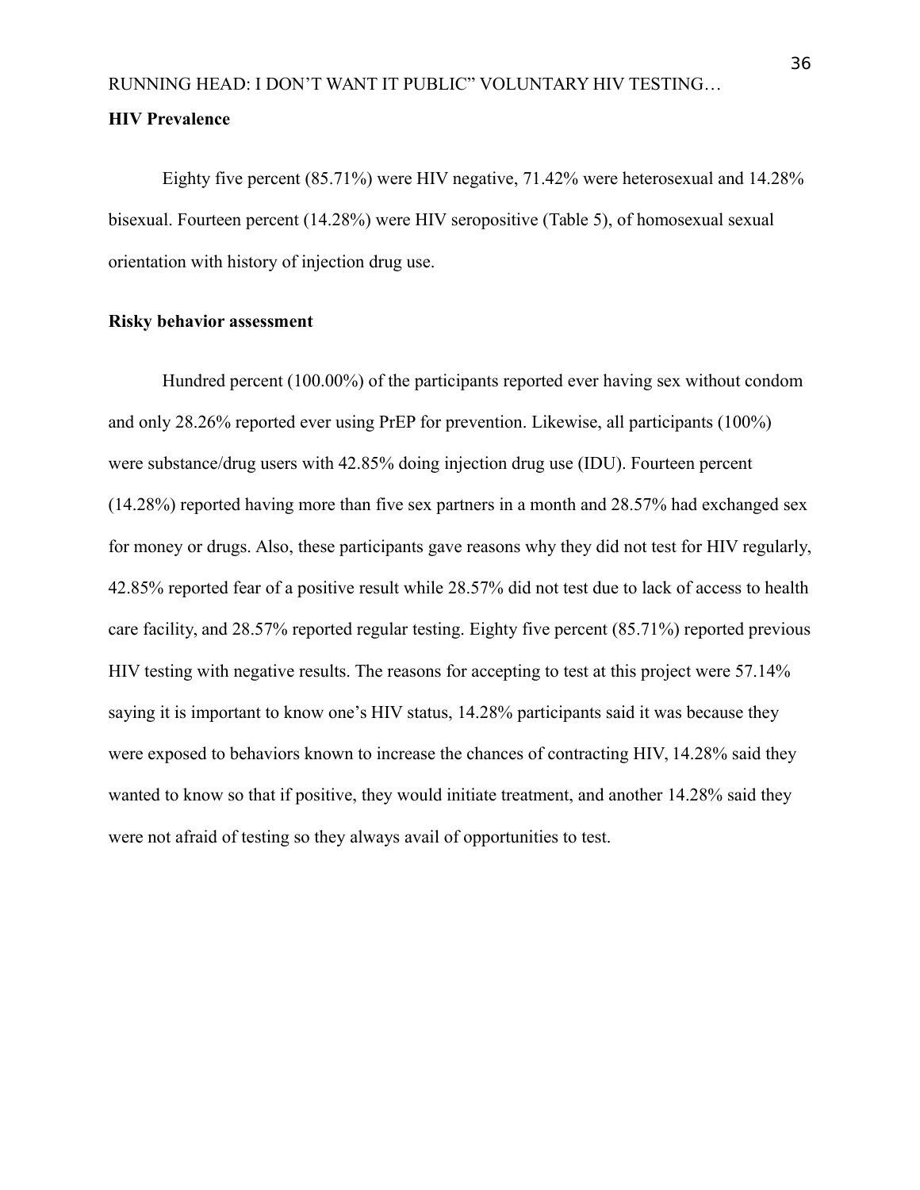**HIV Prevalence**

Eighty five percent (85.71%) were HIV negative, 71.42% were heterosexual and 14.28% bisexual. Fourteen percent (14.28%) were HIV seropositive (Table 5), of homosexual sexual orientation with history of injection drug use.

**Risky behavior assessment**

Hundred percent (100.00%) of the participants reported ever having sex without condom and only 28.26% reported ever using PrEP for prevention. Likewise, all participants (100%) were substance/drug users with 42.85% doing injection drug use (IDU). Fourteen percent (14.28%) reported having more than five sex partners in a month and 28.57% had exchanged sex for money or drugs. Also, these participants gave reasons why they did not test for HIV regularly, 42.85% reported fear of a positive result while 28.57% did not test due to lack of access to health care facility, and 28.57% reported regular testing. Eighty five percent (85.71%) reported previous HIV testing with negative results. The reasons for accepting to test at this project were 57.14% saying it is important to know one's HIV status, 14.28% participants said it was because they were exposed to behaviors known to increase the chances of contracting HIV, 14.28% said they wanted to know so that if positive, they would initiate treatment, and another 14.28% said they were not afraid of testing so they always avail of opportunities to test.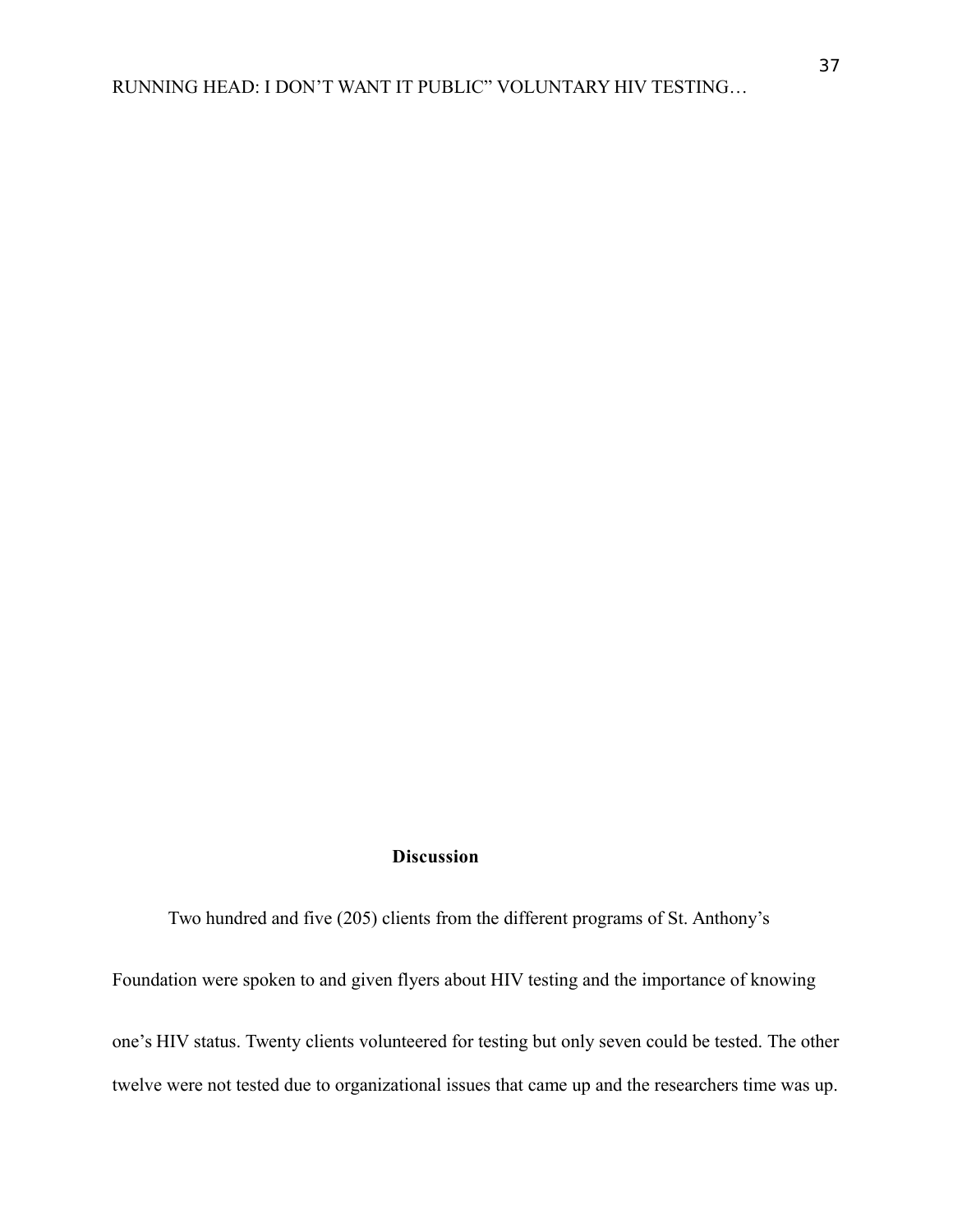# Discussion

Two hundred and five (205) clients from the different programs of St. Anthony's Foundation were spoken to and given flyers about HIV testing and the importance of knowing one's HIV status. Twenty clients volunteered for testing but only seven could be tested. The other twelve were not tested due to organizational issues that came up and the researchers time was up.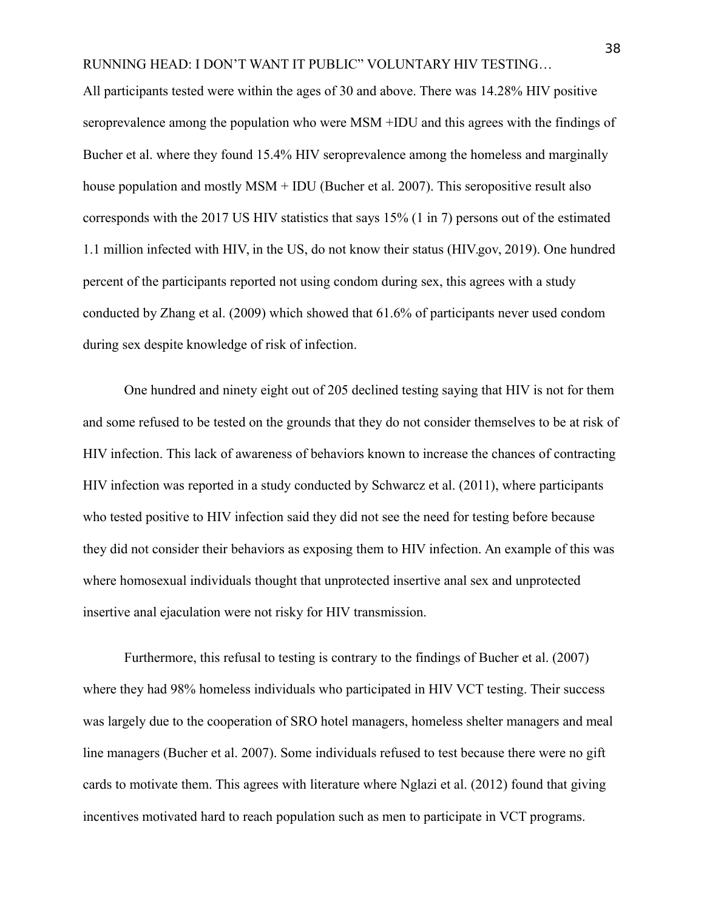All participants tested were within the ages of 30 and above. There was 14.28% HIV positive seroprevalence among the population who were MSM +IDU and this agrees with the findings of Bucher et al. where they found 15.4% HIV seroprevalence among the homeless and marginally house population and mostly MSM + IDU (Bucher et al. 2007). This seropositive result also corresponds with the 2017 US HIV statistics that says 15% (1 in 7) persons out of the estimated 1.1 million infected with HIV, in the US, do not know their status (HIV.gov, 2019). One hundred percent of the participants reported not using condom during sex, this agrees with a study conducted by Zhang et al. (2009) which showed that 61.6% of participants never used condom during sex despite knowledge of risk of infection.

One hundred and ninety eight out of 205 declined testing saying that HIV is not for them and some refused to be tested on the grounds that they do not consider themselves to be at risk of HIV infection. This lack of awareness of behaviors known to increase the chances of contracting HIV infection was reported in a study conducted by Schwarcz et al. (2011), where participants who tested positive to HIV infection said they did not see the need for testing before because they did not consider their behaviors as exposing them to HIV infection. An example of this was where homosexual individuals thought that unprotected insertive anal sex and unprotected insertive anal ejaculation were not risky for HIV transmission.

Furthermore, this refusal to testing is contrary to the findings of Bucher et al. (2007) where they had 98% homeless individuals who participated in HIV VCT testing. Their success was largely due to the cooperation of SRO hotel managers, homeless shelter managers and meal line managers (Bucher et al. 2007). Some individuals refused to test because there were no gift cards to motivate them. This agrees with literature where Nglazi et al. (2012) found that giving incentives motivated hard to reach population such as men to participate in VCT programs.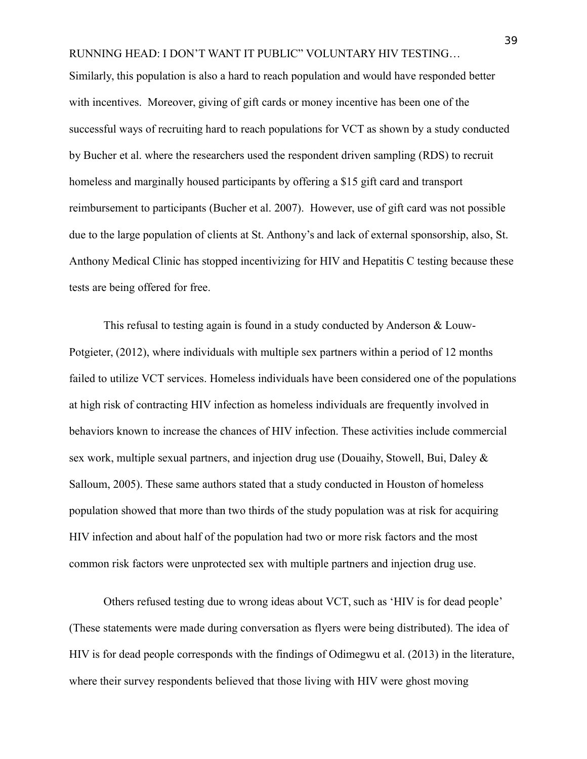Similarly, this population is also a hard to reach population and would have responded better with incentives. Moreover, giving of gift cards or money incentive has been one of the successful ways of recruiting hard to reach populations for VCT as shown by a study conducted by Bucher et al. where the researchers used the respondent driven sampling (RDS) to recruit homeless and marginally housed participants by offering a $15 gift card and transport reimbursement to participants (Bucher et al. 2007). However, use of gift card was not possible due to the large population of clients at St. Anthony's and lack of external sponsorship, also, St. Anthony Medical Clinic has stopped incentivizing for HIV and Hepatitis C testing because these tests are being offered for free.

This refusal to testing again is found in a study conducted by Anderson & Louw-Potgieter, (2012), where individuals with multiple sex partners within a period of 12 months failed to utilize VCT services. Homeless individuals have been considered one of the populations at high risk of contracting HIV infection as homeless individuals are frequently involved in behaviors known to increase the chances of HIV infection. These activities include commercial sex work, multiple sexual partners, and injection drug use (Douaihy, Stowell, Bui, Daley & Salloum, 2005). These same authors stated that a study conducted in Houston of homeless population showed that more than two thirds of the study population was at risk for acquiring HIV infection and about half of the population had two or more risk factors and the most common risk factors were unprotected sex with multiple partners and injection drug use.

Others refused testing due to wrong ideas about VCT, such as 'HIV is for dead people' (These statements were made during conversation as flyers were being distributed). The idea of HIV is for dead people corresponds with the findings of Odimegwu et al. (2013) in the literature, where their survey respondents believed that those living with HIV were ghost moving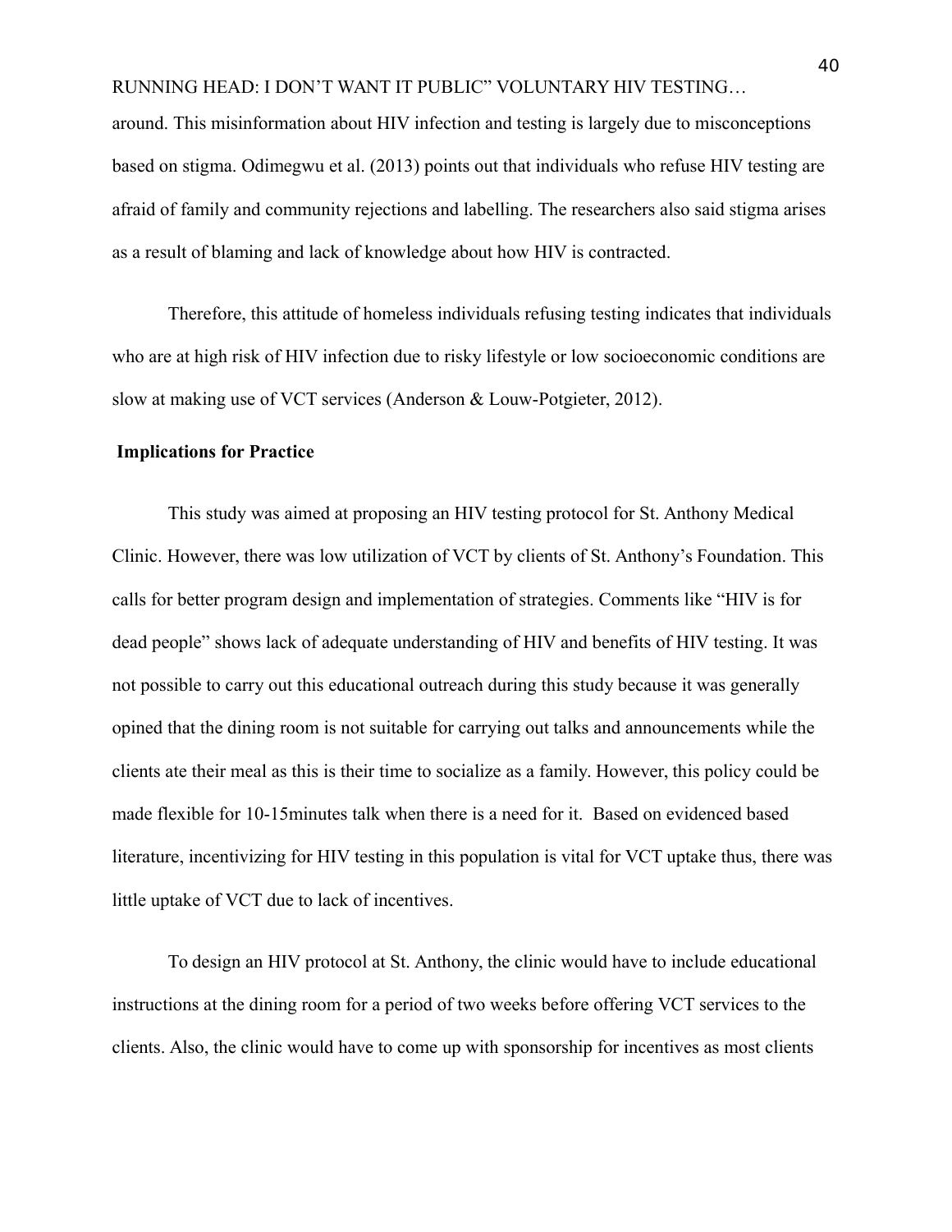around. This misinformation about HIV infection and testing is largely due to misconceptions based on stigma. Odimegwu et al. (2013) points out that individuals who refuse HIV testing are afraid of family and community rejections and labelling. The researchers also said stigma arises as a result of blaming and lack of knowledge about how HIV is contracted.

Therefore, this attitude of homeless individuals refusing testing indicates that individuals who are at high risk of HIV infection due to risky lifestyle or low socioeconomic conditions are slow at making use of VCT services (Anderson & Louw-Potgieter, 2012).

**Implications for Practice**

This study was aimed at proposing an HIV testing protocol for St. Anthony Medical Clinic. However, there was low utilization of VCT by clients of St. Anthony's Foundation. This calls for better program design and implementation of strategies. Comments like "HIV is for dead people" shows lack of adequate understanding of HIV and benefits of HIV testing. It was not possible to carry out this educational outreach during this study because it was generally opined that the dining room is not suitable for carrying out talks and announcements while the clients ate their meal as this is their time to socialize as a family. However, this policy could be made flexible for 10-15minutes talk when there is a need for it. Based on evidenced based literature, incentivizing for HIV testing in this population is vital for VCT uptake thus, there was little uptake of VCT due to lack of incentives.

To design an HIV protocol at St. Anthony, the clinic would have to include educational instructions at the dining room for a period of two weeks before offering VCT services to the clients. Also, the clinic would have to come up with sponsorship for incentives as most clients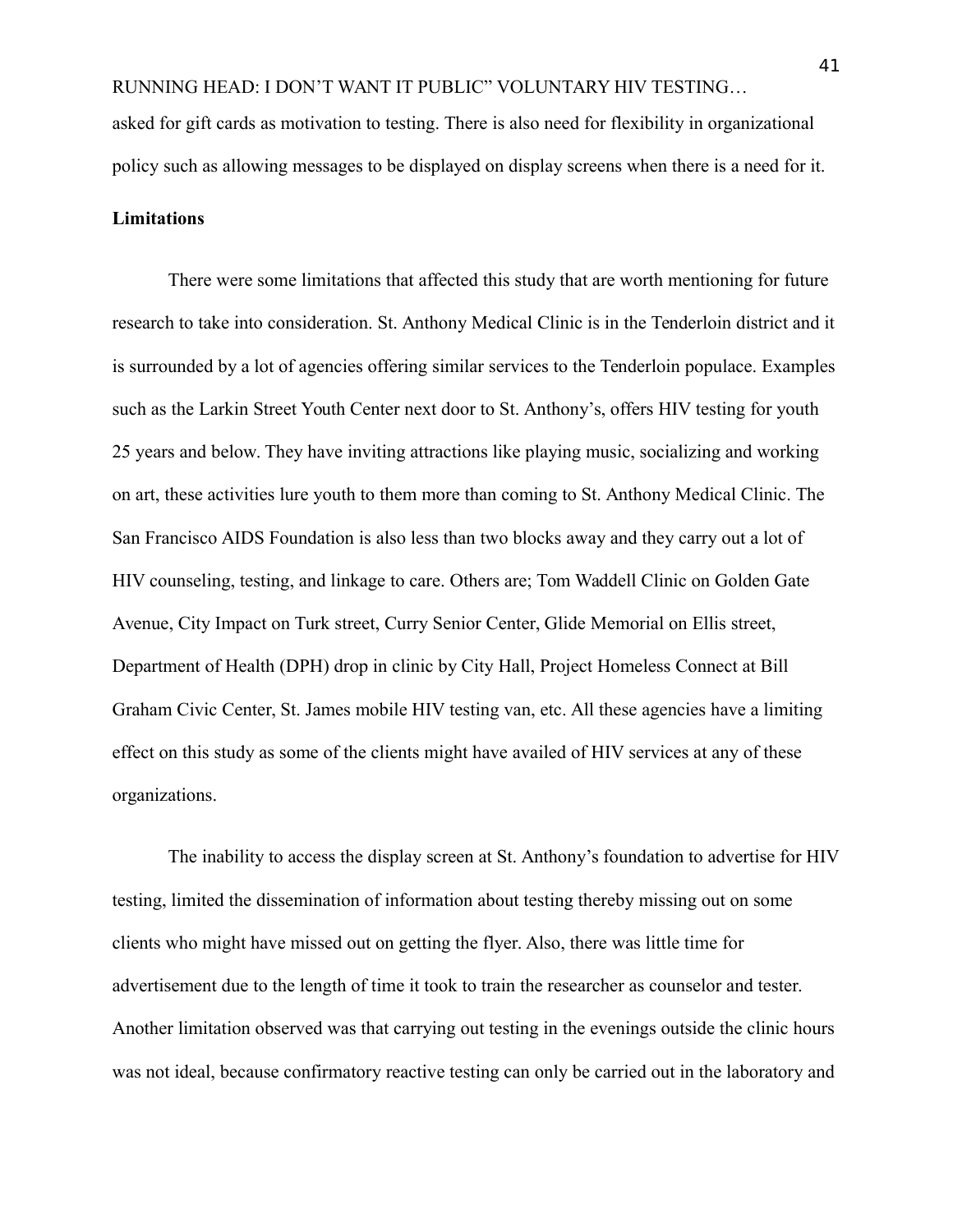asked for gift cards as motivation to testing. There is also need for flexibility in organizational policy such as allowing messages to be displayed on display screens when there is a need for it.

## Limitations

There were some limitations that affected this study that are worth mentioning for future research to take into consideration. St. Anthony Medical Clinic is in the Tenderloin district and it is surrounded by a lot of agencies offering similar services to the Tenderloin populace. Examples such as the Larkin Street Youth Center next door to St. Anthony's, offers HIV testing for youth 25 years and below. They have inviting attractions like playing music, socializing and working on art, these activities lure youth to them more than coming to St. Anthony Medical Clinic. The San Francisco AIDS Foundation is also less than two blocks away and they carry out a lot of HIV counseling, testing, and linkage to care. Others are; Tom Waddell Clinic on Golden Gate Avenue, City Impact on Turk street, Curry Senior Center, Glide Memorial on Ellis street, Department of Health (DPH) drop in clinic by City Hall, Project Homeless Connect at Bill Graham Civic Center, St. James mobile HIV testing van, etc. All these agencies have a limiting effect on this study as some of the clients might have availed of HIV services at any of these organizations.

The inability to access the display screen at St. Anthony's foundation to advertise for HIV testing, limited the dissemination of information about testing thereby missing out on some clients who might have missed out on getting the flyer. Also, there was little time for advertisement due to the length of time it took to train the researcher as counselor and tester. Another limitation observed was that carrying out testing in the evenings outside the clinic hours was not ideal, because confirmatory reactive testing can only be carried out in the laboratory and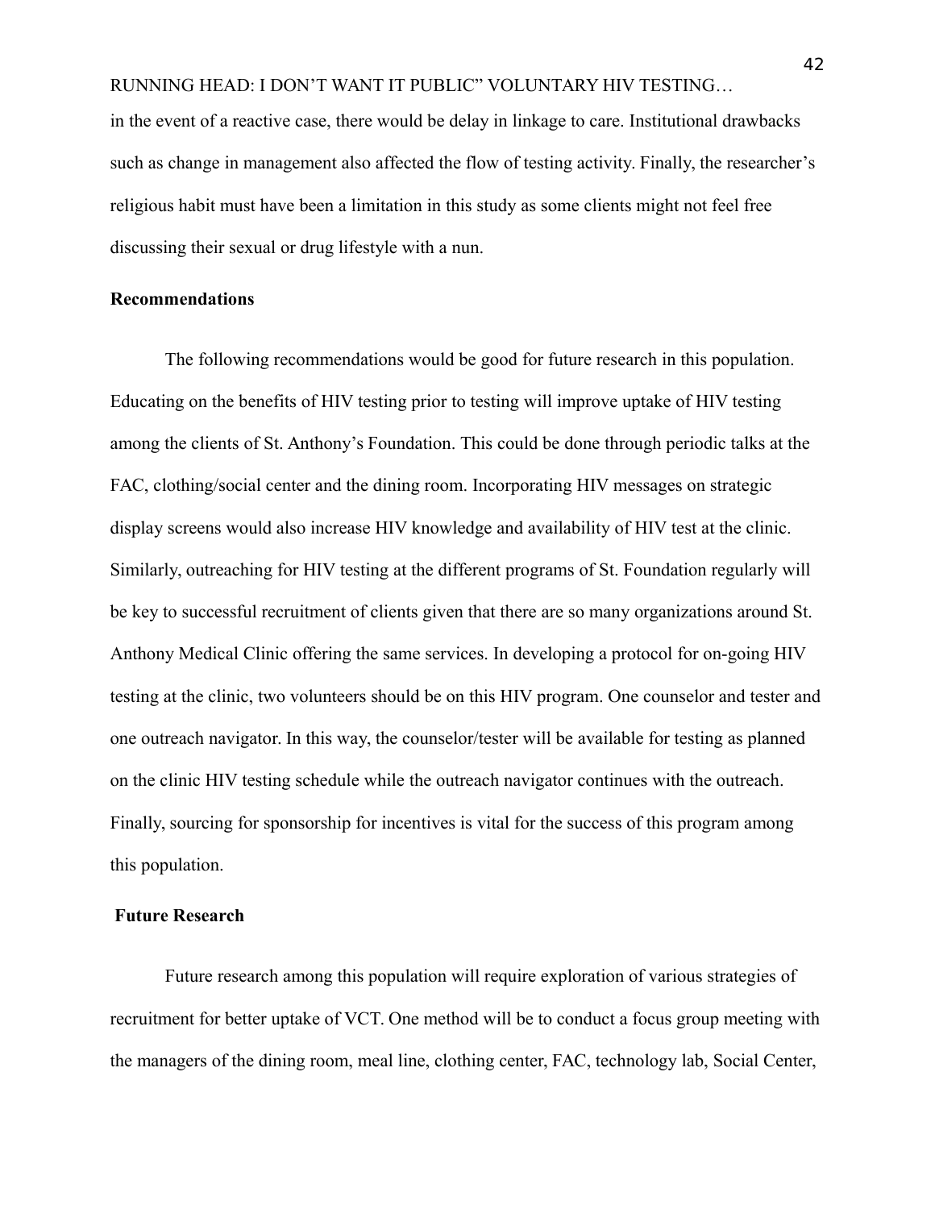in the event of a reactive case, there would be delay in linkage to care. Institutional drawbacks such as change in management also affected the flow of testing activity. Finally, the researcher's religious habit must have been a limitation in this study as some clients might not feel free discussing their sexual or drug lifestyle with a nun.

## Recommendations

The following recommendations would be good for future research in this population. Educating on the benefits of HIV testing prior to testing will improve uptake of HIV testing among the clients of St. Anthony's Foundation. This could be done through periodic talks at the FAC, clothing/social center and the dining room. Incorporating HIV messages on strategic display screens would also increase HIV knowledge and availability of HIV test at the clinic. Similarly, outreaching for HIV testing at the different programs of St. Foundation regularly will be key to successful recruitment of clients given that there are so many organizations around St. Anthony Medical Clinic offering the same services. In developing a protocol for on-going HIV testing at the clinic, two volunteers should be on this HIV program. One counselor and tester and one outreach navigator. In this way, the counselor/tester will be available for testing as planned on the clinic HIV testing schedule while the outreach navigator continues with the outreach. Finally, sourcing for sponsorship for incentives is vital for the success of this program among this population.

## Future Research

Future research among this population will require exploration of various strategies of recruitment for better uptake of VCT. One method will be to conduct a focus group meeting with the managers of the dining room, meal line, clothing center, FAC, technology lab, Social Center,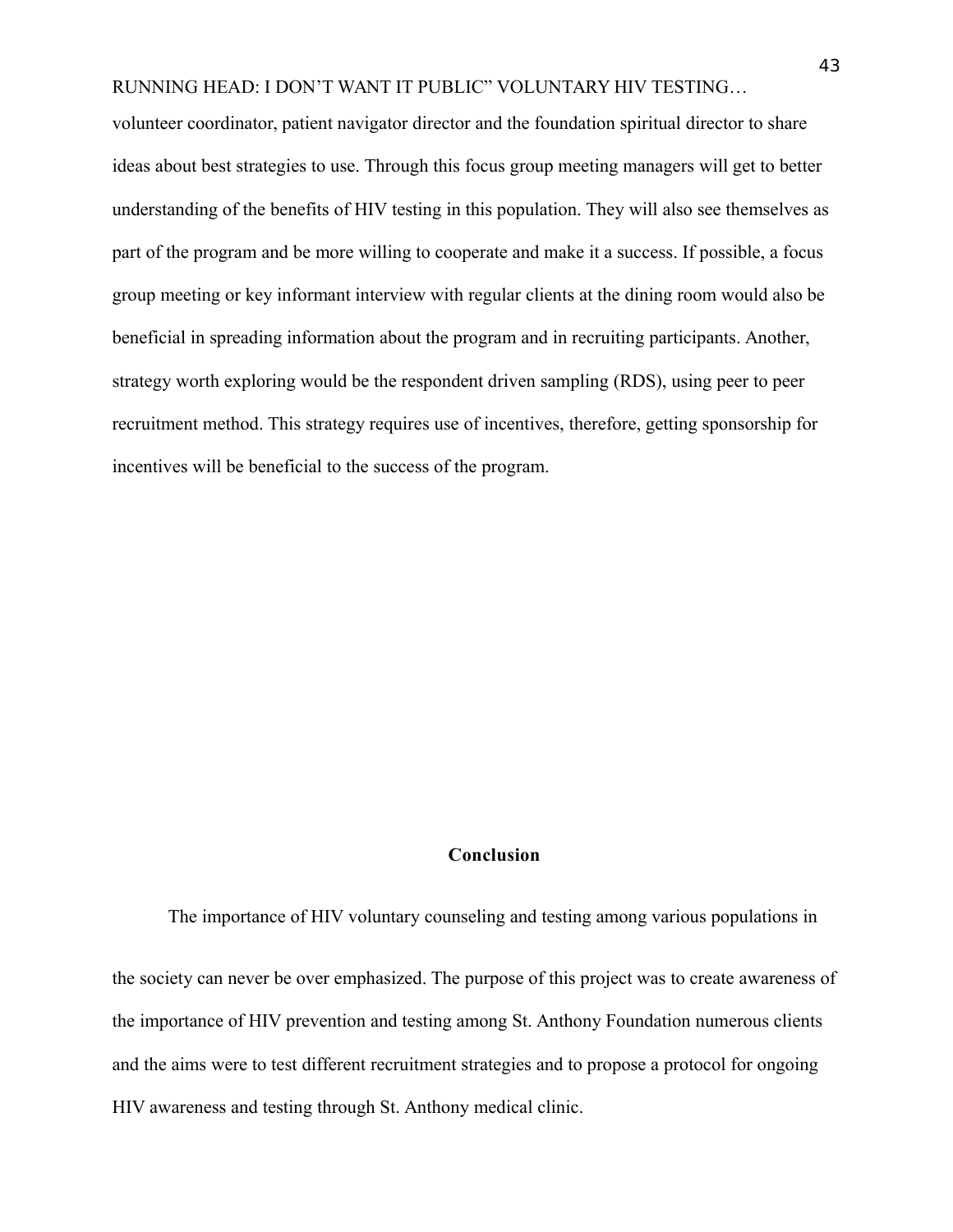volunteer coordinator, patient navigator director and the foundation spiritual director to share ideas about best strategies to use. Through this focus group meeting managers will get to better understanding of the benefits of HIV testing in this population. They will also see themselves as part of the program and be more willing to cooperate and make it a success. If possible, a focus group meeting or key informant interview with regular clients at the dining room would also be beneficial in spreading information about the program and in recruiting participants. Another, strategy worth exploring would be the respondent driven sampling (RDS), using peer to peer recruitment method. This strategy requires use of incentives, therefore, getting sponsorship for incentives will be beneficial to the success of the program.

## Conclusion

The importance of HIV voluntary counseling and testing among various populations in the society can never be over emphasized. The purpose of this project was to create awareness of the importance of HIV prevention and testing among St. Anthony Foundation numerous clients and the aims were to test different recruitment strategies and to propose a protocol for ongoing HIV awareness and testing through St. Anthony medical clinic.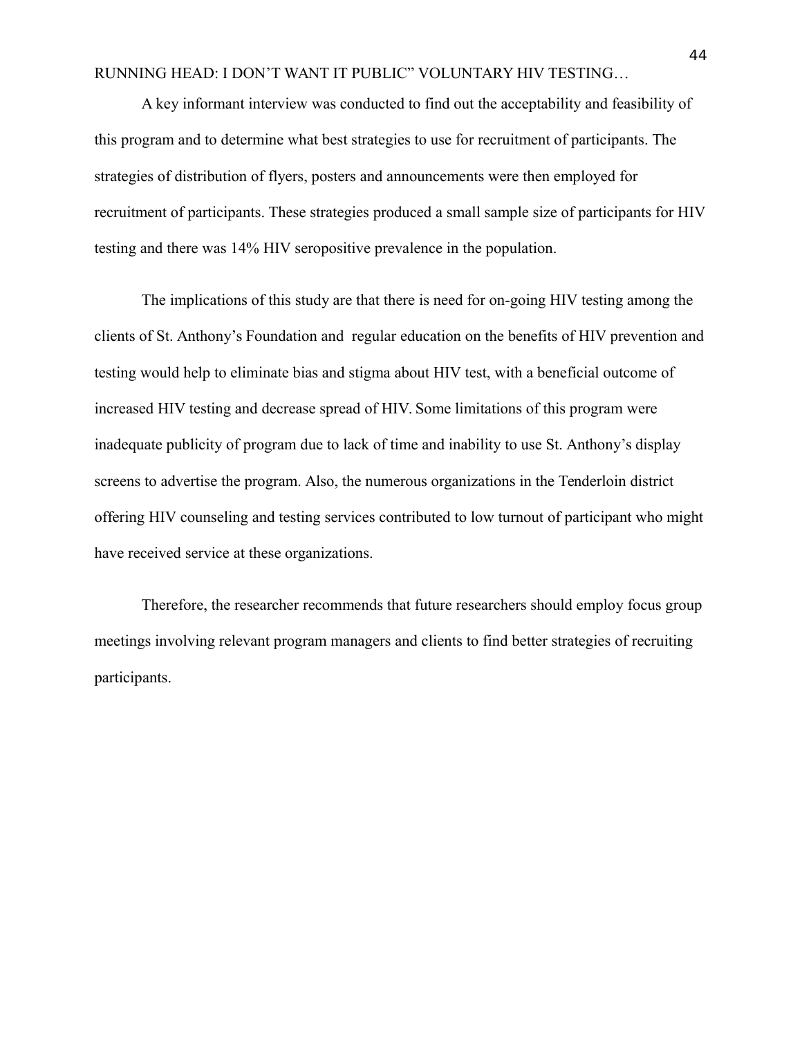A key informant interview was conducted to find out the acceptability and feasibility of this program and to determine what best strategies to use for recruitment of participants. The strategies of distribution of flyers, posters and announcements were then employed for recruitment of participants. These strategies produced a small sample size of participants for HIV testing and there was 14% HIV seropositive prevalence in the population.

The implications of this study are that there is need for on-going HIV testing among the clients of St. Anthony's Foundation and regular education on the benefits of HIV prevention and testing would help to eliminate bias and stigma about HIV test, with a beneficial outcome of increased HIV testing and decrease spread of HIV. Some limitations of this program were inadequate publicity of program due to lack of time and inability to use St. Anthony's display screens to advertise the program. Also, the numerous organizations in the Tenderloin district offering HIV counseling and testing services contributed to low turnout of participant who might have received service at these organizations.

Therefore, the researcher recommends that future researchers should employ focus group meetings involving relevant program managers and clients to find better strategies of recruiting participants.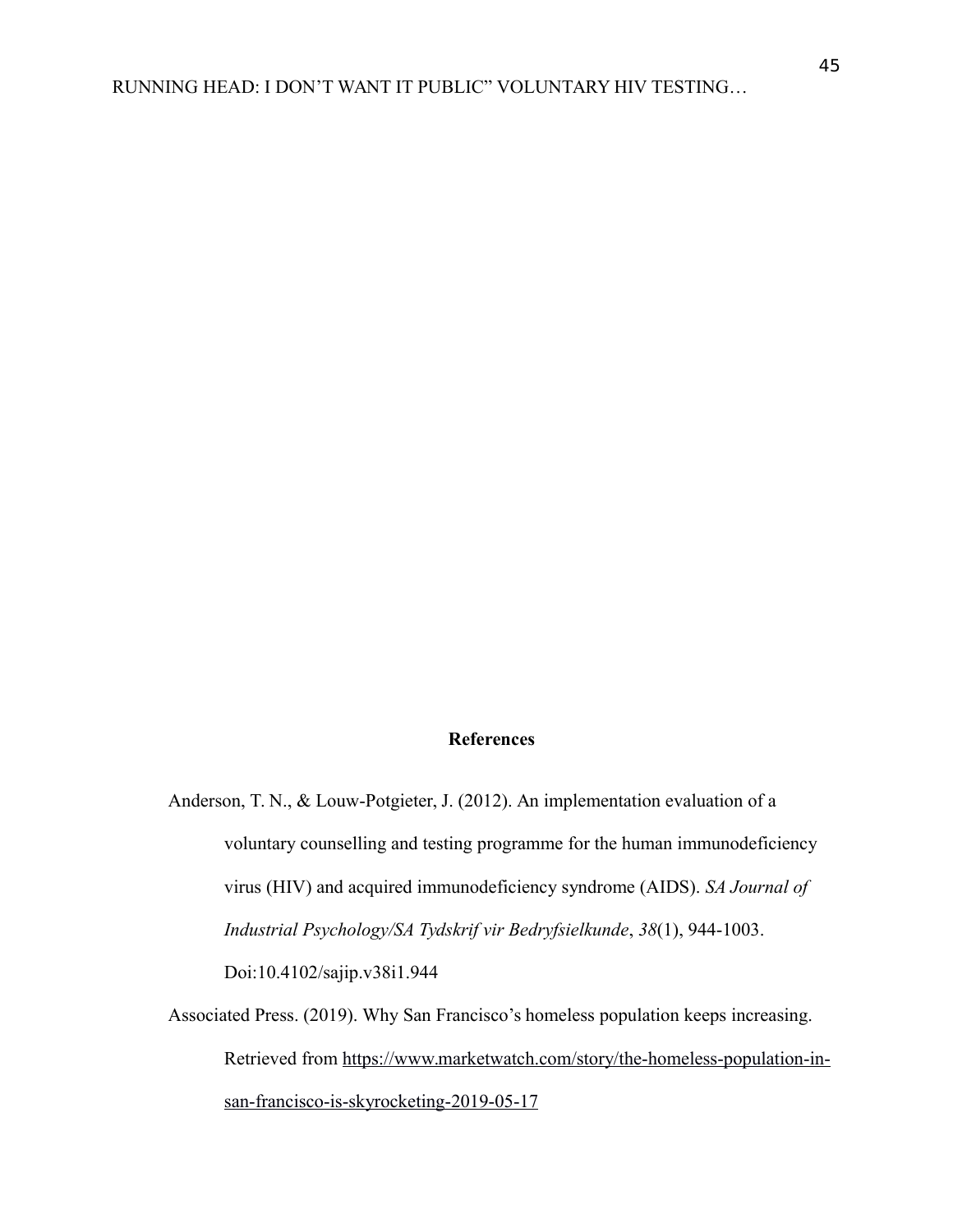## References

Anderson, T. N., & Louw-Potgieter, J. (2012). An implementation evaluation of a voluntary counselling and testing programme for the human immunodeficiency virus (HIV) and acquired immunodeficiency syndrome (AIDS). *SA Journal of Industrial Psychology/SA Tydskrif vir Bedryfsielkunde*, *38*(1), 944-1003. Doi:10.4102/sajip.v38i1.944

Associated Press. (2019). Why San Francisco's homeless population keeps increasing. Retrieved from https://www.marketwatch.com/story/the-homeless-population-in-san-francisco-is-skyrocketing-2019-05-17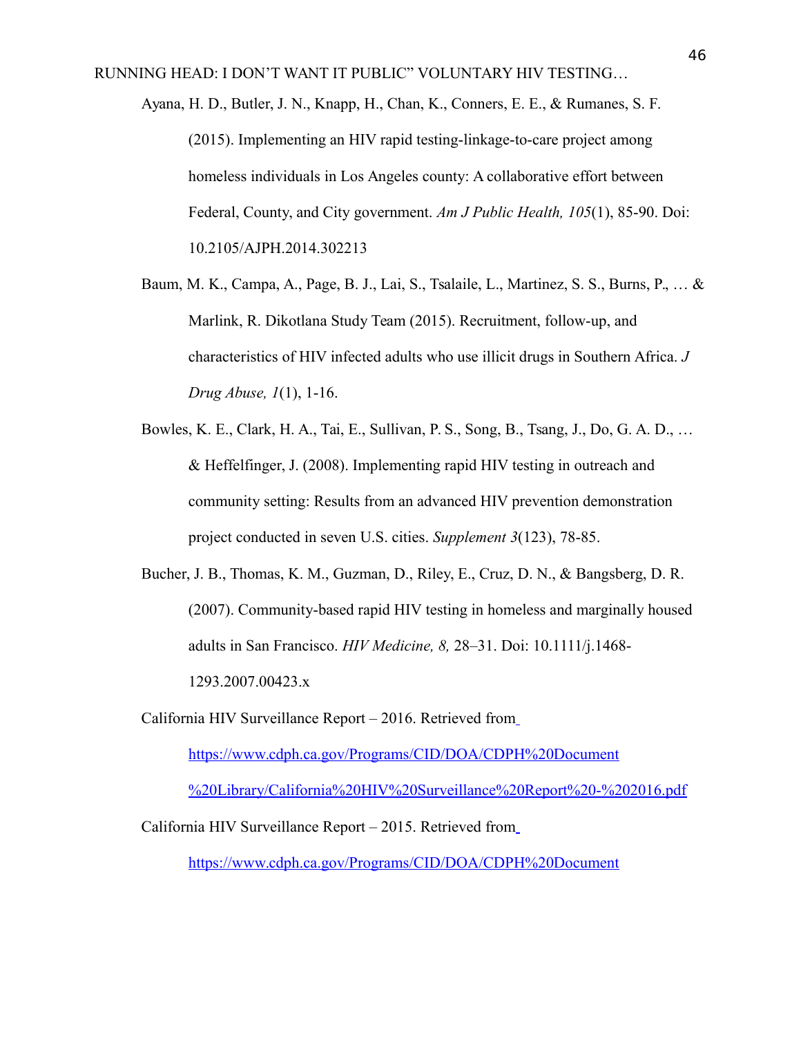Ayana, H. D., Butler, J. N., Knapp, H., Chan, K., Conners, E. E., & Rumanes, S. F. (2015). Implementing an HIV rapid testing-linkage-to-care project among homeless individuals in Los Angeles county: A collaborative effort between Federal, County, and City government. *Am J Public Health, 105*(1), 85-90. Doi: 10.2105/AJPH.2014.302213

Baum, M. K., Campa, A., Page, B. J., Lai, S., Tsalaile, L., Martinez, S. S., Burns, P., … & Marlink, R. Dikotlana Study Team (2015). Recruitment, follow-up, and characteristics of HIV infected adults who use illicit drugs in Southern Africa. *J Drug Abuse, 1*(1), 1-16.

Bowles, K. E., Clark, H. A., Tai, E., Sullivan, P. S., Song, B., Tsang, J., Do, G. A. D., … & Heffelfinger, J. (2008). Implementing rapid HIV testing in outreach and community setting: Results from an advanced HIV prevention demonstration project conducted in seven U.S. cities. *Supplement 3*(123), 78-85.

Bucher, J. B., Thomas, K. M., Guzman, D., Riley, E., Cruz, D. N., & Bangsberg, D. R. (2007). Community-based rapid HIV testing in homeless and marginally housed adults in San Francisco. *HIV Medicine, 8,* 28–31. Doi: 10.1111/j.1468-1293.2007.00423.x

California HIV Surveillance Report – 2016. Retrieved from [https://www.cdph.ca.gov/Programs/CID/DOA/CDPH%20Document%20Library/California%20HIV%20Surveillance%20Report%20-%202016.pdf](https://www.cdph.ca.gov/Programs/CID/DOA/CDPH%20Document%20Library/California%20HIV%20Surveillance%20Report%20-%202016.pdf)

California HIV Surveillance Report – 2015. Retrieved from https://www.cdph.ca.gov/Programs/CID/DOA/CDPH%20Document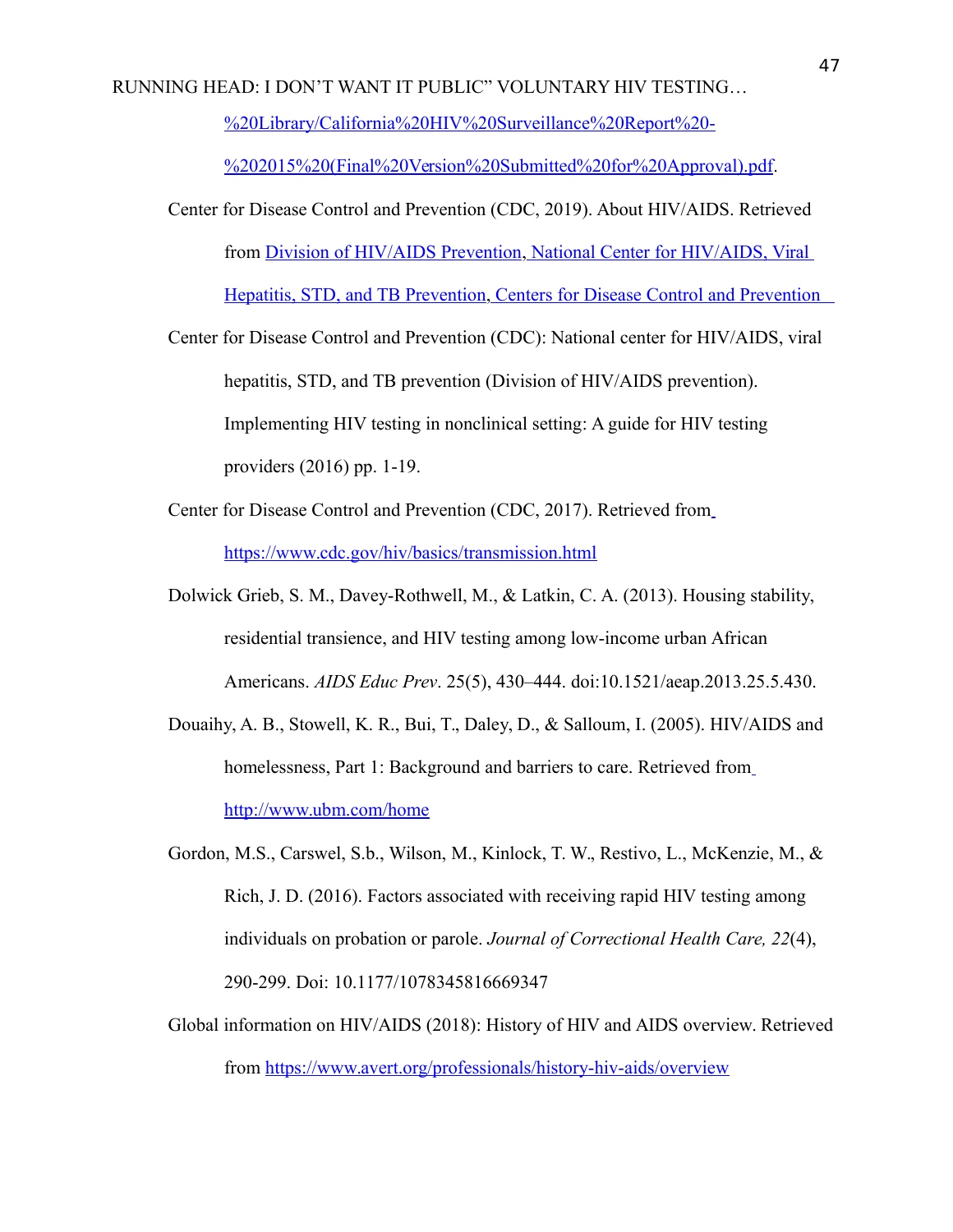%20Library/California%20HIV%20Surveillance%20Report%20-%202015%20(Final%20Version%20Submitted%20for%20Approval).pdf.

Center for Disease Control and Prevention (CDC, 2019). About HIV/AIDS. Retrieved from Division of HIV/AIDS Prevention, National Center for HIV/AIDS, Viral Hepatitis, STD, and TB Prevention, Centers for Disease Control and Prevention

Center for Disease Control and Prevention (CDC): National center for HIV/AIDS, viral hepatitis, STD, and TB prevention (Division of HIV/AIDS prevention). Implementing HIV testing in nonclinical setting: A guide for HIV testing providers (2016) pp. 1-19.

Center for Disease Control and Prevention (CDC, 2017). Retrieved from https://www.cdc.gov/hiv/basics/transmission.html

Dolwick Grieb, S. M., Davey-Rothwell, M., & Latkin, C. A. (2013). Housing stability, residential transience, and HIV testing among low-income urban African Americans. *AIDS Educ Prev*. 25(5), 430–444. doi:10.1521/aeap.2013.25.5.430.

Douaihy, A. B., Stowell, K. R., Bui, T., Daley, D., & Salloum, I. (2005). HIV/AIDS and homelessness, Part 1: Background and barriers to care. Retrieved from http://www.ubm.com/home

Gordon, M.S., Carswel, S.b., Wilson, M., Kinlock, T. W., Restivo, L., McKenzie, M., & Rich, J. D. (2016). Factors associated with receiving rapid HIV testing among individuals on probation or parole. *Journal of Correctional Health Care, 22*(4), 290-299. Doi: 10.1177/1078345816669347

Global information on HIV/AIDS (2018): History of HIV and AIDS overview. Retrieved from https://www.avert.org/professionals/history-hiv-aids/overview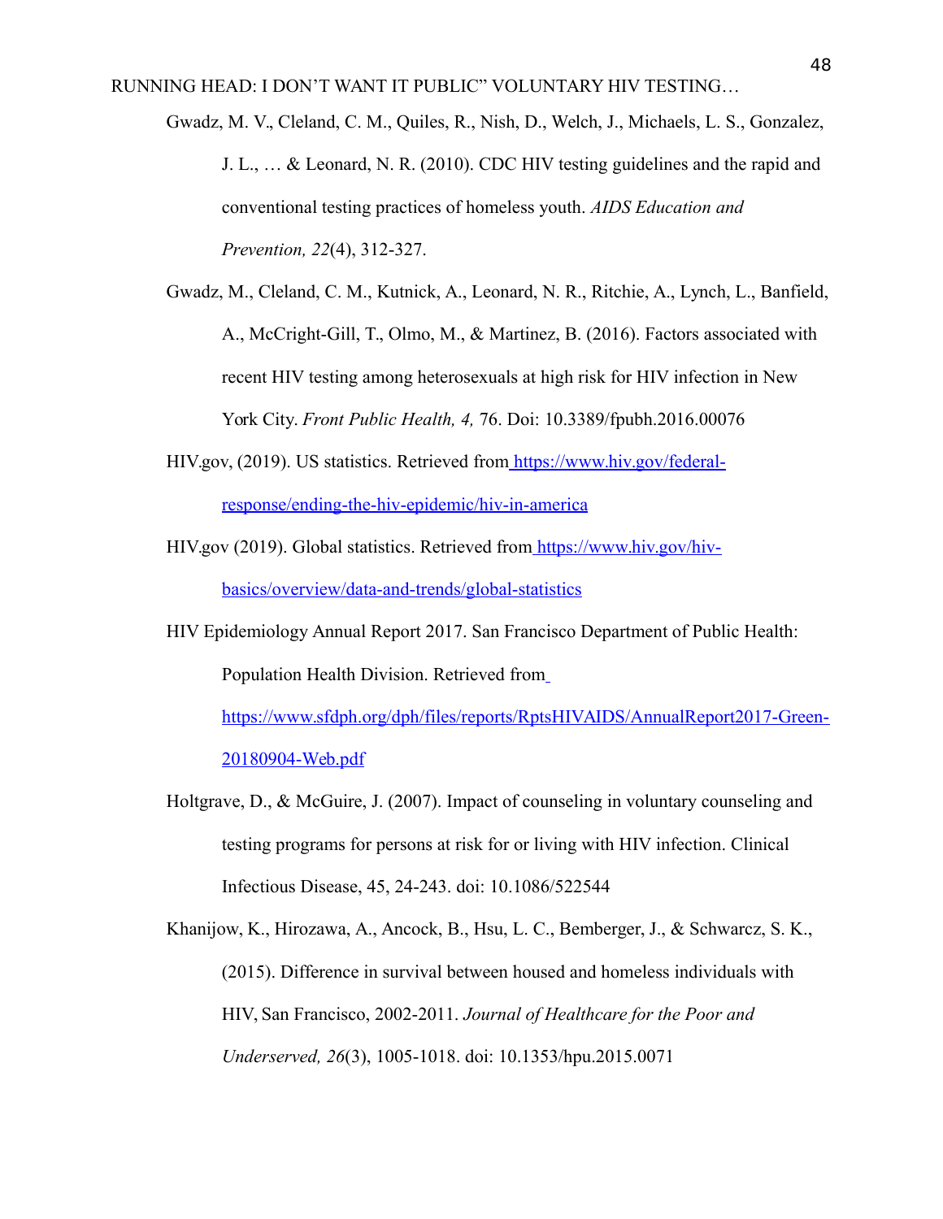Gwadz, M. V., Cleland, C. M., Quiles, R., Nish, D., Welch, J., Michaels, L. S., Gonzalez, J. L., … & Leonard, N. R. (2010). CDC HIV testing guidelines and the rapid and conventional testing practices of homeless youth. *AIDS Education and Prevention, 22*(4), 312-327.

Gwadz, M., Cleland, C. M., Kutnick, A., Leonard, N. R., Ritchie, A., Lynch, L., Banfield, A., McCright-Gill, T., Olmo, M., & Martinez, B. (2016). Factors associated with recent HIV testing among heterosexuals at high risk for HIV infection in New York City. *Front Public Health, 4,* 76. Doi: 10.3389/fpubh.2016.00076

HIV.gov, (2019). US statistics. Retrieved from https://www.hiv.gov/federal-response/ending-the-hiv-epidemic/hiv-in-america

HIV.gov (2019). Global statistics. Retrieved from https://www.hiv.gov/hiv-basics/overview/data-and-trends/global-statistics

HIV Epidemiology Annual Report 2017. San Francisco Department of Public Health: Population Health Division. Retrieved from https://www.sfdph.org/dph/files/reports/RptsHIVAIDS/AnnualReport2017-Green-20180904-Web.pdf

Holtgrave, D., & McGuire, J. (2007). Impact of counseling in voluntary counseling and testing programs for persons at risk for or living with HIV infection. Clinical Infectious Disease, 45, 24-243. doi: 10.1086/522544

Khanijow, K., Hirozawa, A., Ancock, B., Hsu, L. C., Bemberger, J., & Schwarcz, S. K., (2015). Difference in survival between housed and homeless individuals with HIV, San Francisco, 2002-2011. *Journal of Healthcare for the Poor and Underserved, 26*(3), 1005-1018. doi: 10.1353/hpu.2015.0071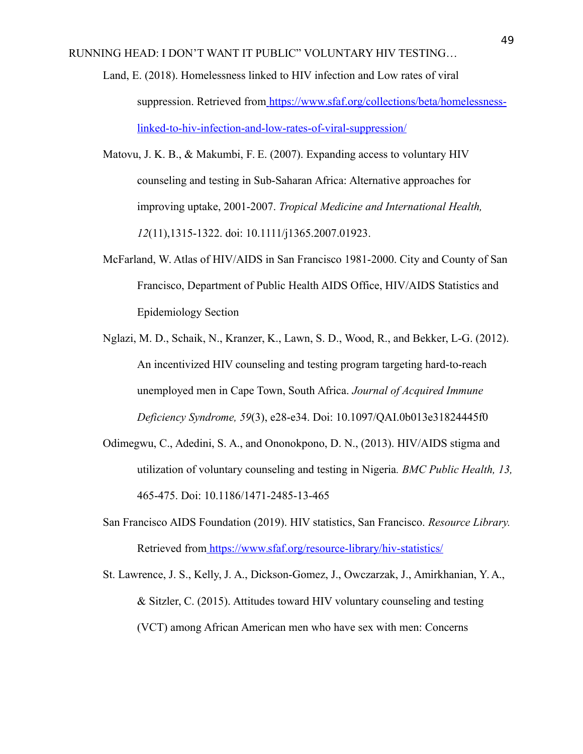Land, E. (2018). Homelessness linked to HIV infection and Low rates of viral suppression. Retrieved from https://www.sfaf.org/collections/beta/homelessness-linked-to-hiv-infection-and-low-rates-of-viral-suppression/

Matovu, J. K. B., & Makumbi, F. E. (2007). Expanding access to voluntary HIV counseling and testing in Sub-Saharan Africa: Alternative approaches for improving uptake, 2001-2007. *Tropical Medicine and International Health, 12*(11),1315-1322. doi: 10.1111/j1365.2007.01923.

McFarland, W. Atlas of HIV/AIDS in San Francisco 1981-2000. City and County of San Francisco, Department of Public Health AIDS Office, HIV/AIDS Statistics and Epidemiology Section

Nglazi, M. D., Schaik, N., Kranzer, K., Lawn, S. D., Wood, R., and Bekker, L-G. (2012). An incentivized HIV counseling and testing program targeting hard-to-reach unemployed men in Cape Town, South Africa. *Journal of Acquired Immune Deficiency Syndrome, 59*(3), e28-e34. Doi: 10.1097/QAI.0b013e31824445f0

Odimegwu, C., Adedini, S. A., and Ononokpono, D. N., (2013). HIV/AIDS stigma and utilization of voluntary counseling and testing in Nigeria*. BMC Public Health, 13,* 465-475. Doi: 10.1186/1471-2485-13-465

San Francisco AIDS Foundation (2019). HIV statistics, San Francisco. *Resource Library.* Retrieved from https://www.sfaf.org/resource-library/hiv-statistics/

St. Lawrence, J. S., Kelly, J. A., Dickson-Gomez, J., Owczarzak, J., Amirkhanian, Y. A., & Sitzler, C. (2015). Attitudes toward HIV voluntary counseling and testing (VCT) among African American men who have sex with men: Concerns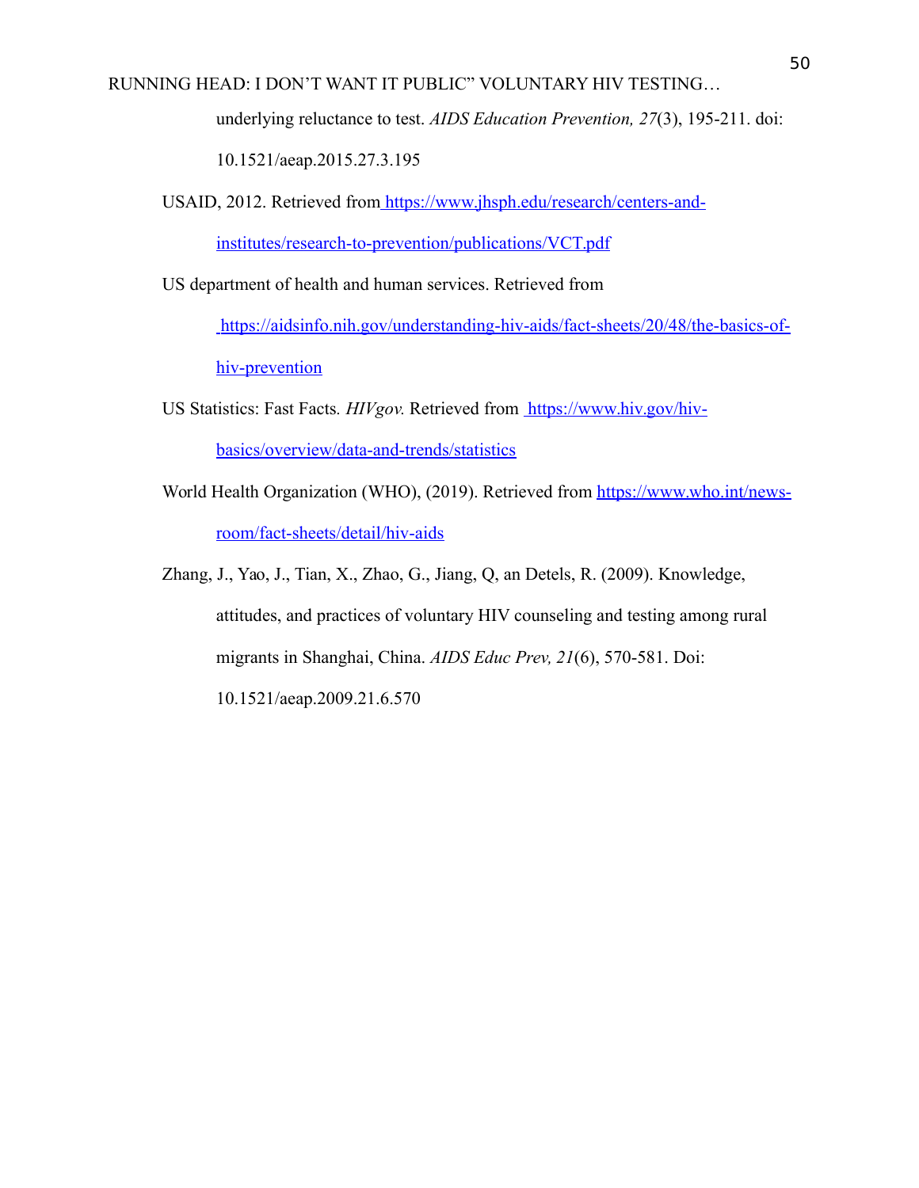underlying reluctance to test. *AIDS Education Prevention, 27*(3), 195-211. doi: 10.1521/aeap.2015.27.3.195

USAID, 2012. Retrieved from https://www.jhsph.edu/research/centers-and-institutes/research-to-prevention/publications/VCT.pdf

US department of health and human services. Retrieved from https://aidsinfo.nih.gov/understanding-hiv-aids/fact-sheets/20/48/the-basics-of-hiv-prevention

US Statistics: Fast Facts. *HIVgov.* Retrieved from https://www.hiv.gov/hiv-basics/overview/data-and-trends/statistics

World Health Organization (WHO), (2019). Retrieved from https://www.who.int/news-room/fact-sheets/detail/hiv-aids

Zhang, J., Yao, J., Tian, X., Zhao, G., Jiang, Q, an Detels, R. (2009). Knowledge, attitudes, and practices of voluntary HIV counseling and testing among rural migrants in Shanghai, China. *AIDS Educ Prev, 21*(6), 570-581. Doi: 10.1521/aeap.2009.21.6.570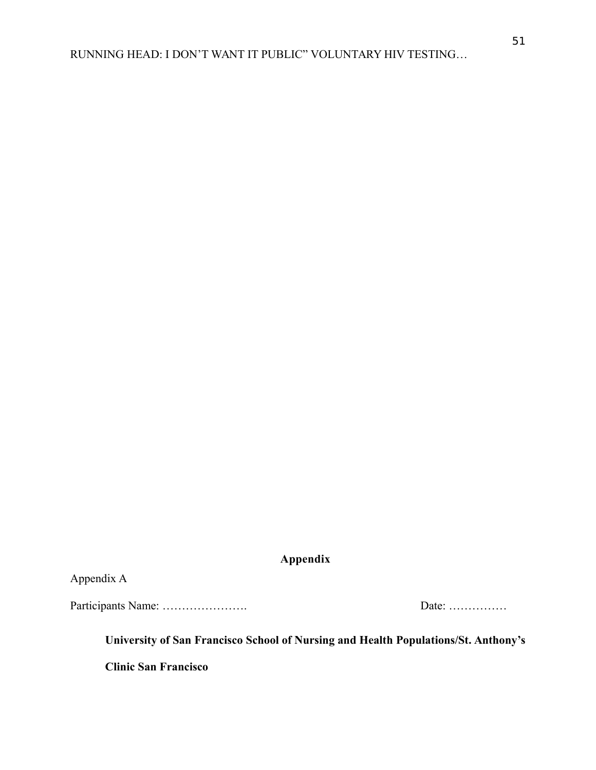## Appendix

Appendix A

Participants Name: …………………. Date: ……………

**University of San Francisco School of Nursing and Health Populations/St. Anthony's Clinic San Francisco**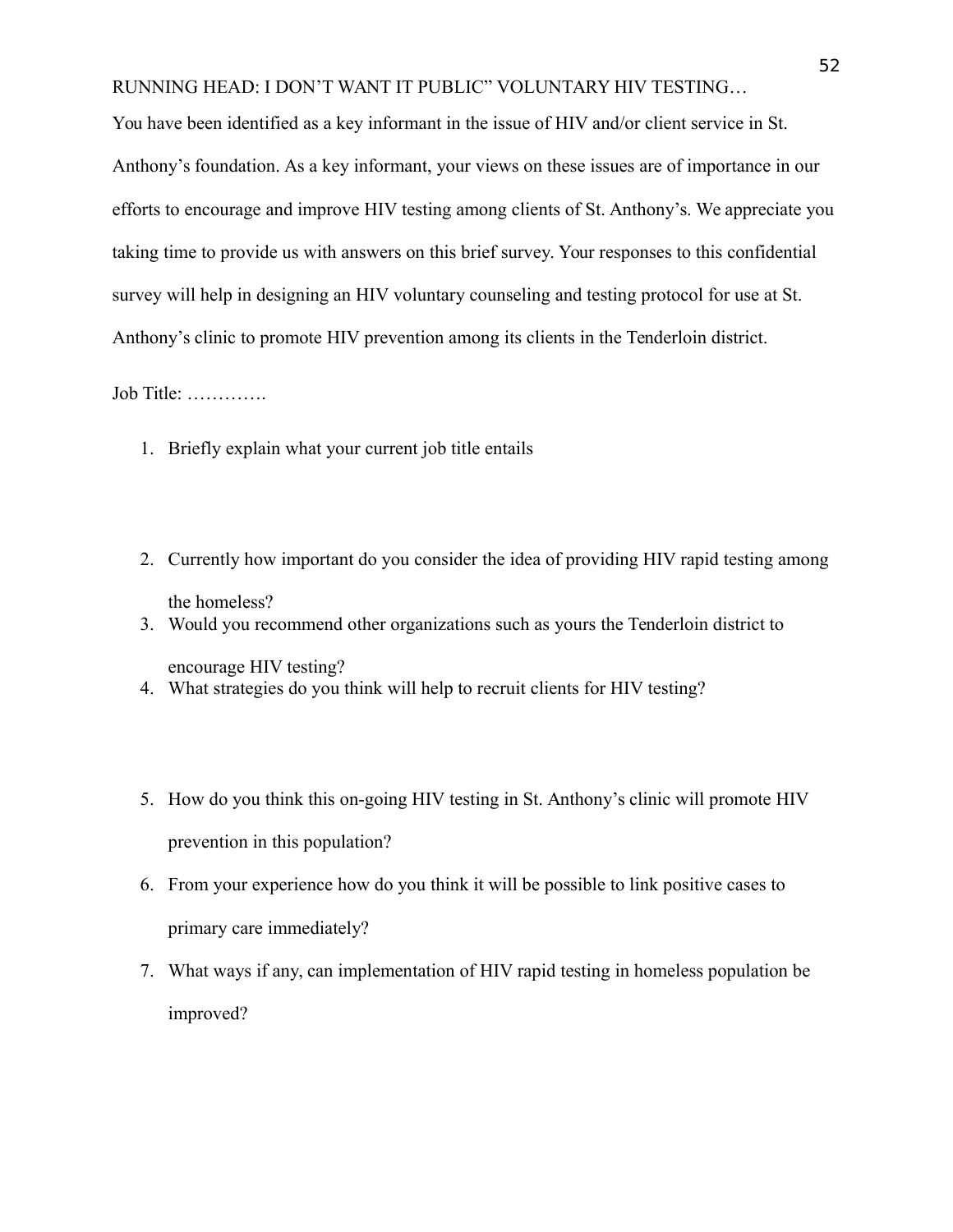You have been identified as a key informant in the issue of HIV and/or client service in St. Anthony's foundation. As a key informant, your views on these issues are of importance in our efforts to encourage and improve HIV testing among clients of St. Anthony's. We appreciate you taking time to provide us with answers on this brief survey. Your responses to this confidential survey will help in designing an HIV voluntary counseling and testing protocol for use at St. Anthony's clinic to promote HIV prevention among its clients in the Tenderloin district.

Job Title: ………….

1. Briefly explain what your current job title entails
2. Currently how important do you consider the idea of providing HIV rapid testing among the homeless?
3. Would you recommend other organizations such as yours the Tenderloin district to encourage HIV testing?
4. What strategies do you think will help to recruit clients for HIV testing?
5. How do you think this on-going HIV testing in St. Anthony's clinic will promote HIV prevention in this population?
6. From your experience how do you think it will be possible to link positive cases to primary care immediately?
7. What ways if any, can implementation of HIV rapid testing in homeless population be improved?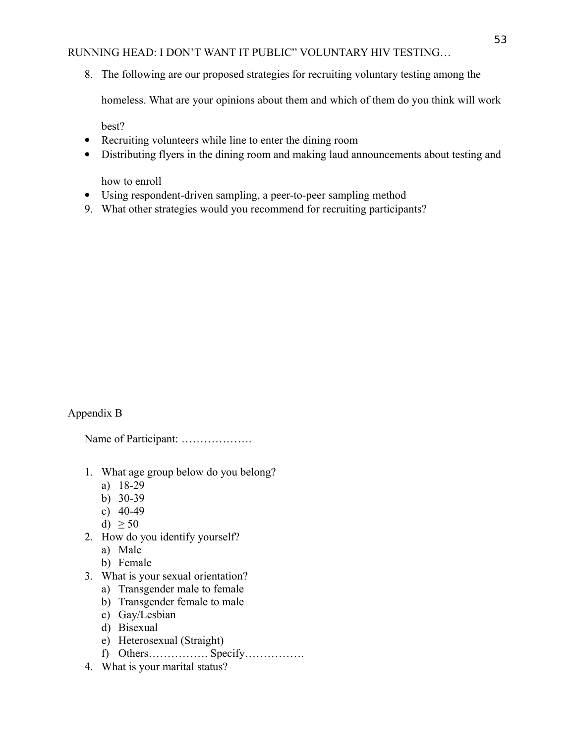8. The following are our proposed strategies for recruiting voluntary testing among the homeless. What are your opinions about them and which of them do you think will work best?

- Recruiting volunteers while line to enter the dining room
- Distributing flyers in the dining room and making laud announcements about testing and how to enroll
- Using respondent-driven sampling, a peer-to-peer sampling method

9. What other strategies would you recommend for recruiting participants?

Appendix B

Name of Participant: ……………….

1. What age group below do you belong?
   a) 18-29
   b) 30-39
   c) 40-49
   d) ≥ 50
2. How do you identify yourself?
   a) Male
   b) Female
3. What is your sexual orientation?
   a) Transgender male to female
   b) Transgender female to male
   c) Gay/Lesbian
   d) Bisexual
   e) Heterosexual (Straight)
   f) Others……………. Specify…………….
4. What is your marital status?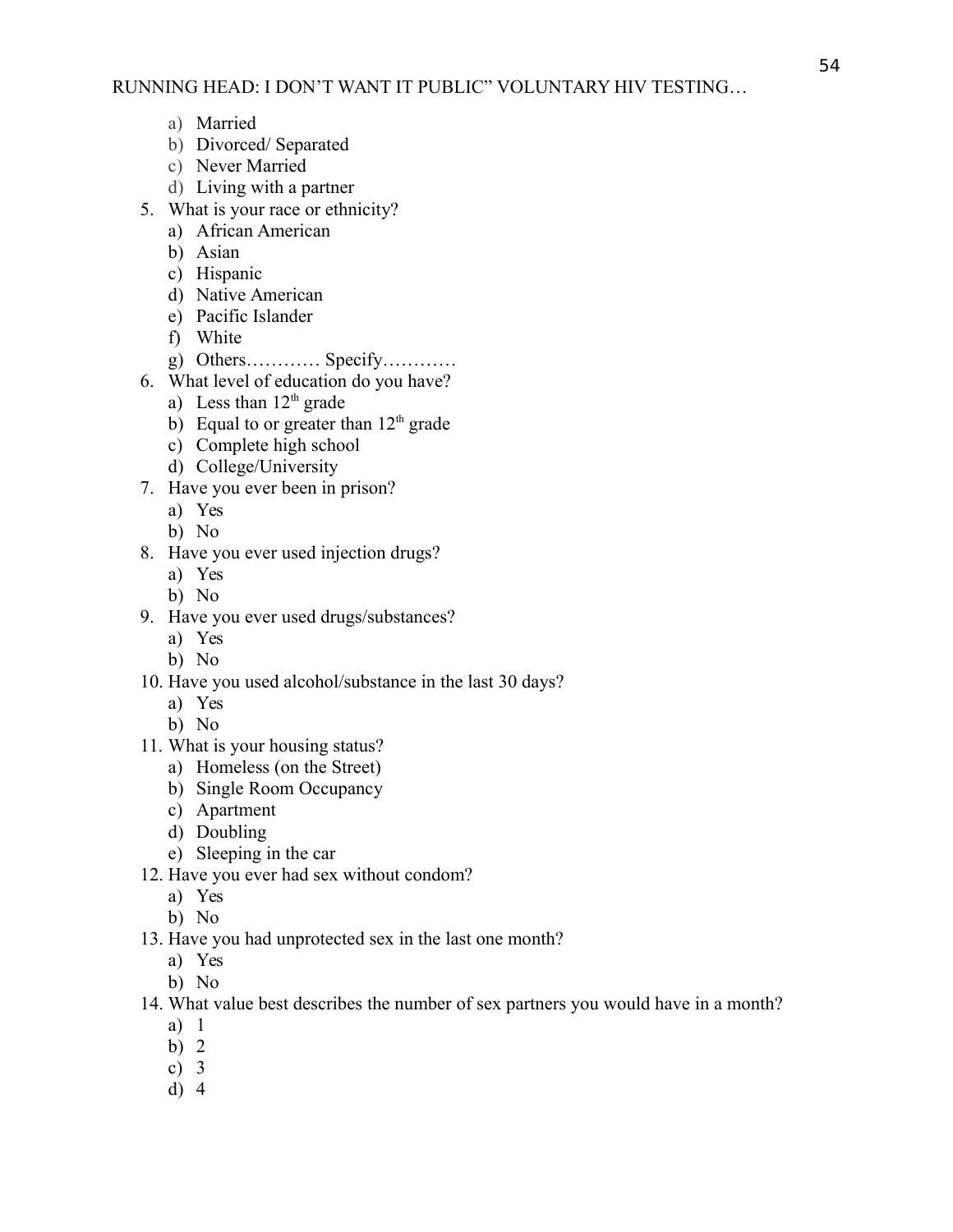a) Married
   b) Divorced/ Separated
   c) Never Married
   d) Living with a partner

5. What is your race or ethnicity?
   a) African American
   b) Asian
   c) Hispanic
   d) Native American
   e) Pacific Islander
   f) White
   g) Others………… Specify…………
6. What level of education do you have?
   a) Less than 12th grade
   b) Equal to or greater than 12th grade
   c) Complete high school
   d) College/University
7. Have you ever been in prison?
   a) Yes
   b) No
8. Have you ever used injection drugs?
   a) Yes
   b) No
9. Have you ever used drugs/substances?
   a) Yes
   b) No
10. Have you used alcohol/substance in the last 30 days?
    a) Yes
    b) No
11. What is your housing status?
    a) Homeless (on the Street)
    b) Single Room Occupancy
    c) Apartment
    d) Doubling
    e) Sleeping in the car
12. Have you ever had sex without condom?
    a) Yes
    b) No
13. Have you had unprotected sex in the last one month?
    a) Yes
    b) No
14. What value best describes the number of sex partners you would have in a month?
    a) 1
    b) 2
    c) 3
    d) 4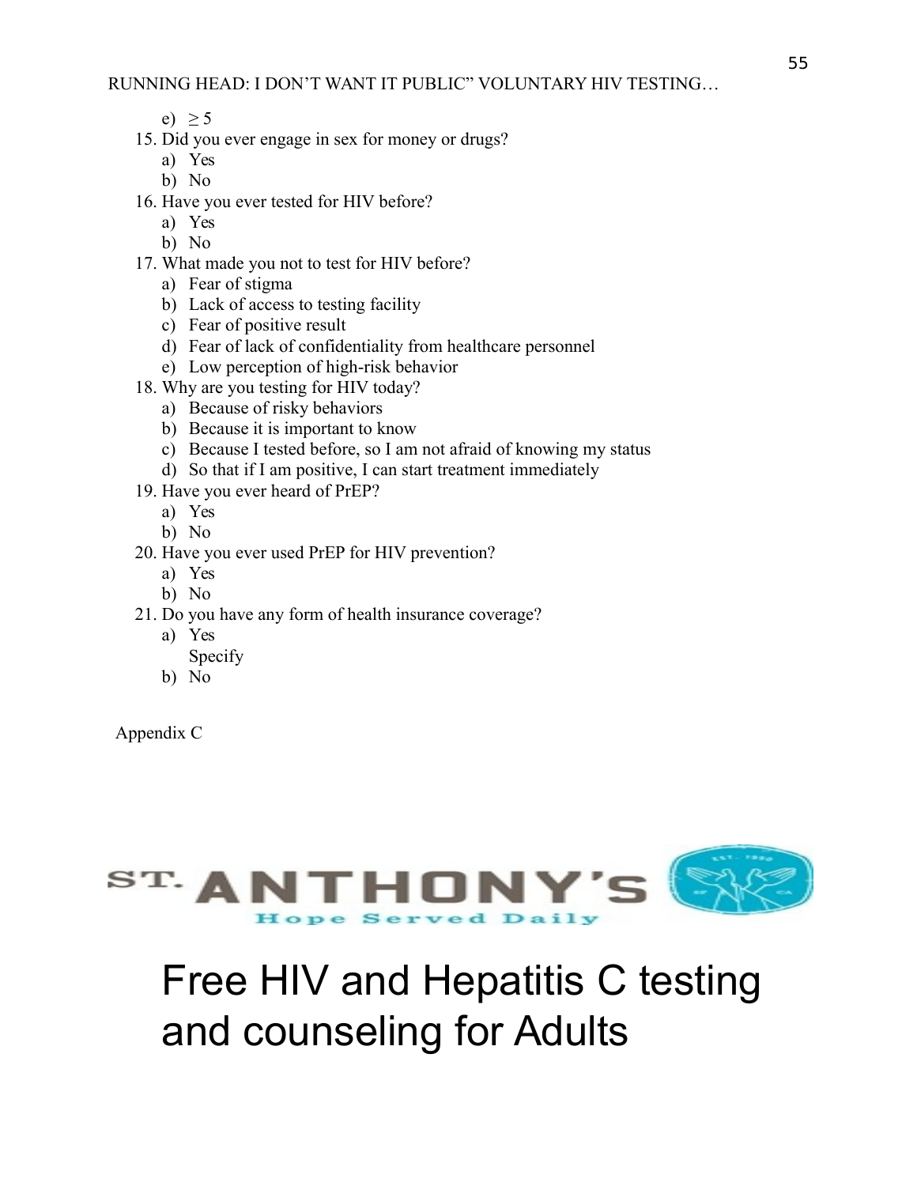e) ≥ 5

15. Did you ever engage in sex for money or drugs?
    a) Yes
    b) No
16. Have you ever tested for HIV before?
    a) Yes
    b) No
17. What made you not to test for HIV before?
    a) Fear of stigma
    b) Lack of access to testing facility
    c) Fear of positive result
    d) Fear of lack of confidentiality from healthcare personnel
    e) Low perception of high-risk behavior
18. Why are you testing for HIV today?
    a) Because of risky behaviors
    b) Because it is important to know
    c) Because I tested before, so I am not afraid of knowing my status
    d) So that if I am positive, I can start treatment immediately
19. Have you ever heard of PrEP?
    a) Yes
    b) No
20. Have you ever used PrEP for HIV prevention?
    a) Yes
    b) No
21. Do you have any form of health insurance coverage?
    a) Yes
       Specify
    b) No

Appendix C

ST. ANTHONY'S

Hope Served Daily

# Free HIV and Hepatitis C testing and counseling for Adults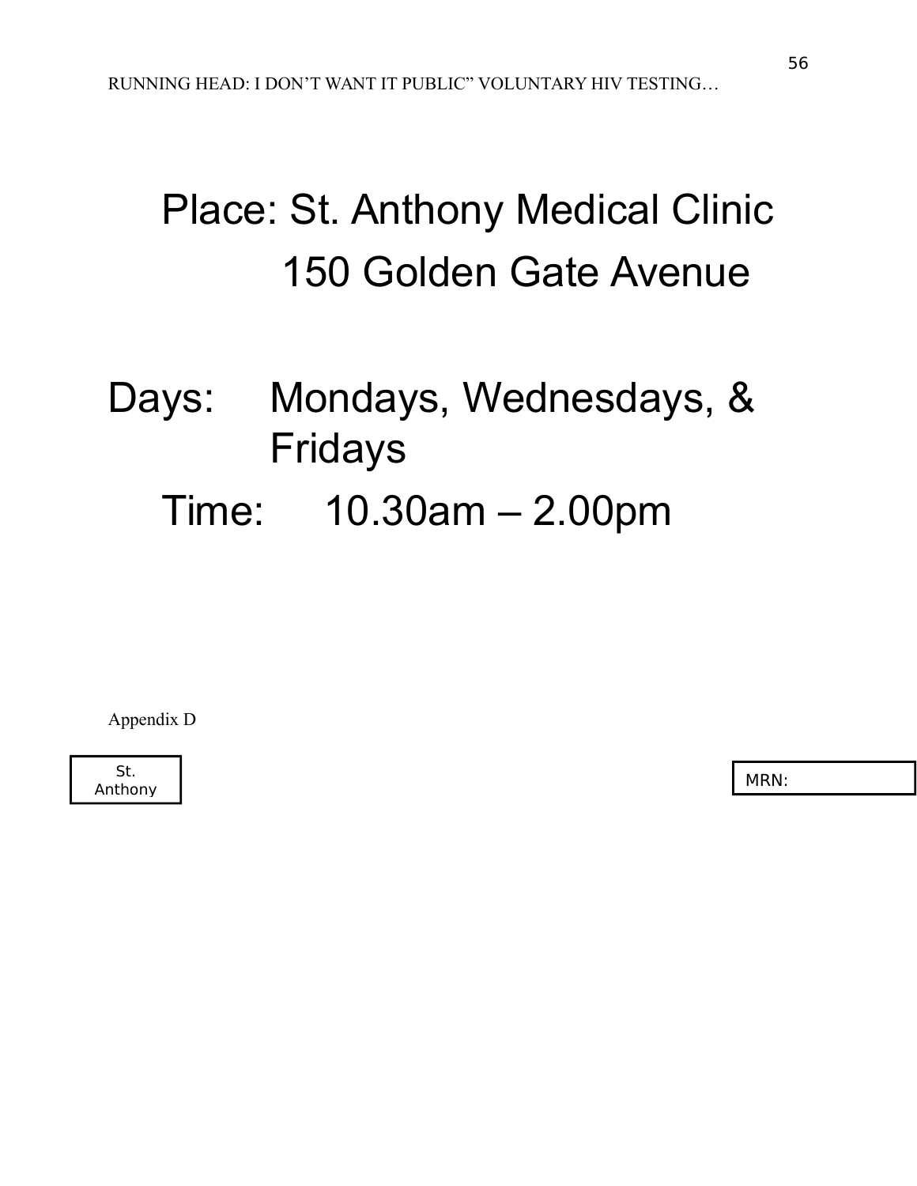Place: St. Anthony Medical Clinic

150 Golden Gate Avenue

Days: Mondays, Wednesdays, & Fridays

Time: 10.30am – 2.00pm

Appendix D

| St. Anthony |
|---|

| MRN: |
|---|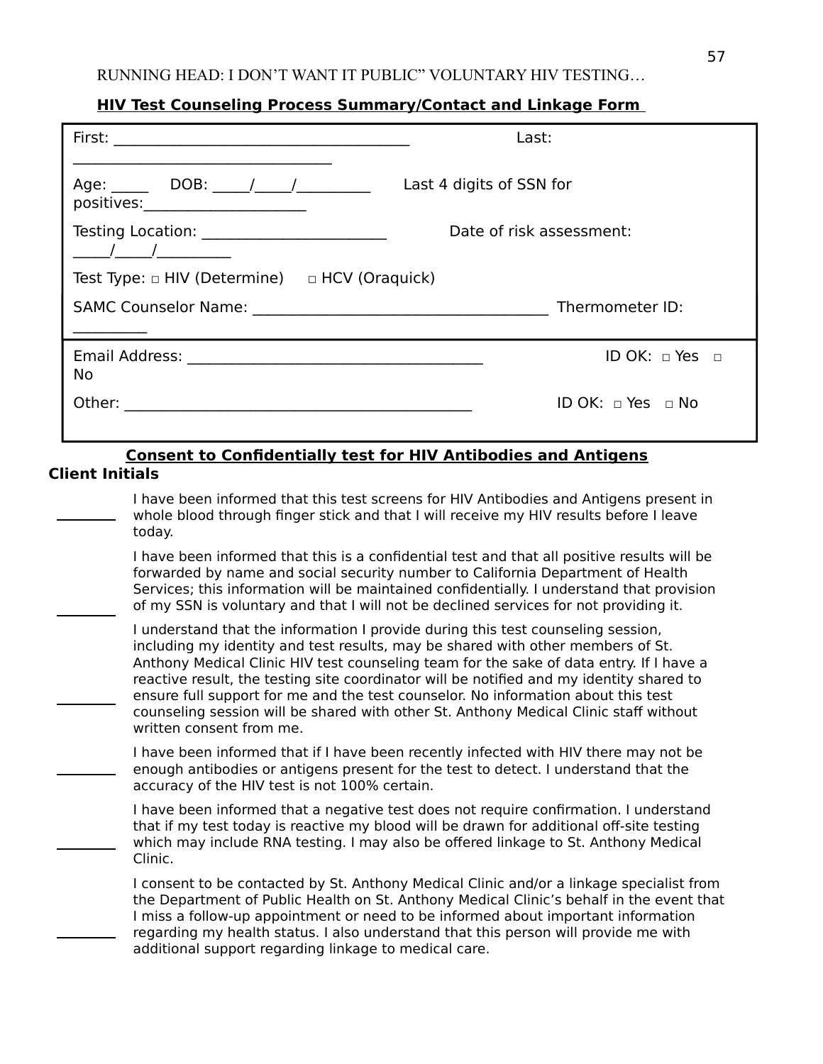**HIV Test Counseling Process Summary/Contact and Linkage Form**

First: ______________________________________ Last: ________________________________

Age: _____ DOB: _____/_____/_________ Last 4 digits of SSN for positives:_____________________

Testing Location: ________________________ Date of risk assessment: _____/_____/_________

Test Type: □ HIV (Determine) □ HCV (Oraquick)

SAMC Counselor Name: ______________________________________ Thermometer ID: _________

Email Address: _____________________________________ ID OK: □ Yes □ No

Other: _____________________________________________ ID OK: □ Yes □ No

**Consent to Confidentially test for HIV Antibodies and Antigens**

**Client Initials**

________ I have been informed that this test screens for HIV Antibodies and Antigens present in whole blood through finger stick and that I will receive my HIV results before I leave today.

________ I have been informed that this is a confidential test and that all positive results will be forwarded by name and social security number to California Department of Health Services; this information will be maintained confidentially. I understand that provision of my SSN is voluntary and that I will not be declined services for not providing it.

________ I understand that the information I provide during this test counseling session, including my identity and test results, may be shared with other members of St. Anthony Medical Clinic HIV test counseling team for the sake of data entry. If I have a reactive result, the testing site coordinator will be notified and my identity shared to ensure full support for me and the test counselor. No information about this test counseling session will be shared with other St. Anthony Medical Clinic staff without written consent from me.

________ I have been informed that if I have been recently infected with HIV there may not be enough antibodies or antigens present for the test to detect. I understand that the accuracy of the HIV test is not 100% certain.

________ I have been informed that a negative test does not require confirmation. I understand that if my test today is reactive my blood will be drawn for additional off-site testing which may include RNA testing. I may also be offered linkage to St. Anthony Medical Clinic.

________ I consent to be contacted by St. Anthony Medical Clinic and/or a linkage specialist from the Department of Public Health on St. Anthony Medical Clinic's behalf in the event that I miss a follow-up appointment or need to be informed about important information regarding my health status. I also understand that this person will provide me with additional support regarding linkage to medical care.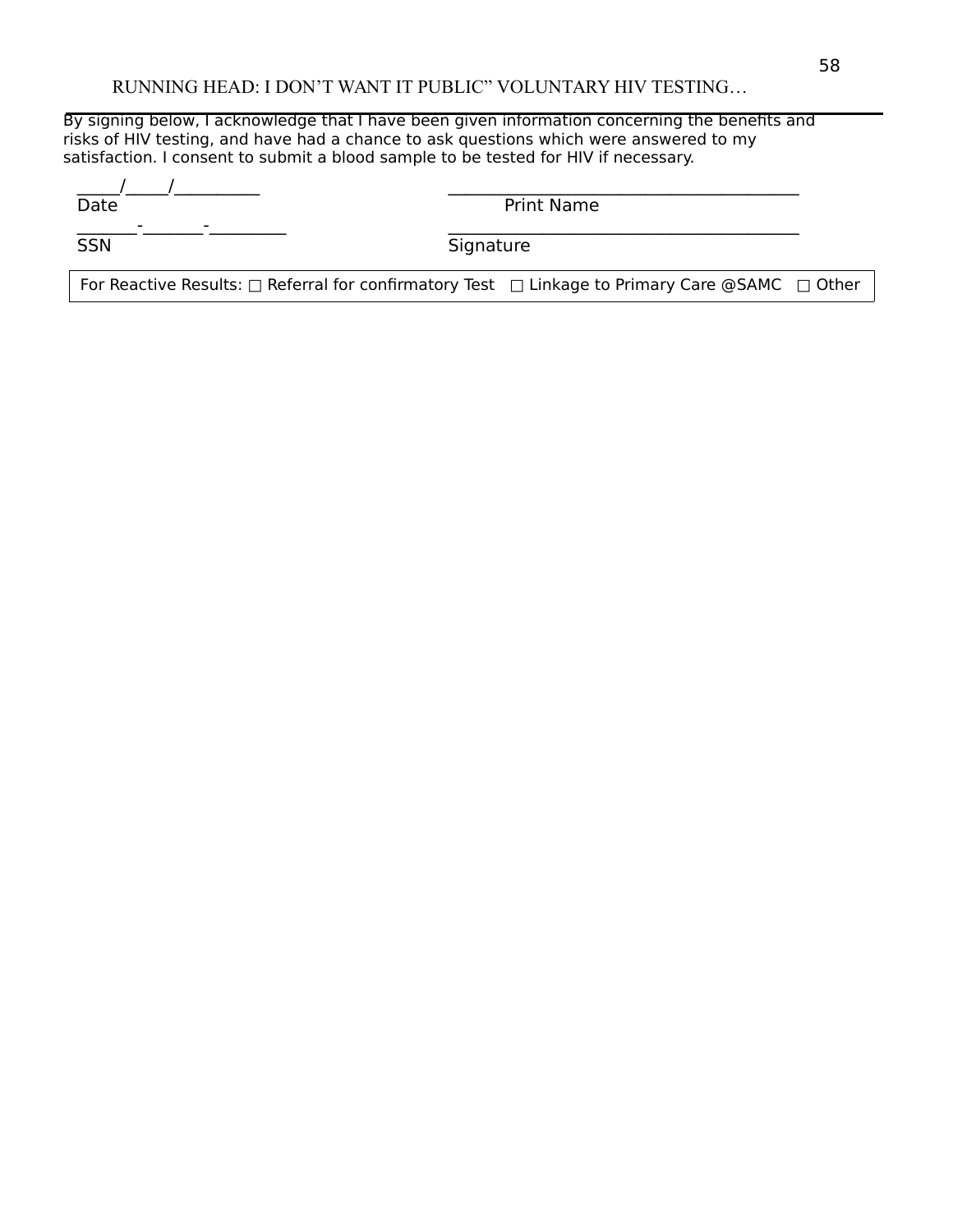By signing below, I acknowledge that I have been given information concerning the benefits and risks of HIV testing, and have had a chance to ask questions which were answered to my satisfaction. I consent to submit a blood sample to be tested for HIV if necessary.

| | |
|---|---|
| _____/_____/__________ | ________________________________________ |
| Date | Print Name |
| _______-_______-_________ | ________________________________________ |
| SSN | Signature |

For Reactive Results: □ Referral for confirmatory Test □ Linkage to Primary Care @SAMC □ Other